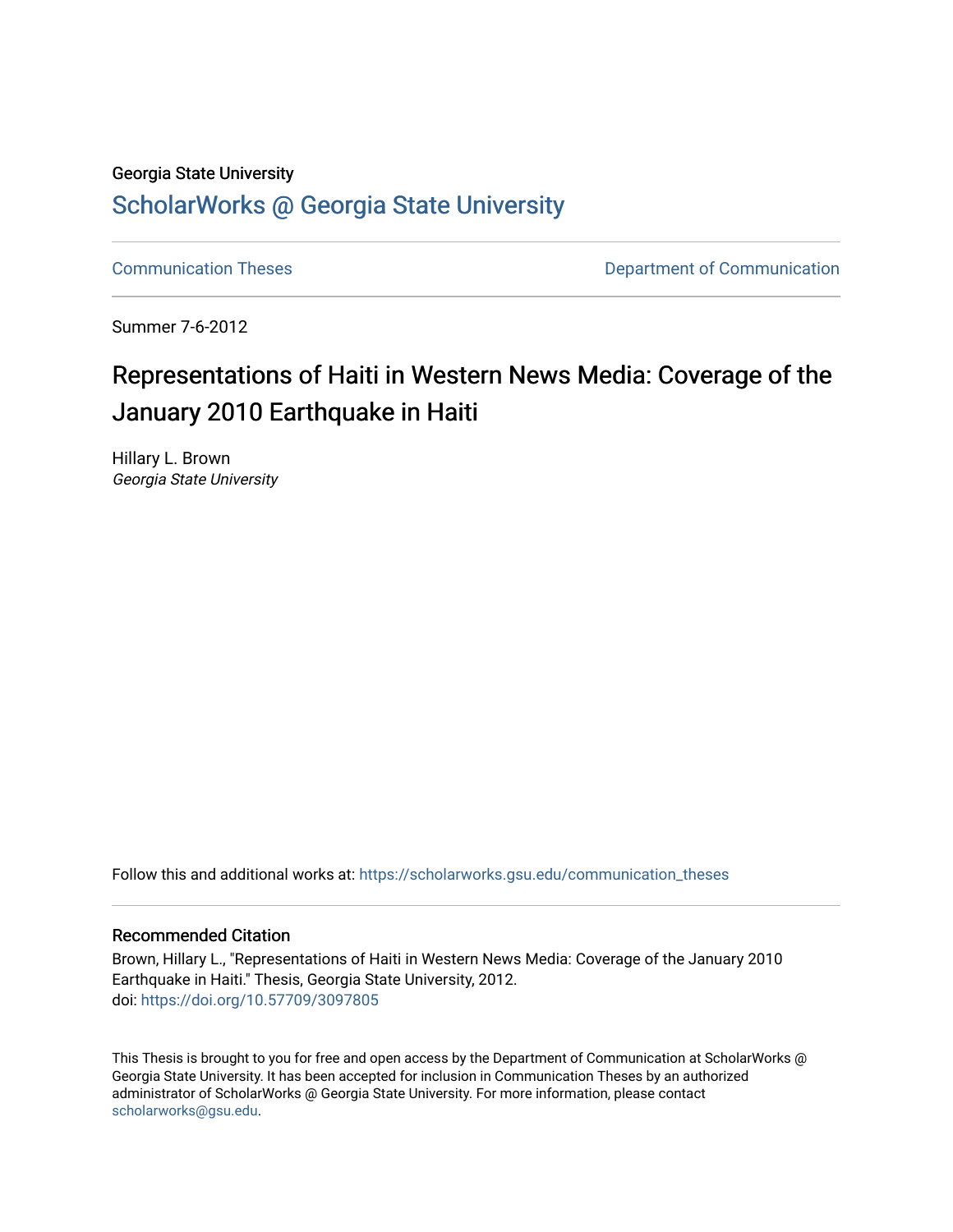Georgia State University

# ScholarWorks @ Georgia State University

Communication Theses | Department of Communication

Summer 7-6-2012

# Representations of Haiti in Western News Media: Coverage of the January 2010 Earthquake in Haiti

Hillary L. Brown
*Georgia State University*

Follow this and additional works at: https://scholarworks.gsu.edu/communication_theses

## Recommended Citation

Brown, Hillary L., "Representations of Haiti in Western News Media: Coverage of the January 2010 Earthquake in Haiti." Thesis, Georgia State University, 2012.
doi: https://doi.org/10.57709/3097805

This Thesis is brought to you for free and open access by the Department of Communication at ScholarWorks @ Georgia State University. It has been accepted for inclusion in Communication Theses by an authorized administrator of ScholarWorks @ Georgia State University. For more information, please contact scholarworks@gsu.edu.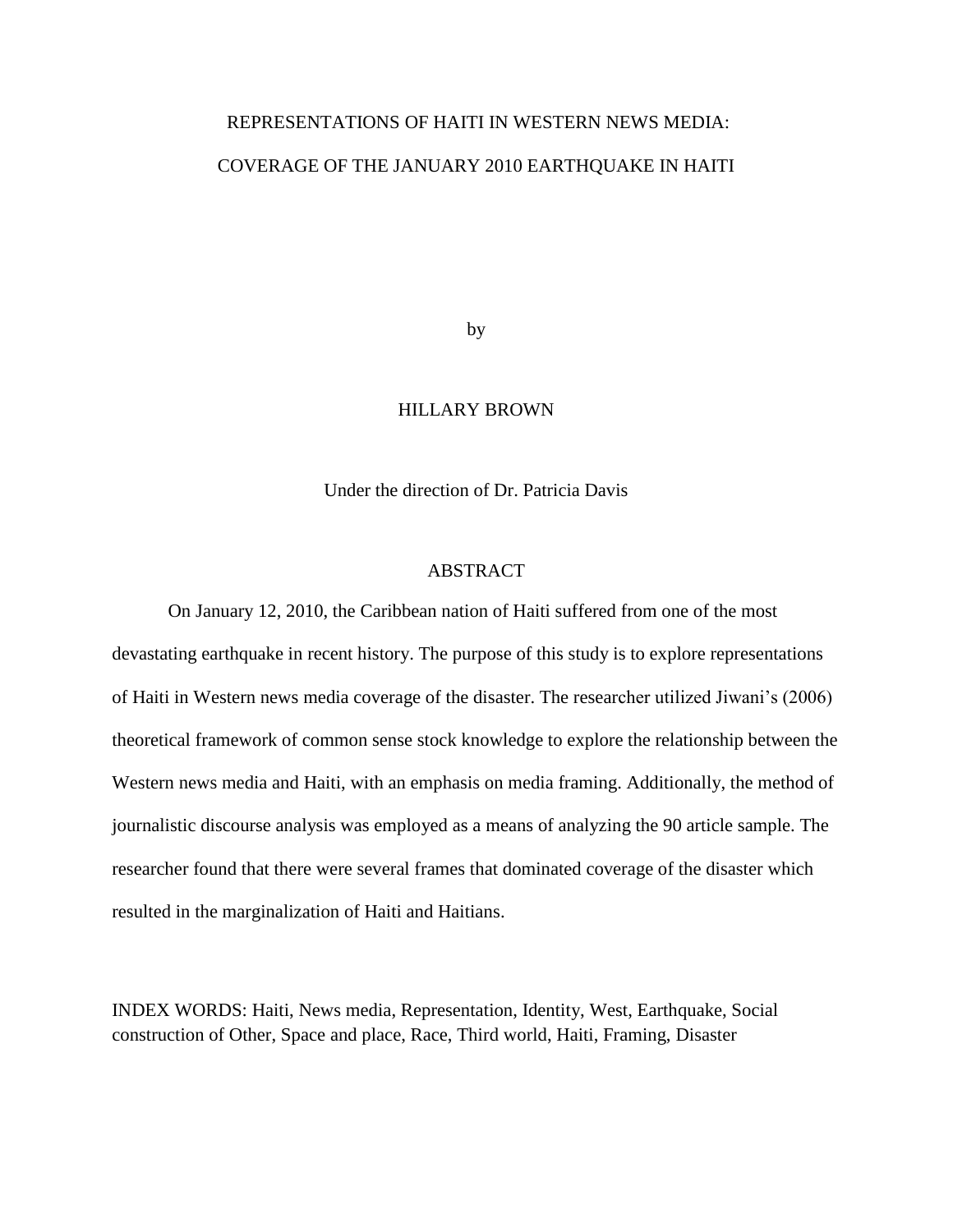# REPRESENTATIONS OF HAITI IN WESTERN NEWS MEDIA:

# COVERAGE OF THE JANUARY 2010 EARTHQUAKE IN HAITI

by

HILLARY BROWN

Under the direction of Dr. Patricia Davis

## ABSTRACT

On January 12, 2010, the Caribbean nation of Haiti suffered from one of the most devastating earthquake in recent history. The purpose of this study is to explore representations of Haiti in Western news media coverage of the disaster. The researcher utilized Jiwani's (2006) theoretical framework of common sense stock knowledge to explore the relationship between the Western news media and Haiti, with an emphasis on media framing. Additionally, the method of journalistic discourse analysis was employed as a means of analyzing the 90 article sample. The researcher found that there were several frames that dominated coverage of the disaster which resulted in the marginalization of Haiti and Haitians.

INDEX WORDS: Haiti, News media, Representation, Identity, West, Earthquake, Social construction of Other, Space and place, Race, Third world, Haiti, Framing, Disaster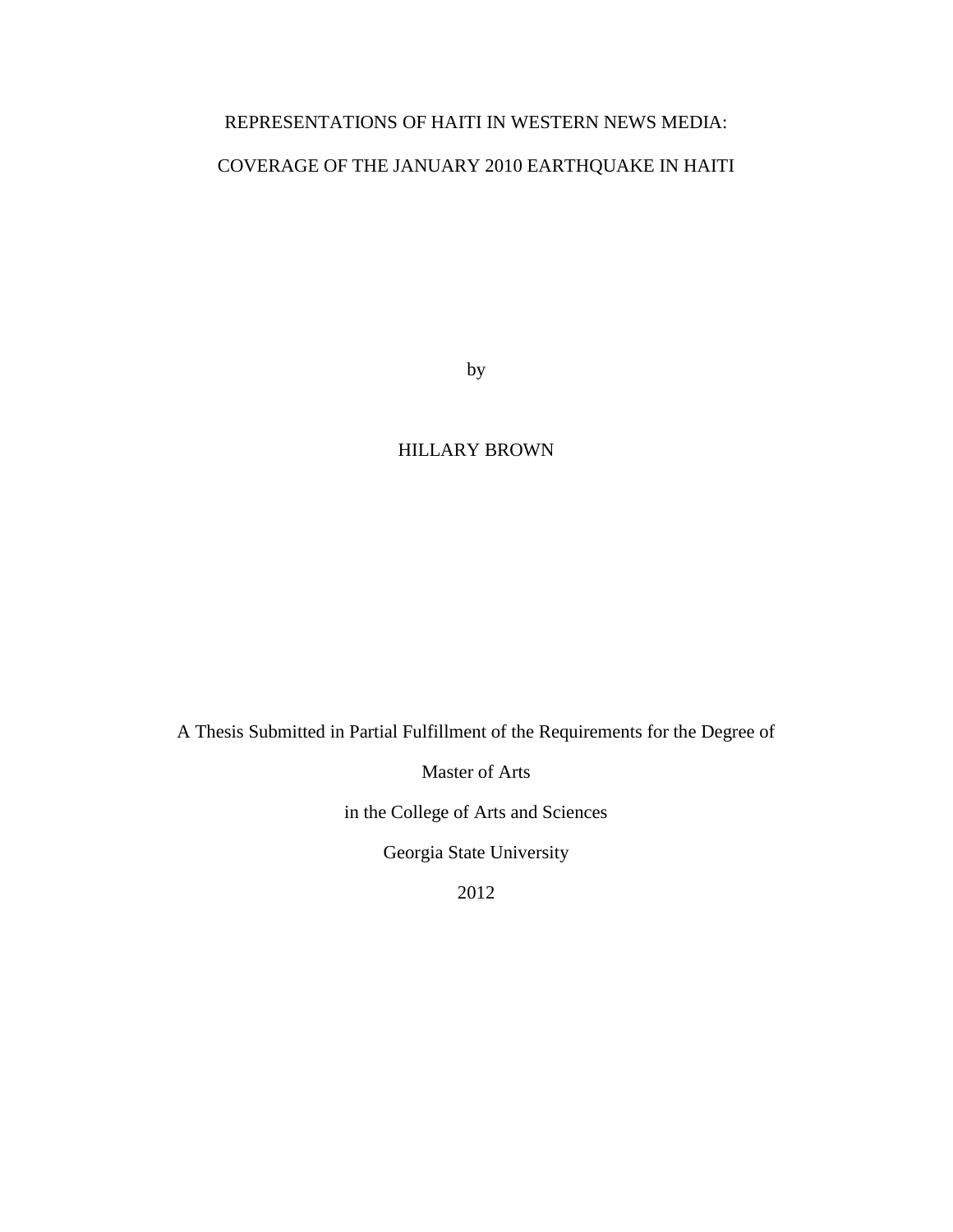# REPRESENTATIONS OF HAITI IN WESTERN NEWS MEDIA:

# COVERAGE OF THE JANUARY 2010 EARTHQUAKE IN HAITI

by

HILLARY BROWN

A Thesis Submitted in Partial Fulfillment of the Requirements for the Degree of

Master of Arts

in the College of Arts and Sciences

Georgia State University

2012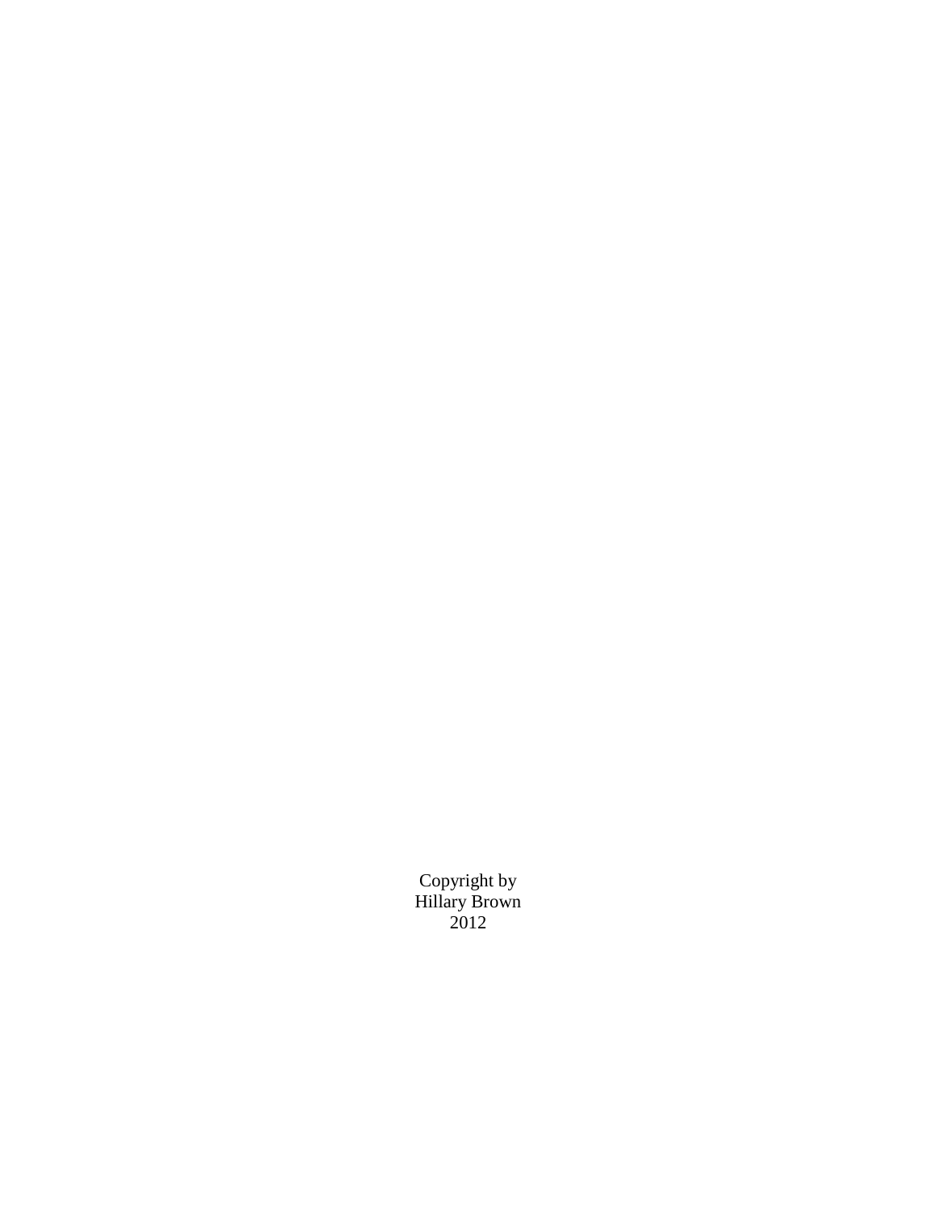Copyright by
Hillary Brown
2012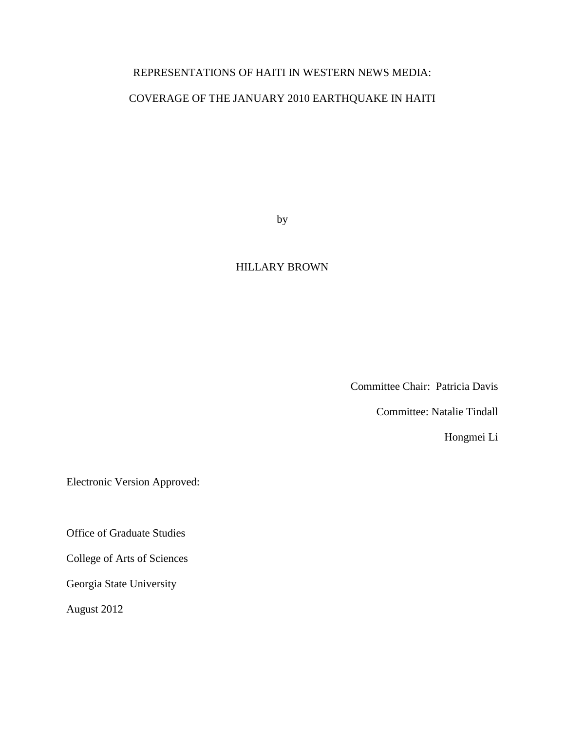REPRESENTATIONS OF HAITI IN WESTERN NEWS MEDIA:

COVERAGE OF THE JANUARY 2010 EARTHQUAKE IN HAITI

by

HILLARY BROWN

Committee Chair: Patricia Davis

Committee: Natalie Tindall

Hongmei Li

Electronic Version Approved:

Office of Graduate Studies

College of Arts of Sciences

Georgia State University

August 2012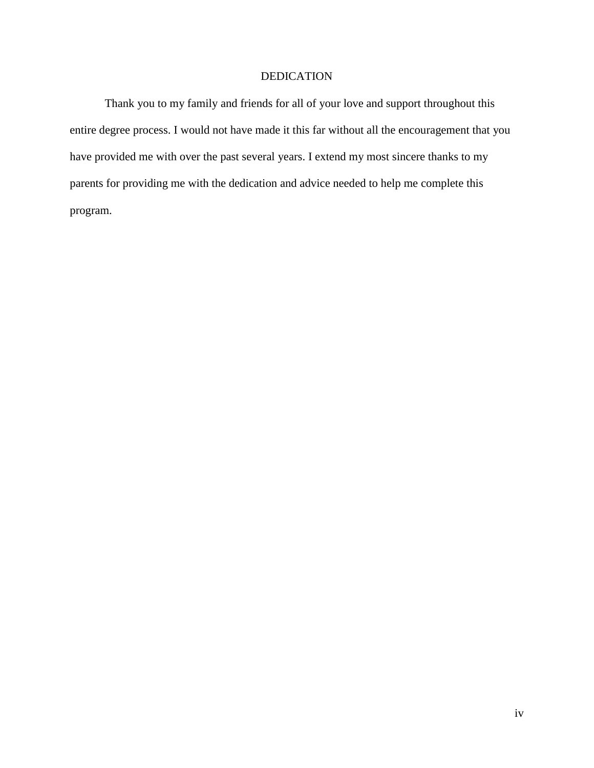# DEDICATION

Thank you to my family and friends for all of your love and support throughout this entire degree process. I would not have made it this far without all the encouragement that you have provided me with over the past several years. I extend my most sincere thanks to my parents for providing me with the dedication and advice needed to help me complete this program.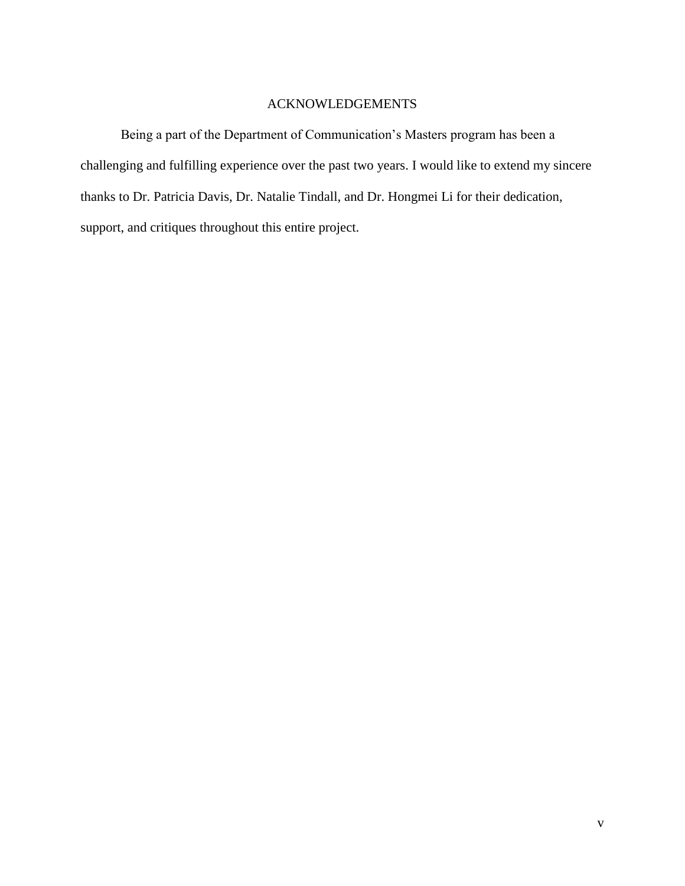# ACKNOWLEDGEMENTS

Being a part of the Department of Communication's Masters program has been a challenging and fulfilling experience over the past two years. I would like to extend my sincere thanks to Dr. Patricia Davis, Dr. Natalie Tindall, and Dr. Hongmei Li for their dedication, support, and critiques throughout this entire project.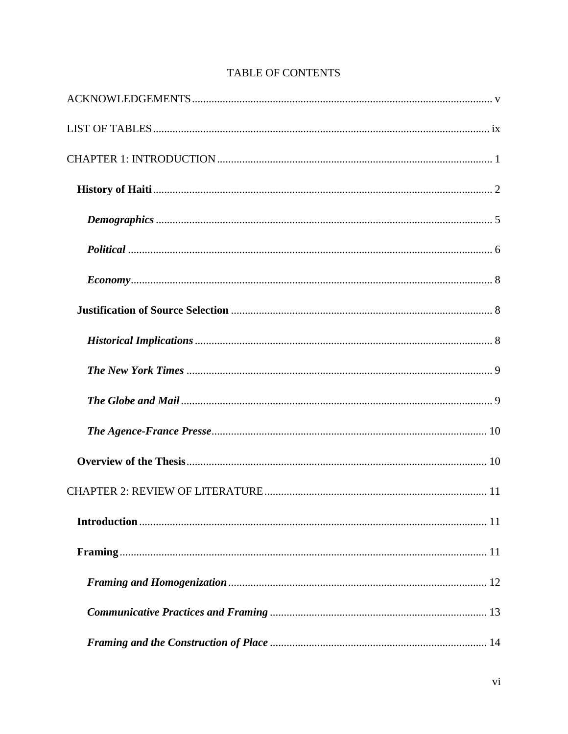TABLE OF CONTENTS

ACKNOWLEDGEMENTS ........................................................................................................... v

LIST OF TABLES ........................................................................................................................ ix

CHAPTER 1: INTRODUCTION .................................................................................................. 1

**History of Haiti** ........................................................................................................................ 2

***Demographics*** ........................................................................................................................ 5

***Political*** .................................................................................................................................. 6

***Economy*** ................................................................................................................................. 8

**Justification of Source Selection** ............................................................................................. 8

***Historical Implications*** .......................................................................................................... 8

***The New York Times*** ............................................................................................................. 9

***The Globe and Mail*** ................................................................................................................ 9

***The Agence-France Presse*** .................................................................................................. 10

**Overview of the Thesis** ........................................................................................................... 10

CHAPTER 2: REVIEW OF LITERATURE ............................................................................... 11

**Introduction** ............................................................................................................................ 11

**Framing** .................................................................................................................................. 11

***Framing and Homogenization*** ............................................................................................ 12

***Communicative Practices and Framing*** ............................................................................. 13

***Framing and the Construction of Place*** ............................................................................. 14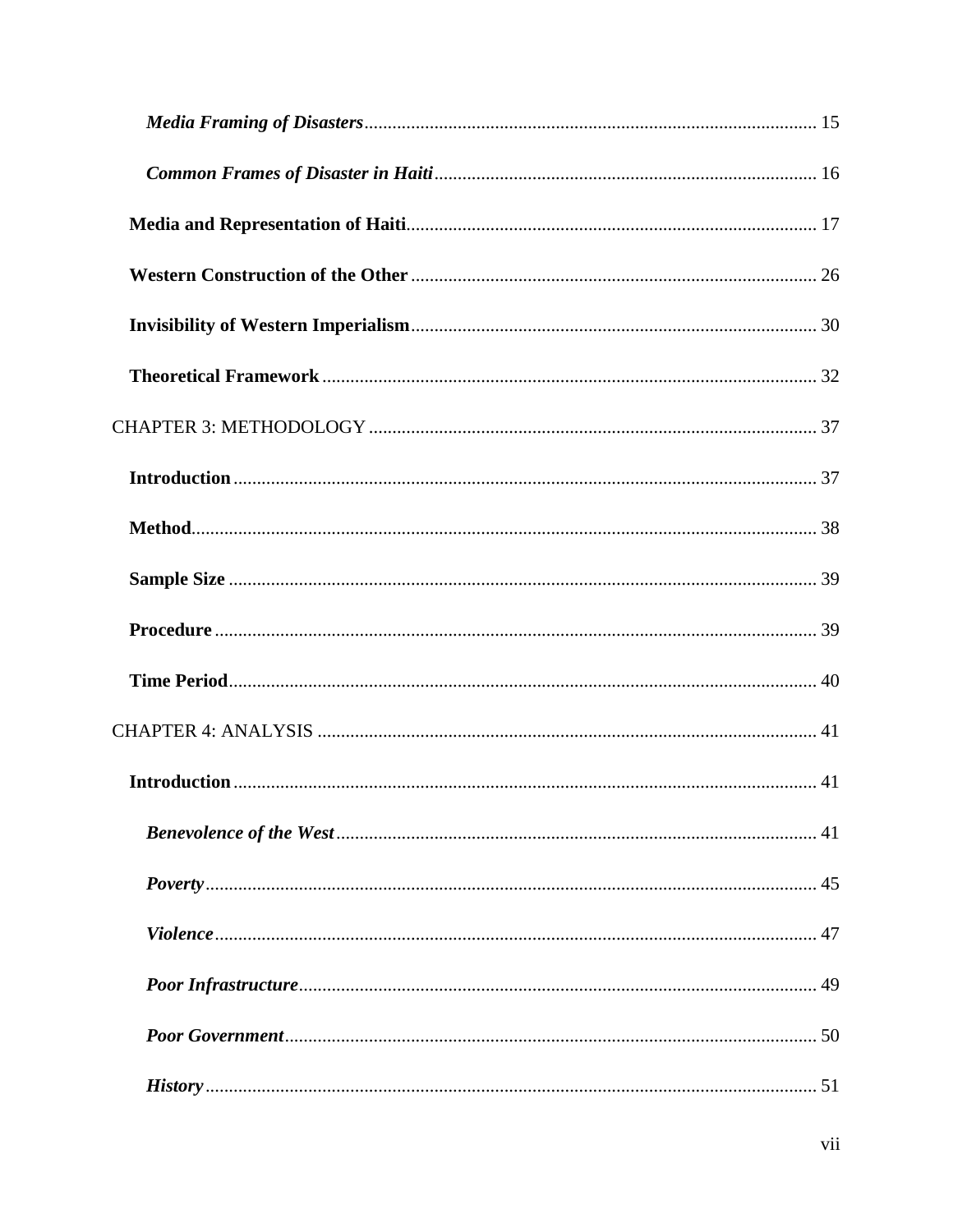*Media Framing of Disasters* ........ 15

*Common Frames of Disaster in Haiti* ........ 16

**Media and Representation of Haiti** ........ 17

**Western Construction of the Other** ........ 26

**Invisibility of Western Imperialism** ........ 30

**Theoretical Framework** ........ 32

CHAPTER 3: METHODOLOGY ........ 37

**Introduction** ........ 37

**Method** ........ 38

**Sample Size** ........ 39

**Procedure** ........ 39

**Time Period** ........ 40

CHAPTER 4: ANALYSIS ........ 41

**Introduction** ........ 41

*Benevolence of the West* ........ 41

*Poverty* ........ 45

*Violence* ........ 47

*Poor Infrastructure* ........ 49

*Poor Government* ........ 50

*History* ........ 51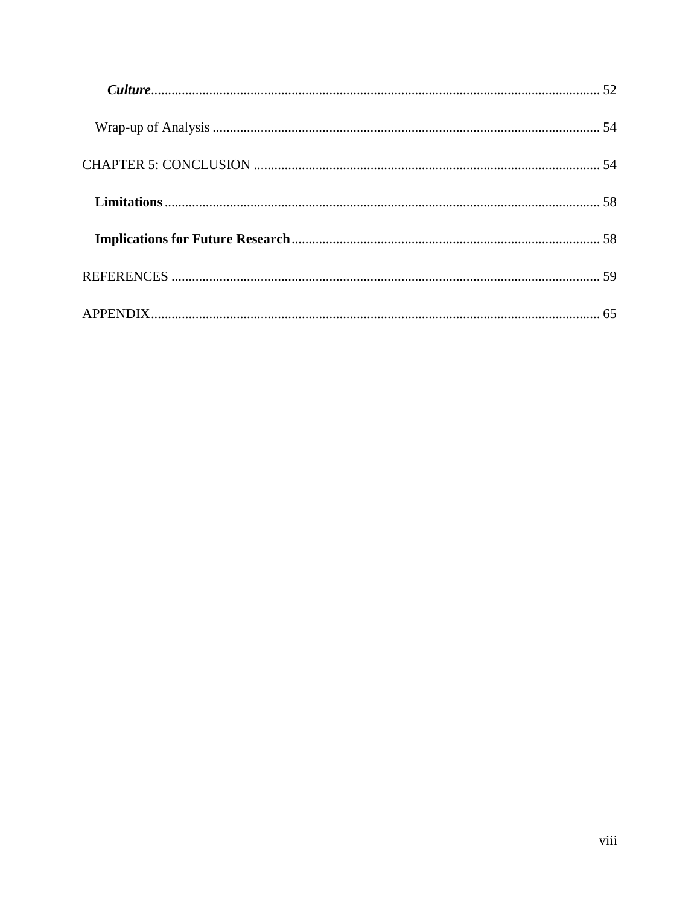***Culture***.................................................................................................................................... 52

Wrap-up of Analysis ................................................................................................................. 54

CHAPTER 5: CONCLUSION .................................................................................................... 54

**Limitations** .............................................................................................................................. 58

**Implications for Future Research** .......................................................................................... 58

REFERENCES ............................................................................................................................ 59

APPENDIX.................................................................................................................................. 65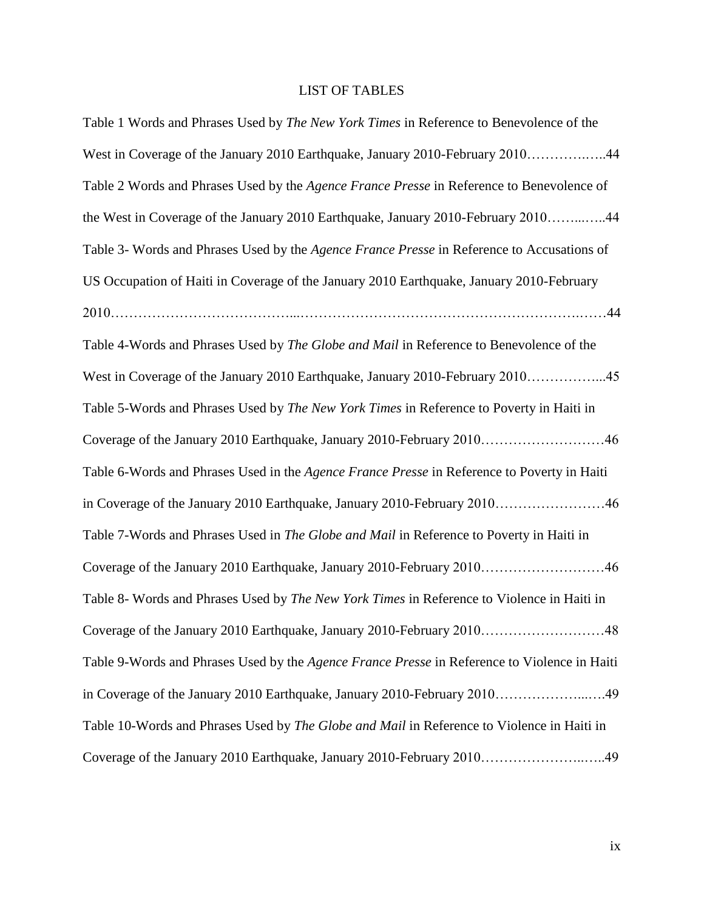# LIST OF TABLES

Table 1 Words and Phrases Used by *The New York Times* in Reference to Benevolence of the West in Coverage of the January 2010 Earthquake, January 2010-February 2010…………….…..44

Table 2 Words and Phrases Used by the *Agence France Presse* in Reference to Benevolence of the West in Coverage of the January 2010 Earthquake, January 2010-February 2010……..…..44

Table 3- Words and Phrases Used by the *Agence France Presse* in Reference to Accusations of US Occupation of Haiti in Coverage of the January 2010 Earthquake, January 2010-February 2010………………………………...……………………………………………….……44

Table 4-Words and Phrases Used by *The Globe and Mail* in Reference to Benevolence of the West in Coverage of the January 2010 Earthquake, January 2010-February 2010……………...45

Table 5-Words and Phrases Used by *The New York Times* in Reference to Poverty in Haiti in Coverage of the January 2010 Earthquake, January 2010-February 2010………………………46

Table 6-Words and Phrases Used in the *Agence France Presse* in Reference to Poverty in Haiti in Coverage of the January 2010 Earthquake, January 2010-February 2010……………………46

Table 7-Words and Phrases Used in *The Globe and Mail* in Reference to Poverty in Haiti in Coverage of the January 2010 Earthquake, January 2010-February 2010………………………46

Table 8- Words and Phrases Used by *The New York Times* in Reference to Violence in Haiti in Coverage of the January 2010 Earthquake, January 2010-February 2010………………………48

Table 9-Words and Phrases Used by the *Agence France Presse* in Reference to Violence in Haiti in Coverage of the January 2010 Earthquake, January 2010-February 2010………………...….49

Table 10-Words and Phrases Used by *The Globe and Mail* in Reference to Violence in Haiti in Coverage of the January 2010 Earthquake, January 2010-February 2010…………………..…..49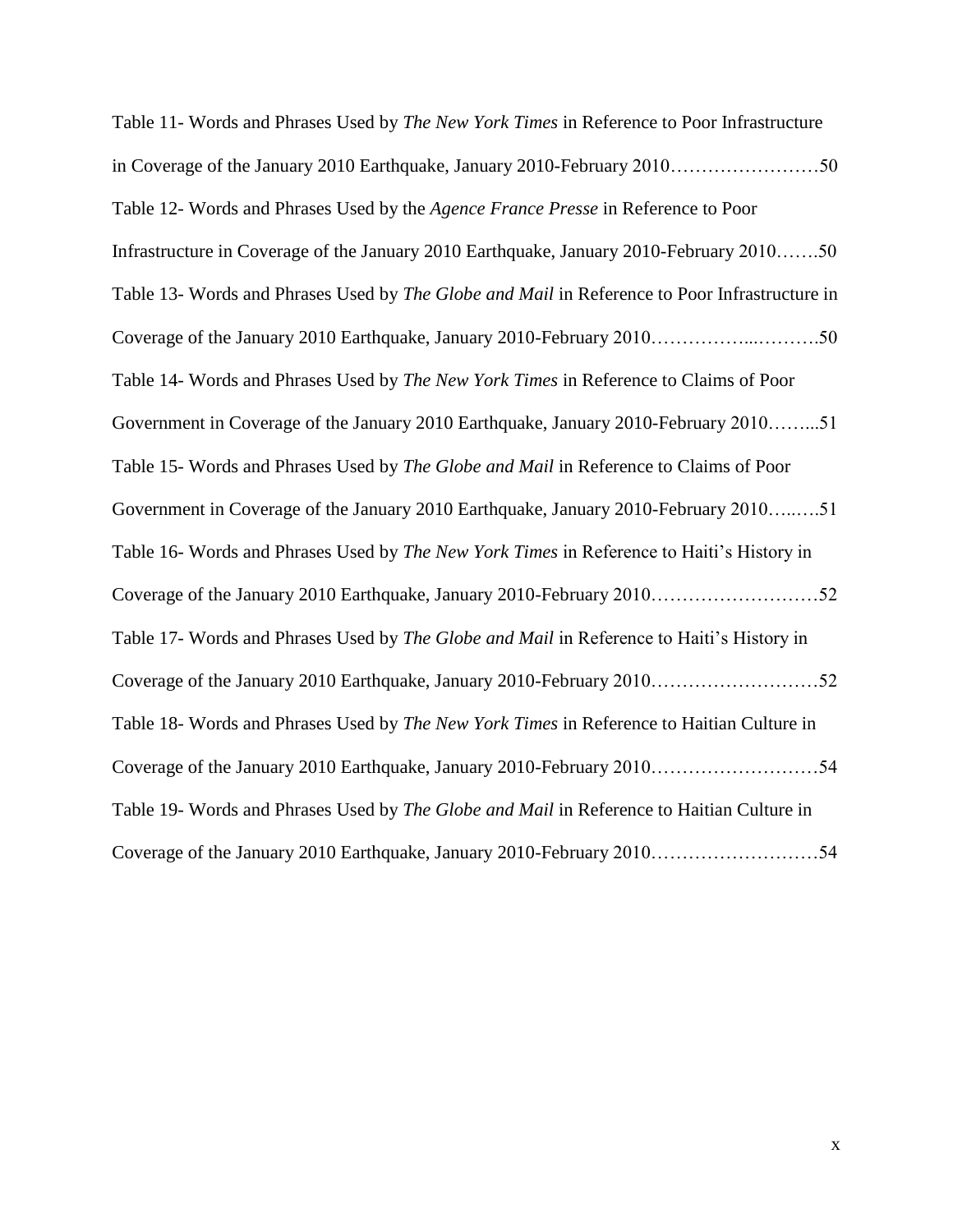Table 11- Words and Phrases Used by *The New York Times* in Reference to Poor Infrastructure in Coverage of the January 2010 Earthquake, January 2010-February 2010……………………50

Table 12- Words and Phrases Used by the *Agence France Presse* in Reference to Poor Infrastructure in Coverage of the January 2010 Earthquake, January 2010-February 2010…….50

Table 13- Words and Phrases Used by *The Globe and Mail* in Reference to Poor Infrastructure in Coverage of the January 2010 Earthquake, January 2010-February 2010……………...……….50

Table 14- Words and Phrases Used by *The New York Times* in Reference to Claims of Poor Government in Coverage of the January 2010 Earthquake, January 2010-February 2010……...51

Table 15- Words and Phrases Used by *The Globe and Mail* in Reference to Claims of Poor Government in Coverage of the January 2010 Earthquake, January 2010-February 2010…..….51

Table 16- Words and Phrases Used by *The New York Times* in Reference to Haiti's History in Coverage of the January 2010 Earthquake, January 2010-February 2010………………………52

Table 17- Words and Phrases Used by *The Globe and Mail* in Reference to Haiti's History in Coverage of the January 2010 Earthquake, January 2010-February 2010………………………52

Table 18- Words and Phrases Used by *The New York Times* in Reference to Haitian Culture in Coverage of the January 2010 Earthquake, January 2010-February 2010………………………54

Table 19- Words and Phrases Used by *The Globe and Mail* in Reference to Haitian Culture in Coverage of the January 2010 Earthquake, January 2010-February 2010………………………54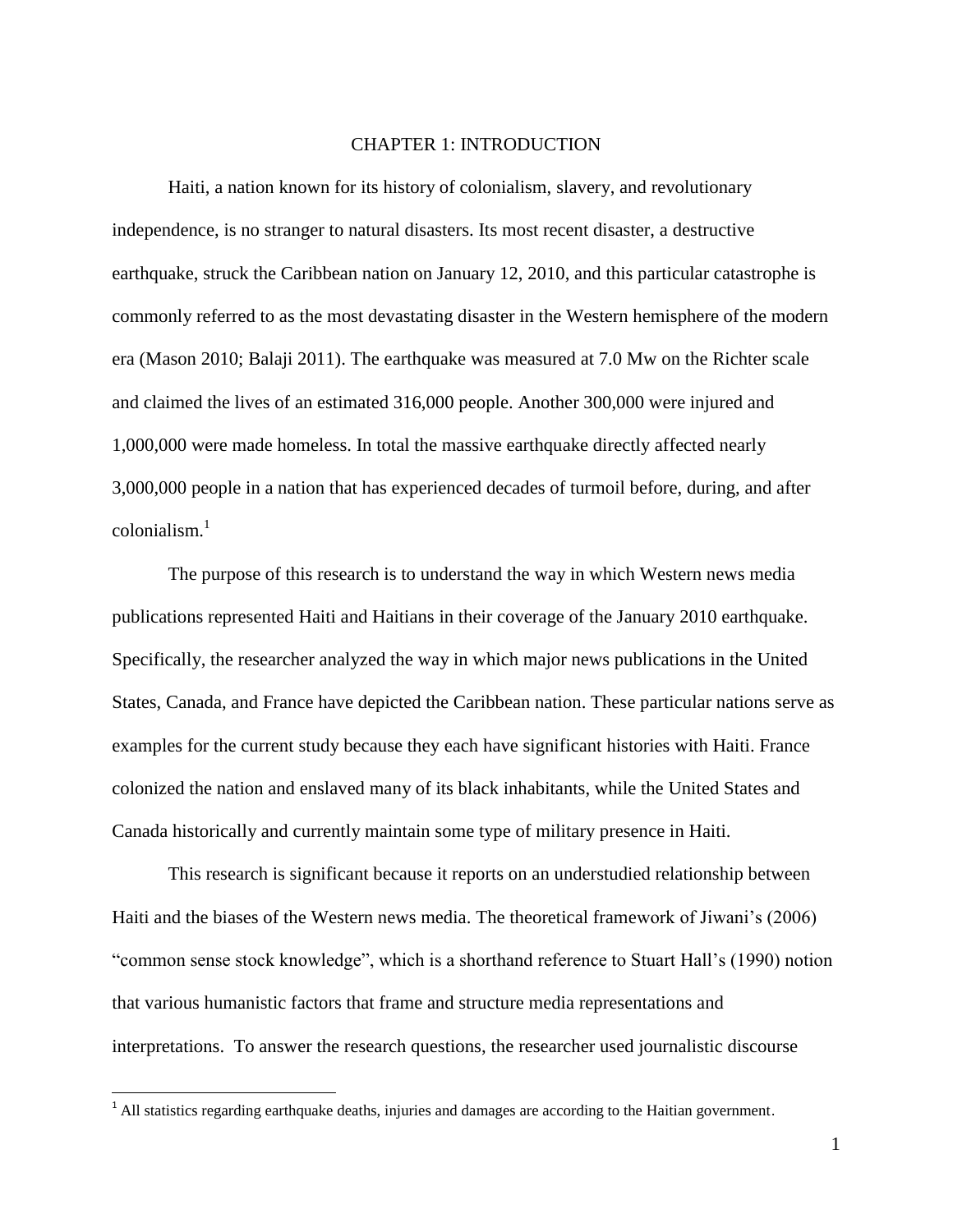# CHAPTER 1: INTRODUCTION

Haiti, a nation known for its history of colonialism, slavery, and revolutionary independence, is no stranger to natural disasters. Its most recent disaster, a destructive earthquake, struck the Caribbean nation on January 12, 2010, and this particular catastrophe is commonly referred to as the most devastating disaster in the Western hemisphere of the modern era (Mason 2010; Balaji 2011). The earthquake was measured at 7.0 Mw on the Richter scale and claimed the lives of an estimated 316,000 people. Another 300,000 were injured and 1,000,000 were made homeless. In total the massive earthquake directly affected nearly 3,000,000 people in a nation that has experienced decades of turmoil before, during, and after colonialism.[1]

The purpose of this research is to understand the way in which Western news media publications represented Haiti and Haitians in their coverage of the January 2010 earthquake. Specifically, the researcher analyzed the way in which major news publications in the United States, Canada, and France have depicted the Caribbean nation. These particular nations serve as examples for the current study because they each have significant histories with Haiti. France colonized the nation and enslaved many of its black inhabitants, while the United States and Canada historically and currently maintain some type of military presence in Haiti.

This research is significant because it reports on an understudied relationship between Haiti and the biases of the Western news media. The theoretical framework of Jiwani's (2006) "common sense stock knowledge", which is a shorthand reference to Stuart Hall's (1990) notion that various humanistic factors that frame and structure media representations and interpretations. To answer the research questions, the researcher used journalistic discourse

---

[1] All statistics regarding earthquake deaths, injuries and damages are according to the Haitian government.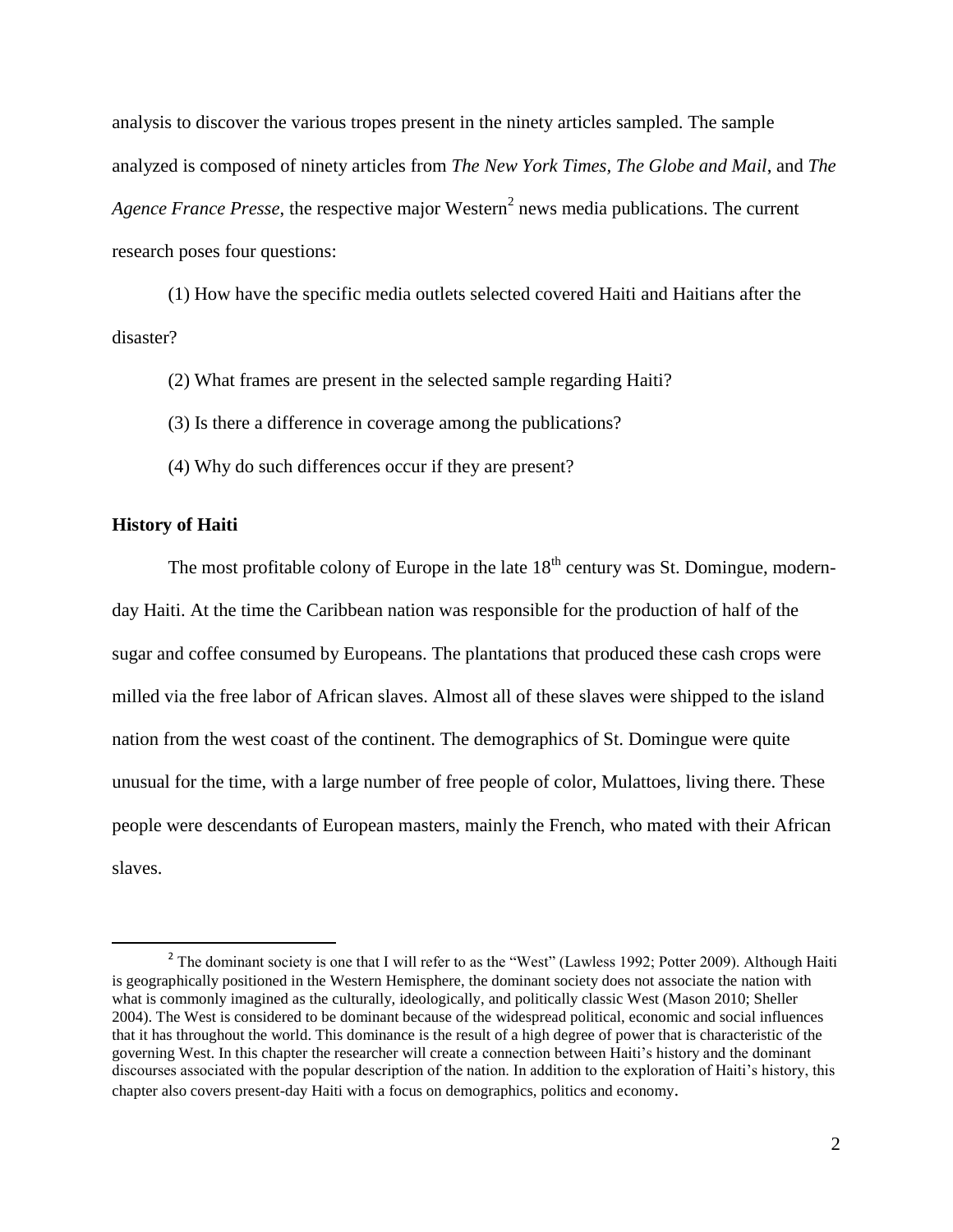analysis to discover the various tropes present in the ninety articles sampled. The sample analyzed is composed of ninety articles from *The New York Times, The Globe and Mail*, and *The Agence France Presse*, the respective major Western[2] news media publications. The current research poses four questions:

(1) How have the specific media outlets selected covered Haiti and Haitians after the disaster?

(2) What frames are present in the selected sample regarding Haiti?

(3) Is there a difference in coverage among the publications?

(4) Why do such differences occur if they are present?

**History of Haiti**

The most profitable colony of Europe in the late 18th century was St. Domingue, modern-day Haiti. At the time the Caribbean nation was responsible for the production of half of the sugar and coffee consumed by Europeans. The plantations that produced these cash crops were milled via the free labor of African slaves. Almost all of these slaves were shipped to the island nation from the west coast of the continent. The demographics of St. Domingue were quite unusual for the time, with a large number of free people of color, Mulattoes, living there. These people were descendants of European masters, mainly the French, who mated with their African slaves.

[2] The dominant society is one that I will refer to as the "West" (Lawless 1992; Potter 2009). Although Haiti is geographically positioned in the Western Hemisphere, the dominant society does not associate the nation with what is commonly imagined as the culturally, ideologically, and politically classic West (Mason 2010; Sheller 2004). The West is considered to be dominant because of the widespread political, economic and social influences that it has throughout the world. This dominance is the result of a high degree of power that is characteristic of the governing West. In this chapter the researcher will create a connection between Haiti's history and the dominant discourses associated with the popular description of the nation. In addition to the exploration of Haiti's history, this chapter also covers present-day Haiti with a focus on demographics, politics and economy.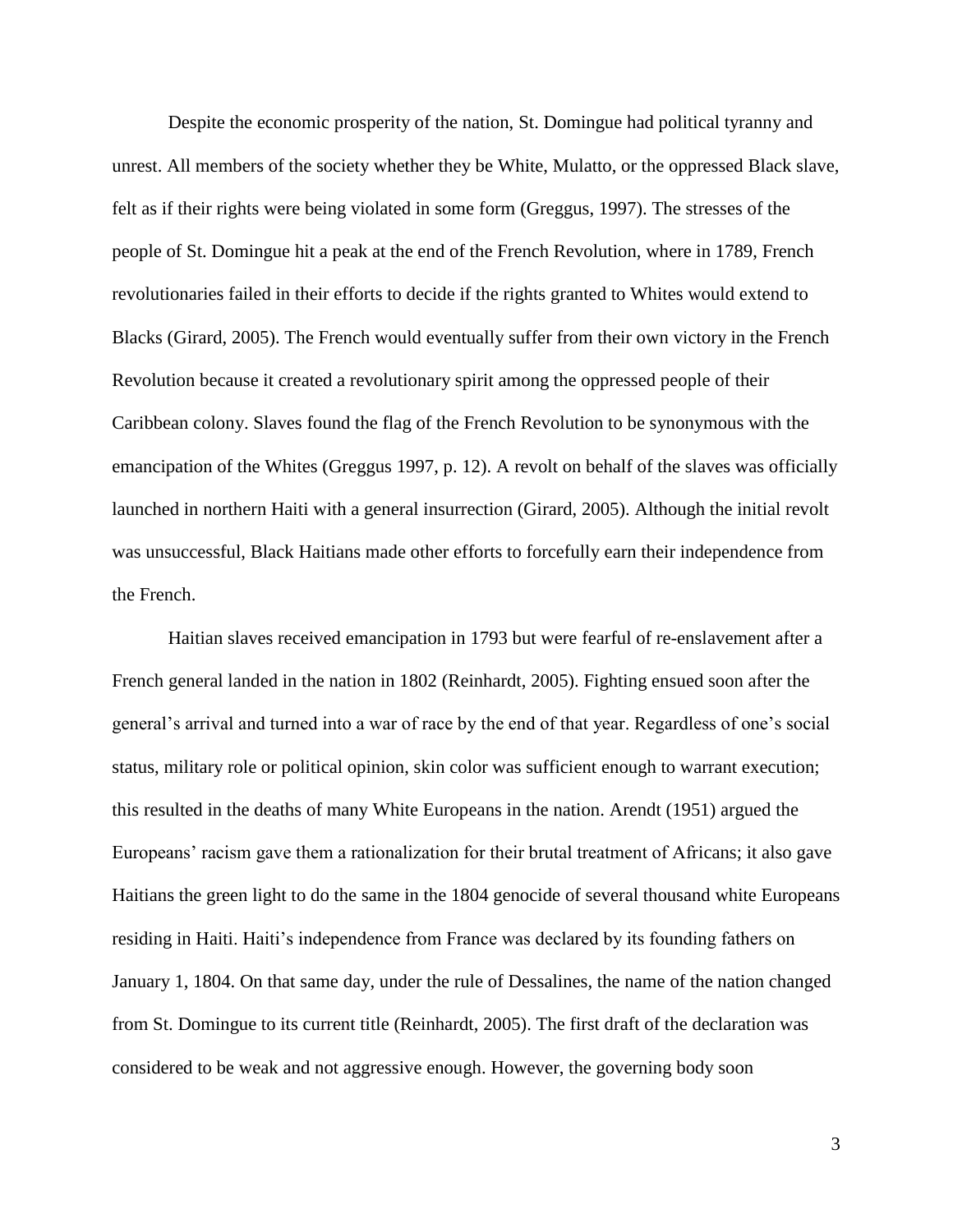Despite the economic prosperity of the nation, St. Domingue had political tyranny and unrest. All members of the society whether they be White, Mulatto, or the oppressed Black slave, felt as if their rights were being violated in some form (Greggus, 1997). The stresses of the people of St. Domingue hit a peak at the end of the French Revolution, where in 1789, French revolutionaries failed in their efforts to decide if the rights granted to Whites would extend to Blacks (Girard, 2005). The French would eventually suffer from their own victory in the French Revolution because it created a revolutionary spirit among the oppressed people of their Caribbean colony. Slaves found the flag of the French Revolution to be synonymous with the emancipation of the Whites (Greggus 1997, p. 12). A revolt on behalf of the slaves was officially launched in northern Haiti with a general insurrection (Girard, 2005). Although the initial revolt was unsuccessful, Black Haitians made other efforts to forcefully earn their independence from the French.

Haitian slaves received emancipation in 1793 but were fearful of re-enslavement after a French general landed in the nation in 1802 (Reinhardt, 2005). Fighting ensued soon after the general's arrival and turned into a war of race by the end of that year. Regardless of one's social status, military role or political opinion, skin color was sufficient enough to warrant execution; this resulted in the deaths of many White Europeans in the nation. Arendt (1951) argued the Europeans' racism gave them a rationalization for their brutal treatment of Africans; it also gave Haitians the green light to do the same in the 1804 genocide of several thousand white Europeans residing in Haiti. Haiti's independence from France was declared by its founding fathers on January 1, 1804. On that same day, under the rule of Dessalines, the name of the nation changed from St. Domingue to its current title (Reinhardt, 2005). The first draft of the declaration was considered to be weak and not aggressive enough. However, the governing body soon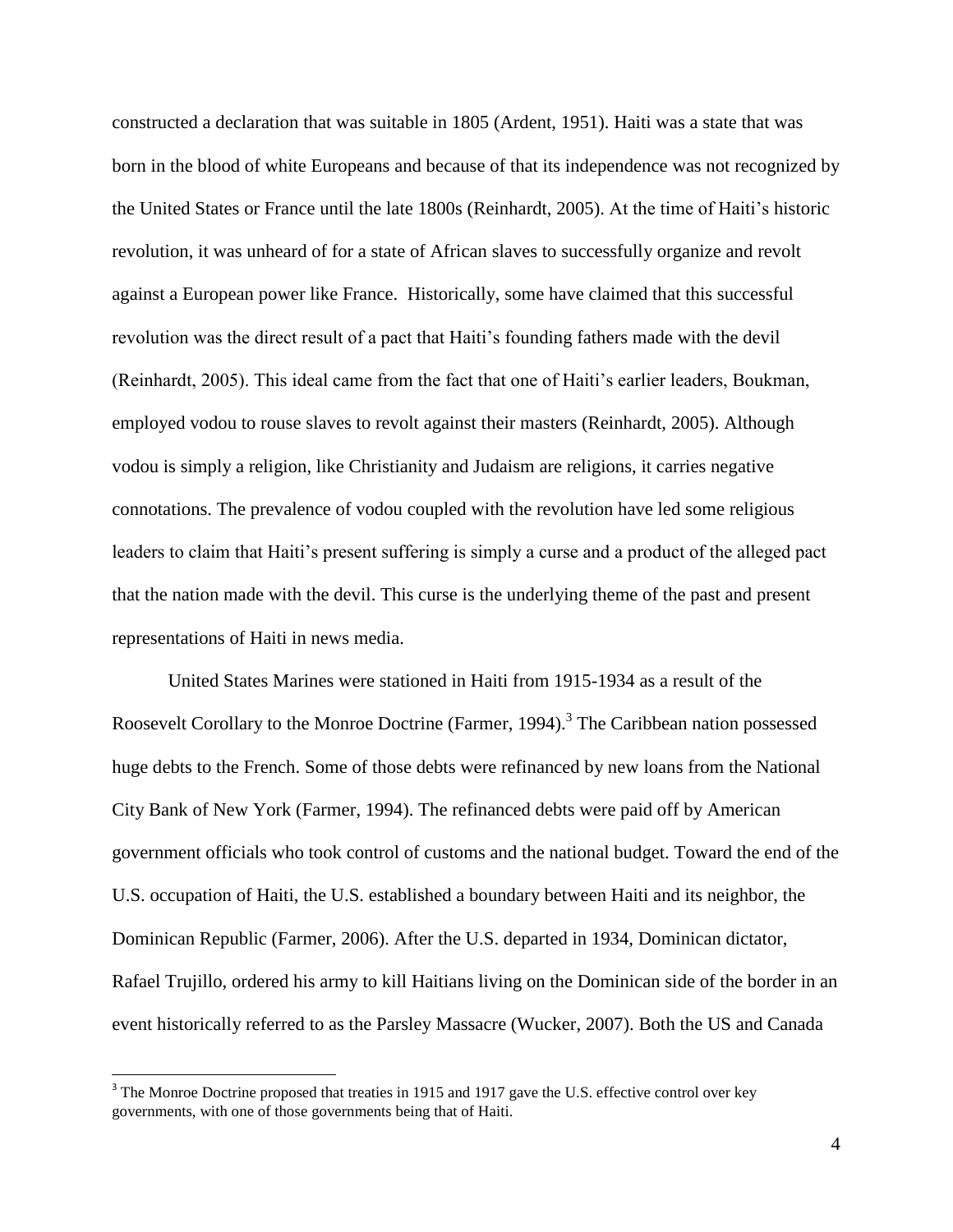constructed a declaration that was suitable in 1805 (Ardent, 1951). Haiti was a state that was born in the blood of white Europeans and because of that its independence was not recognized by the United States or France until the late 1800s (Reinhardt, 2005). At the time of Haiti's historic revolution, it was unheard of for a state of African slaves to successfully organize and revolt against a European power like France. Historically, some have claimed that this successful revolution was the direct result of a pact that Haiti's founding fathers made with the devil (Reinhardt, 2005). This ideal came from the fact that one of Haiti's earlier leaders, Boukman, employed vodou to rouse slaves to revolt against their masters (Reinhardt, 2005). Although vodou is simply a religion, like Christianity and Judaism are religions, it carries negative connotations. The prevalence of vodou coupled with the revolution have led some religious leaders to claim that Haiti's present suffering is simply a curse and a product of the alleged pact that the nation made with the devil. This curse is the underlying theme of the past and present representations of Haiti in news media.

United States Marines were stationed in Haiti from 1915-1934 as a result of the Roosevelt Corollary to the Monroe Doctrine (Farmer, 1994).[3] The Caribbean nation possessed huge debts to the French. Some of those debts were refinanced by new loans from the National City Bank of New York (Farmer, 1994). The refinanced debts were paid off by American government officials who took control of customs and the national budget. Toward the end of the U.S. occupation of Haiti, the U.S. established a boundary between Haiti and its neighbor, the Dominican Republic (Farmer, 2006). After the U.S. departed in 1934, Dominican dictator, Rafael Trujillo, ordered his army to kill Haitians living on the Dominican side of the border in an event historically referred to as the Parsley Massacre (Wucker, 2007). Both the US and Canada

---

[3] The Monroe Doctrine proposed that treaties in 1915 and 1917 gave the U.S. effective control over key governments, with one of those governments being that of Haiti.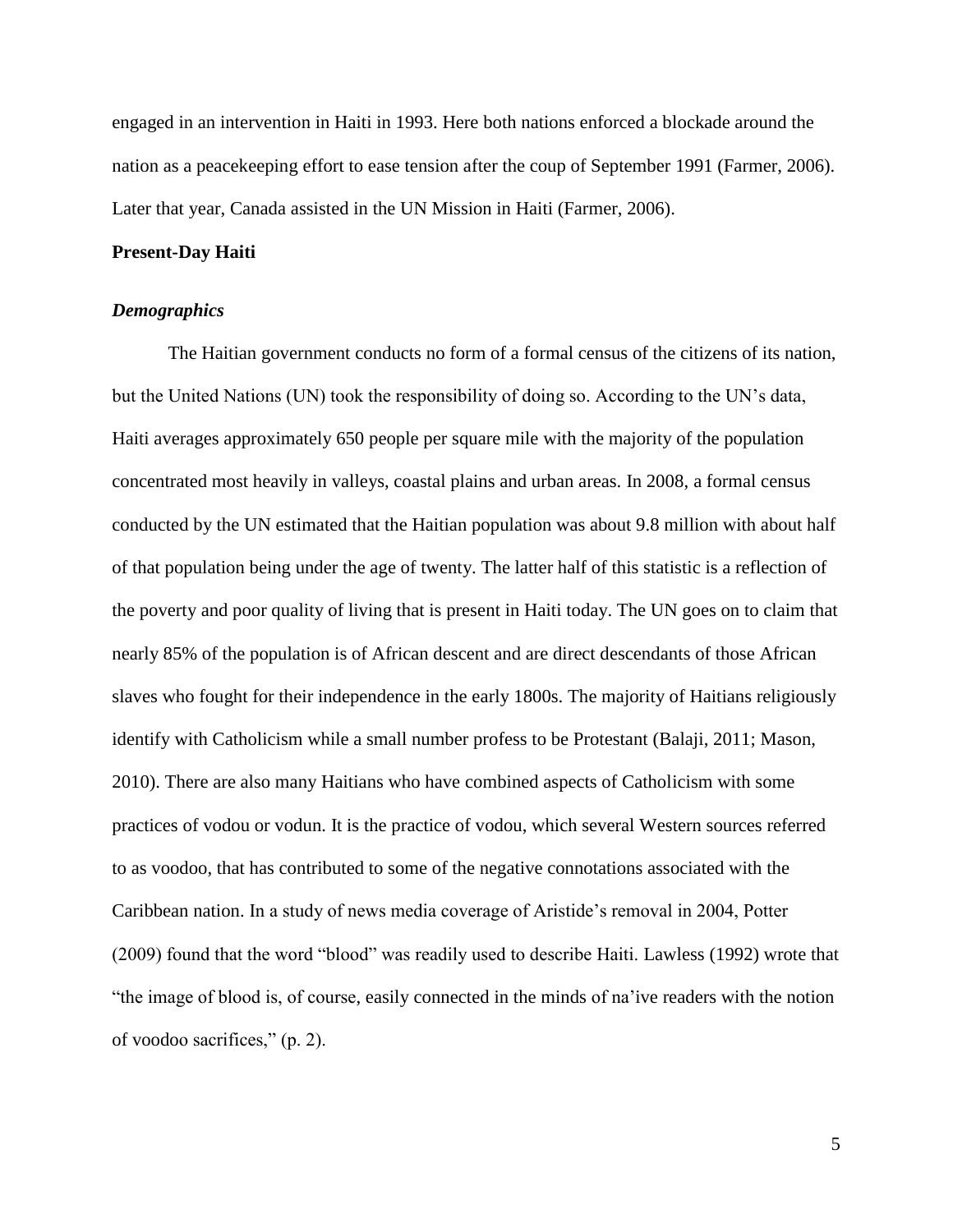engaged in an intervention in Haiti in 1993. Here both nations enforced a blockade around the nation as a peacekeeping effort to ease tension after the coup of September 1991 (Farmer, 2006). Later that year, Canada assisted in the UN Mission in Haiti (Farmer, 2006).

**Present-Day Haiti**

***Demographics***

The Haitian government conducts no form of a formal census of the citizens of its nation, but the United Nations (UN) took the responsibility of doing so. According to the UN's data, Haiti averages approximately 650 people per square mile with the majority of the population concentrated most heavily in valleys, coastal plains and urban areas. In 2008, a formal census conducted by the UN estimated that the Haitian population was about 9.8 million with about half of that population being under the age of twenty. The latter half of this statistic is a reflection of the poverty and poor quality of living that is present in Haiti today. The UN goes on to claim that nearly 85% of the population is of African descent and are direct descendants of those African slaves who fought for their independence in the early 1800s. The majority of Haitians religiously identify with Catholicism while a small number profess to be Protestant (Balaji, 2011; Mason, 2010). There are also many Haitians who have combined aspects of Catholicism with some practices of vodou or vodun. It is the practice of vodou, which several Western sources referred to as voodoo, that has contributed to some of the negative connotations associated with the Caribbean nation. In a study of news media coverage of Aristide's removal in 2004, Potter (2009) found that the word "blood" was readily used to describe Haiti. Lawless (1992) wrote that "the image of blood is, of course, easily connected in the minds of na'ive readers with the notion of voodoo sacrifices," (p. 2).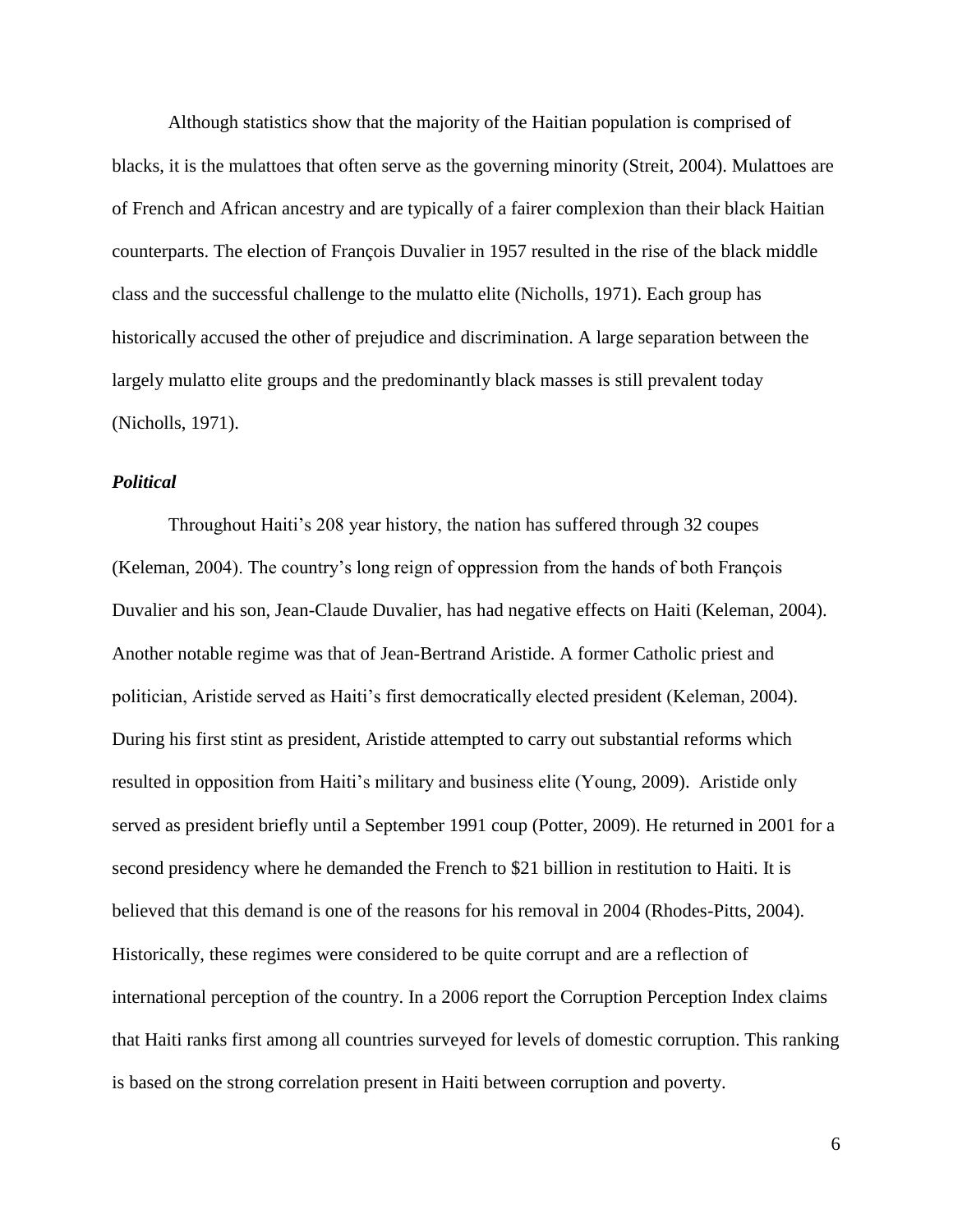Although statistics show that the majority of the Haitian population is comprised of blacks, it is the mulattoes that often serve as the governing minority (Streit, 2004). Mulattoes are of French and African ancestry and are typically of a fairer complexion than their black Haitian counterparts. The election of François Duvalier in 1957 resulted in the rise of the black middle class and the successful challenge to the mulatto elite (Nicholls, 1971). Each group has historically accused the other of prejudice and discrimination. A large separation between the largely mulatto elite groups and the predominantly black masses is still prevalent today (Nicholls, 1971).

### *Political*

Throughout Haiti's 208 year history, the nation has suffered through 32 coupes (Keleman, 2004). The country's long reign of oppression from the hands of both François Duvalier and his son, Jean-Claude Duvalier, has had negative effects on Haiti (Keleman, 2004). Another notable regime was that of Jean-Bertrand Aristide. A former Catholic priest and politician, Aristide served as Haiti's first democratically elected president (Keleman, 2004). During his first stint as president, Aristide attempted to carry out substantial reforms which resulted in opposition from Haiti's military and business elite (Young, 2009). Aristide only served as president briefly until a September 1991 coup (Potter, 2009). He returned in 2001 for a second presidency where he demanded the French to $21 billion in restitution to Haiti. It is believed that this demand is one of the reasons for his removal in 2004 (Rhodes-Pitts, 2004). Historically, these regimes were considered to be quite corrupt and are a reflection of international perception of the country. In a 2006 report the Corruption Perception Index claims that Haiti ranks first among all countries surveyed for levels of domestic corruption. This ranking is based on the strong correlation present in Haiti between corruption and poverty.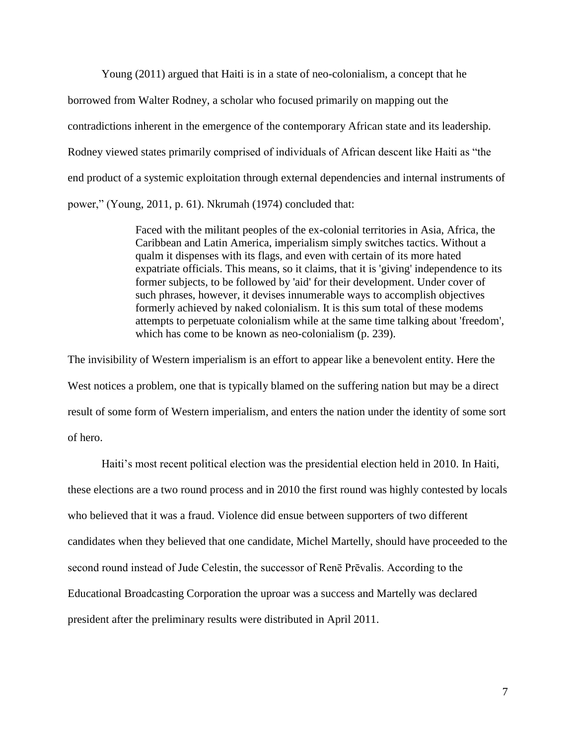Young (2011) argued that Haiti is in a state of neo-colonialism, a concept that he borrowed from Walter Rodney, a scholar who focused primarily on mapping out the contradictions inherent in the emergence of the contemporary African state and its leadership. Rodney viewed states primarily comprised of individuals of African descent like Haiti as "the end product of a systemic exploitation through external dependencies and internal instruments of power," (Young, 2011, p. 61). Nkrumah (1974) concluded that:

> Faced with the militant peoples of the ex-colonial territories in Asia, Africa, the Caribbean and Latin America, imperialism simply switches tactics. Without a qualm it dispenses with its flags, and even with certain of its more hated expatriate officials. This means, so it claims, that it is 'giving' independence to its former subjects, to be followed by 'aid' for their development. Under cover of such phrases, however, it devises innumerable ways to accomplish objectives formerly achieved by naked colonialism. It is this sum total of these modems attempts to perpetuate colonialism while at the same time talking about 'freedom', which has come to be known as neo-colonialism (p. 239).

The invisibility of Western imperialism is an effort to appear like a benevolent entity. Here the West notices a problem, one that is typically blamed on the suffering nation but may be a direct result of some form of Western imperialism, and enters the nation under the identity of some sort of hero.

Haiti's most recent political election was the presidential election held in 2010. In Haiti, these elections are a two round process and in 2010 the first round was highly contested by locals who believed that it was a fraud. Violence did ensue between supporters of two different candidates when they believed that one candidate, Michel Martelly, should have proceeded to the second round instead of Jude Celestin, the successor of Renē Prēvalis. According to the Educational Broadcasting Corporation the uproar was a success and Martelly was declared president after the preliminary results were distributed in April 2011.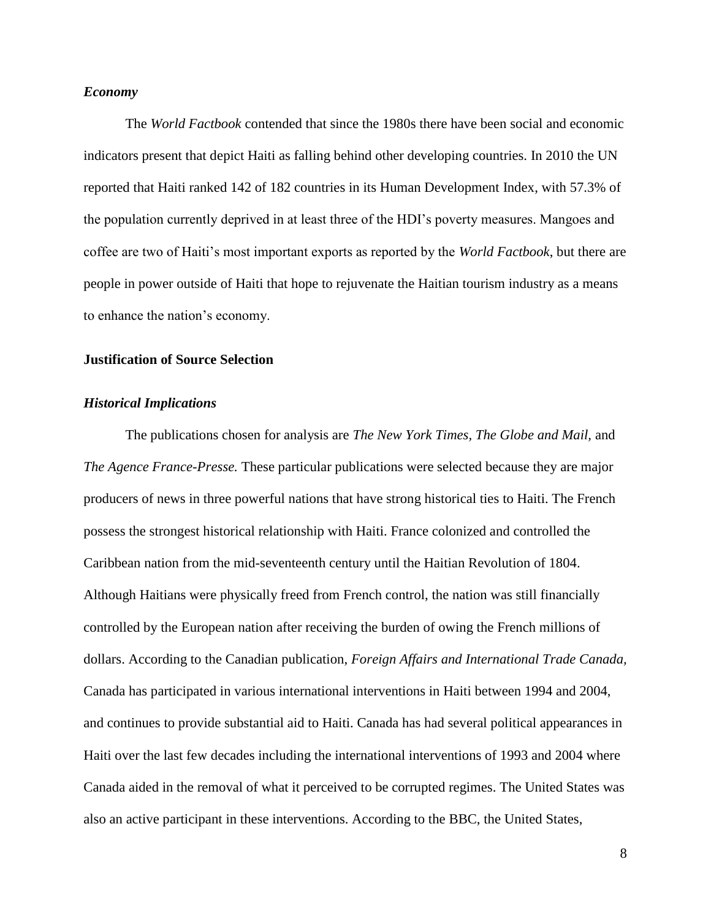### *Economy*

The *World Factbook* contended that since the 1980s there have been social and economic indicators present that depict Haiti as falling behind other developing countries. In 2010 the UN reported that Haiti ranked 142 of 182 countries in its Human Development Index, with 57.3% of the population currently deprived in at least three of the HDI's poverty measures. Mangoes and coffee are two of Haiti's most important exports as reported by the *World Factbook*, but there are people in power outside of Haiti that hope to rejuvenate the Haitian tourism industry as a means to enhance the nation's economy.

## Justification of Source Selection

### *Historical Implications*

The publications chosen for analysis are *The New York Times, The Globe and Mail,* and *The Agence France-Presse.* These particular publications were selected because they are major producers of news in three powerful nations that have strong historical ties to Haiti. The French possess the strongest historical relationship with Haiti. France colonized and controlled the Caribbean nation from the mid-seventeenth century until the Haitian Revolution of 1804. Although Haitians were physically freed from French control, the nation was still financially controlled by the European nation after receiving the burden of owing the French millions of dollars. According to the Canadian publication, *Foreign Affairs and International Trade Canada,* Canada has participated in various international interventions in Haiti between 1994 and 2004, and continues to provide substantial aid to Haiti. Canada has had several political appearances in Haiti over the last few decades including the international interventions of 1993 and 2004 where Canada aided in the removal of what it perceived to be corrupted regimes. The United States was also an active participant in these interventions. According to the BBC, the United States,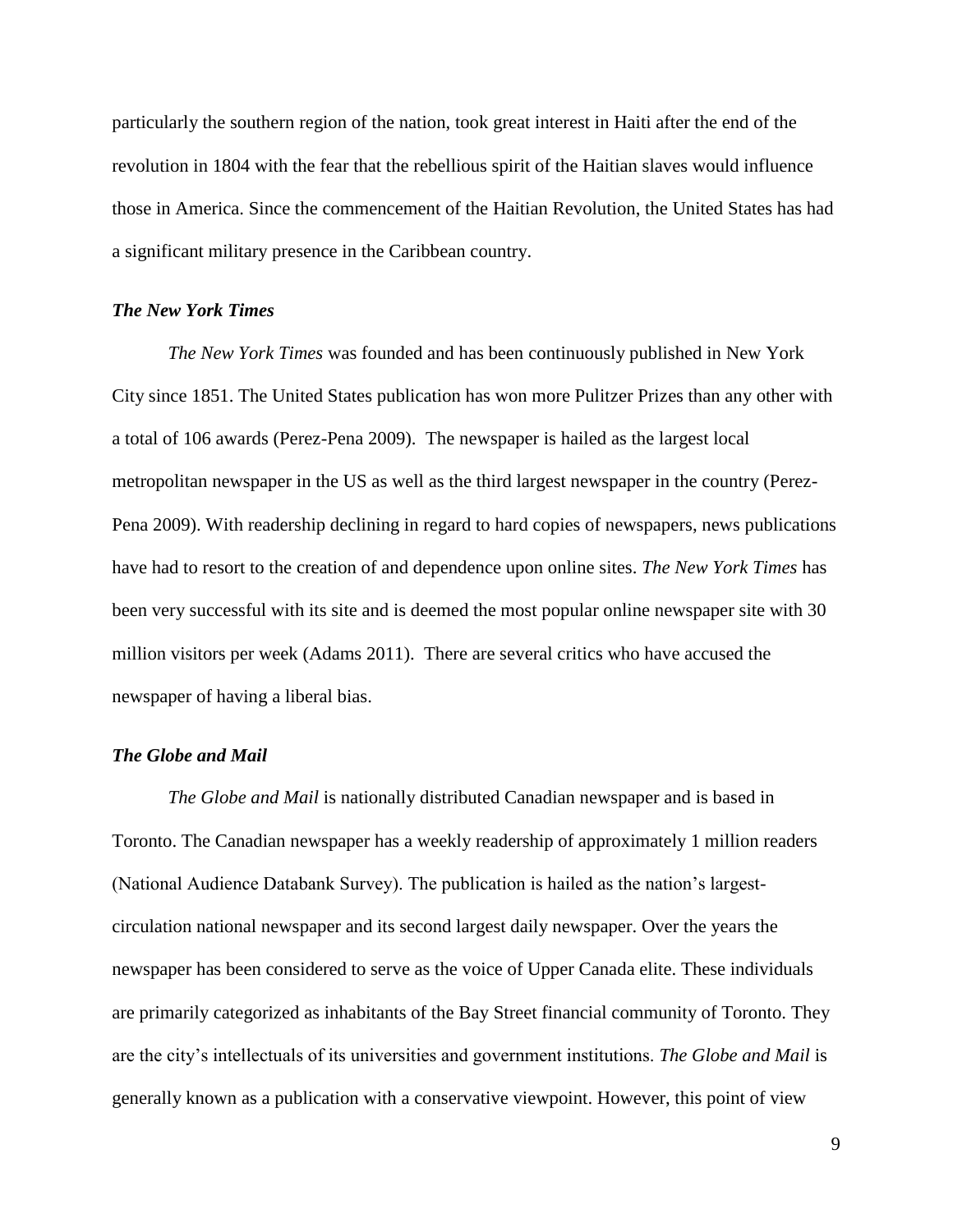particularly the southern region of the nation, took great interest in Haiti after the end of the revolution in 1804 with the fear that the rebellious spirit of the Haitian slaves would influence those in America. Since the commencement of the Haitian Revolution, the United States has had a significant military presence in the Caribbean country.

### *The New York Times*

*The New York Times* was founded and has been continuously published in New York City since 1851. The United States publication has won more Pulitzer Prizes than any other with a total of 106 awards (Perez-Pena 2009). The newspaper is hailed as the largest local metropolitan newspaper in the US as well as the third largest newspaper in the country (Perez-Pena 2009). With readership declining in regard to hard copies of newspapers, news publications have had to resort to the creation of and dependence upon online sites. *The New York Times* has been very successful with its site and is deemed the most popular online newspaper site with 30 million visitors per week (Adams 2011). There are several critics who have accused the newspaper of having a liberal bias.

### *The Globe and Mail*

*The Globe and Mail* is nationally distributed Canadian newspaper and is based in Toronto. The Canadian newspaper has a weekly readership of approximately 1 million readers (National Audience Databank Survey). The publication is hailed as the nation's largest-circulation national newspaper and its second largest daily newspaper. Over the years the newspaper has been considered to serve as the voice of Upper Canada elite. These individuals are primarily categorized as inhabitants of the Bay Street financial community of Toronto. They are the city's intellectuals of its universities and government institutions. *The Globe and Mail* is generally known as a publication with a conservative viewpoint. However, this point of view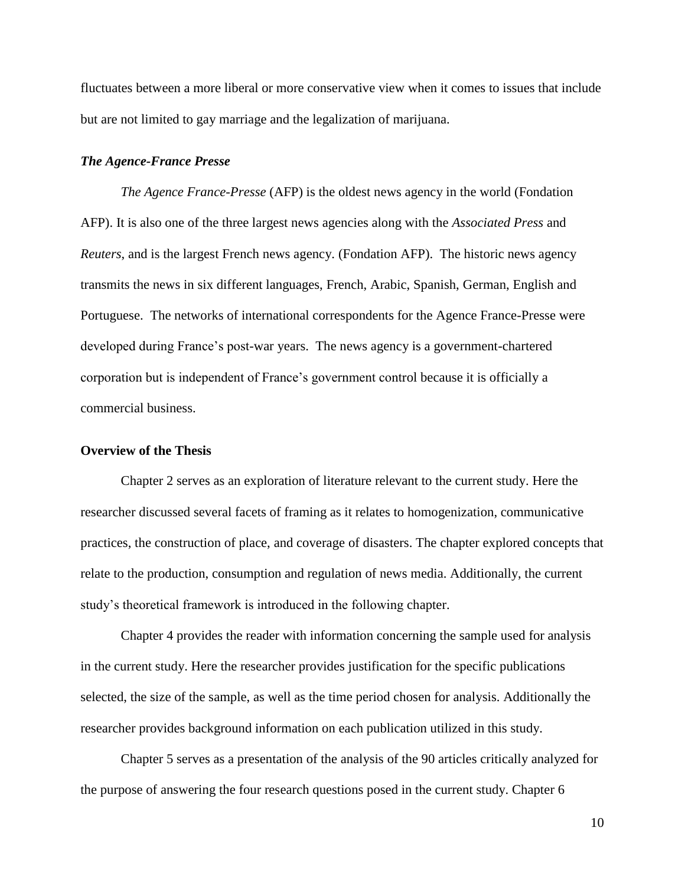fluctuates between a more liberal or more conservative view when it comes to issues that include but are not limited to gay marriage and the legalization of marijuana.

### *The Agence-France Presse*

*The Agence France-Presse* (AFP) is the oldest news agency in the world (Fondation AFP). It is also one of the three largest news agencies along with the *Associated Press* and *Reuters*, and is the largest French news agency. (Fondation AFP). The historic news agency transmits the news in six different languages, French, Arabic, Spanish, German, English and Portuguese. The networks of international correspondents for the Agence France-Presse were developed during France's post-war years. The news agency is a government-chartered corporation but is independent of France's government control because it is officially a commercial business.

## Overview of the Thesis

Chapter 2 serves as an exploration of literature relevant to the current study. Here the researcher discussed several facets of framing as it relates to homogenization, communicative practices, the construction of place, and coverage of disasters. The chapter explored concepts that relate to the production, consumption and regulation of news media. Additionally, the current study's theoretical framework is introduced in the following chapter.

Chapter 4 provides the reader with information concerning the sample used for analysis in the current study. Here the researcher provides justification for the specific publications selected, the size of the sample, as well as the time period chosen for analysis. Additionally the researcher provides background information on each publication utilized in this study.

Chapter 5 serves as a presentation of the analysis of the 90 articles critically analyzed for the purpose of answering the four research questions posed in the current study. Chapter 6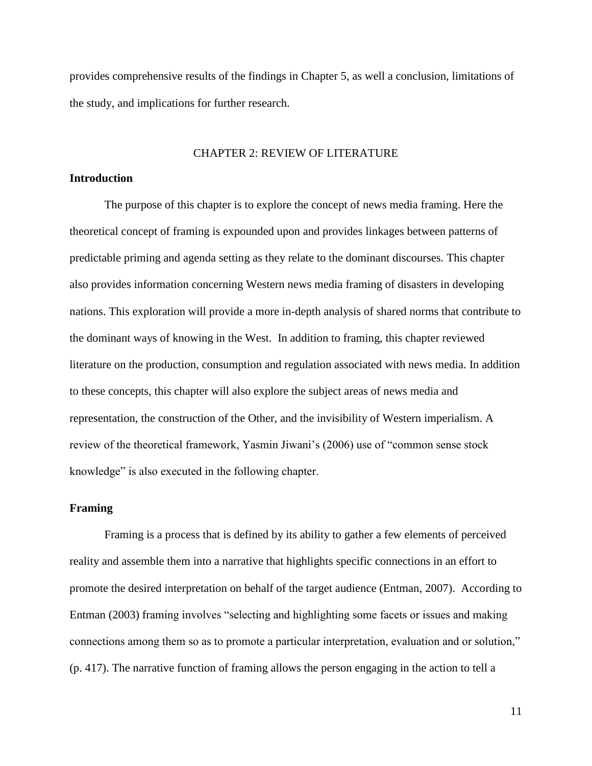provides comprehensive results of the findings in Chapter 5, as well a conclusion, limitations of the study, and implications for further research.

# CHAPTER 2: REVIEW OF LITERATURE

## Introduction

The purpose of this chapter is to explore the concept of news media framing. Here the theoretical concept of framing is expounded upon and provides linkages between patterns of predictable priming and agenda setting as they relate to the dominant discourses. This chapter also provides information concerning Western news media framing of disasters in developing nations. This exploration will provide a more in-depth analysis of shared norms that contribute to the dominant ways of knowing in the West. In addition to framing, this chapter reviewed literature on the production, consumption and regulation associated with news media. In addition to these concepts, this chapter will also explore the subject areas of news media and representation, the construction of the Other, and the invisibility of Western imperialism. A review of the theoretical framework, Yasmin Jiwani's (2006) use of "common sense stock knowledge" is also executed in the following chapter.

## Framing

Framing is a process that is defined by its ability to gather a few elements of perceived reality and assemble them into a narrative that highlights specific connections in an effort to promote the desired interpretation on behalf of the target audience (Entman, 2007). According to Entman (2003) framing involves "selecting and highlighting some facets or issues and making connections among them so as to promote a particular interpretation, evaluation and or solution," (p. 417). The narrative function of framing allows the person engaging in the action to tell a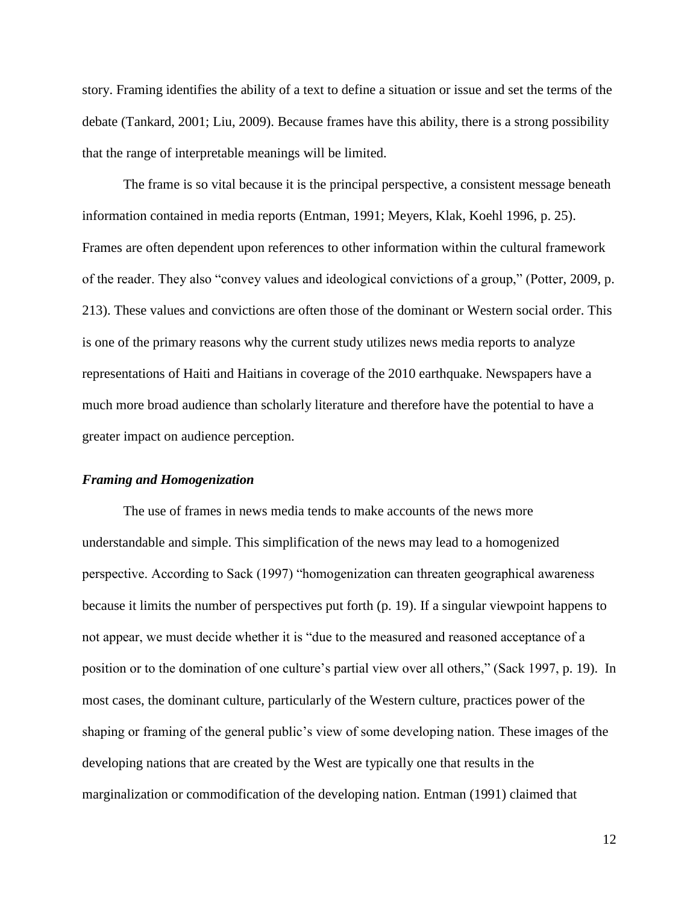story. Framing identifies the ability of a text to define a situation or issue and set the terms of the debate (Tankard, 2001; Liu, 2009). Because frames have this ability, there is a strong possibility that the range of interpretable meanings will be limited.

The frame is so vital because it is the principal perspective, a consistent message beneath information contained in media reports (Entman, 1991; Meyers, Klak, Koehl 1996, p. 25). Frames are often dependent upon references to other information within the cultural framework of the reader. They also "convey values and ideological convictions of a group," (Potter, 2009, p. 213). These values and convictions are often those of the dominant or Western social order. This is one of the primary reasons why the current study utilizes news media reports to analyze representations of Haiti and Haitians in coverage of the 2010 earthquake. Newspapers have a much more broad audience than scholarly literature and therefore have the potential to have a greater impact on audience perception.

### *Framing and Homogenization*

The use of frames in news media tends to make accounts of the news more understandable and simple. This simplification of the news may lead to a homogenized perspective. According to Sack (1997) "homogenization can threaten geographical awareness because it limits the number of perspectives put forth (p. 19). If a singular viewpoint happens to not appear, we must decide whether it is "due to the measured and reasoned acceptance of a position or to the domination of one culture's partial view over all others," (Sack 1997, p. 19). In most cases, the dominant culture, particularly of the Western culture, practices power of the shaping or framing of the general public's view of some developing nation. These images of the developing nations that are created by the West are typically one that results in the marginalization or commodification of the developing nation. Entman (1991) claimed that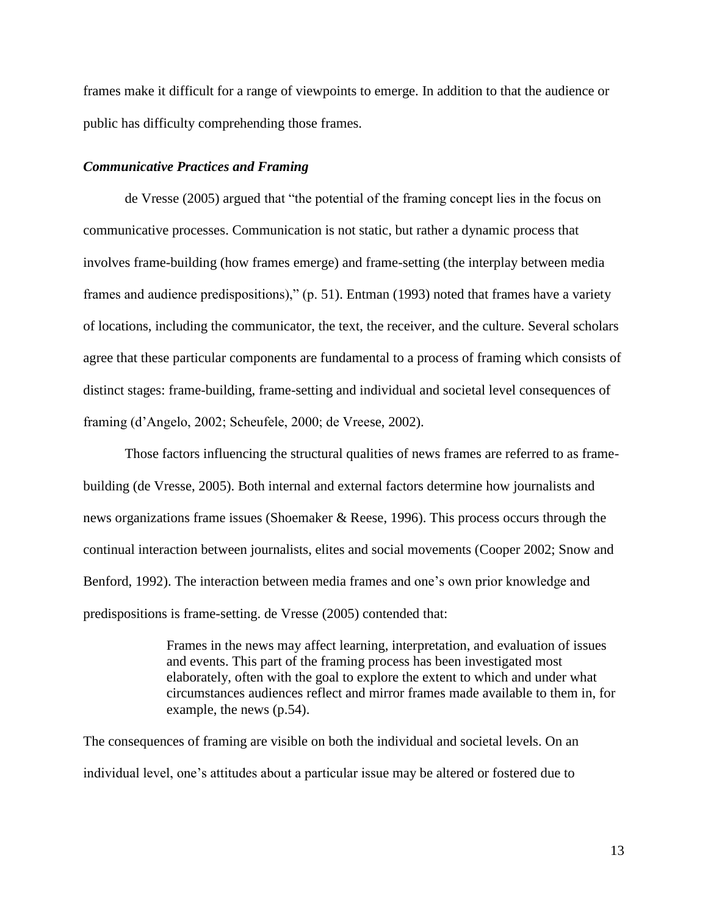frames make it difficult for a range of viewpoints to emerge. In addition to that the audience or public has difficulty comprehending those frames.

### *Communicative Practices and Framing*

de Vresse (2005) argued that "the potential of the framing concept lies in the focus on communicative processes. Communication is not static, but rather a dynamic process that involves frame-building (how frames emerge) and frame-setting (the interplay between media frames and audience predispositions)," (p. 51). Entman (1993) noted that frames have a variety of locations, including the communicator, the text, the receiver, and the culture. Several scholars agree that these particular components are fundamental to a process of framing which consists of distinct stages: frame-building, frame-setting and individual and societal level consequences of framing (d'Angelo, 2002; Scheufele, 2000; de Vreese, 2002).

Those factors influencing the structural qualities of news frames are referred to as frame-building (de Vresse, 2005). Both internal and external factors determine how journalists and news organizations frame issues (Shoemaker & Reese, 1996). This process occurs through the continual interaction between journalists, elites and social movements (Cooper 2002; Snow and Benford, 1992). The interaction between media frames and one's own prior knowledge and predispositions is frame-setting. de Vresse (2005) contended that:

> Frames in the news may affect learning, interpretation, and evaluation of issues and events. This part of the framing process has been investigated most elaborately, often with the goal to explore the extent to which and under what circumstances audiences reflect and mirror frames made available to them in, for example, the news (p.54).

The consequences of framing are visible on both the individual and societal levels. On an individual level, one's attitudes about a particular issue may be altered or fostered due to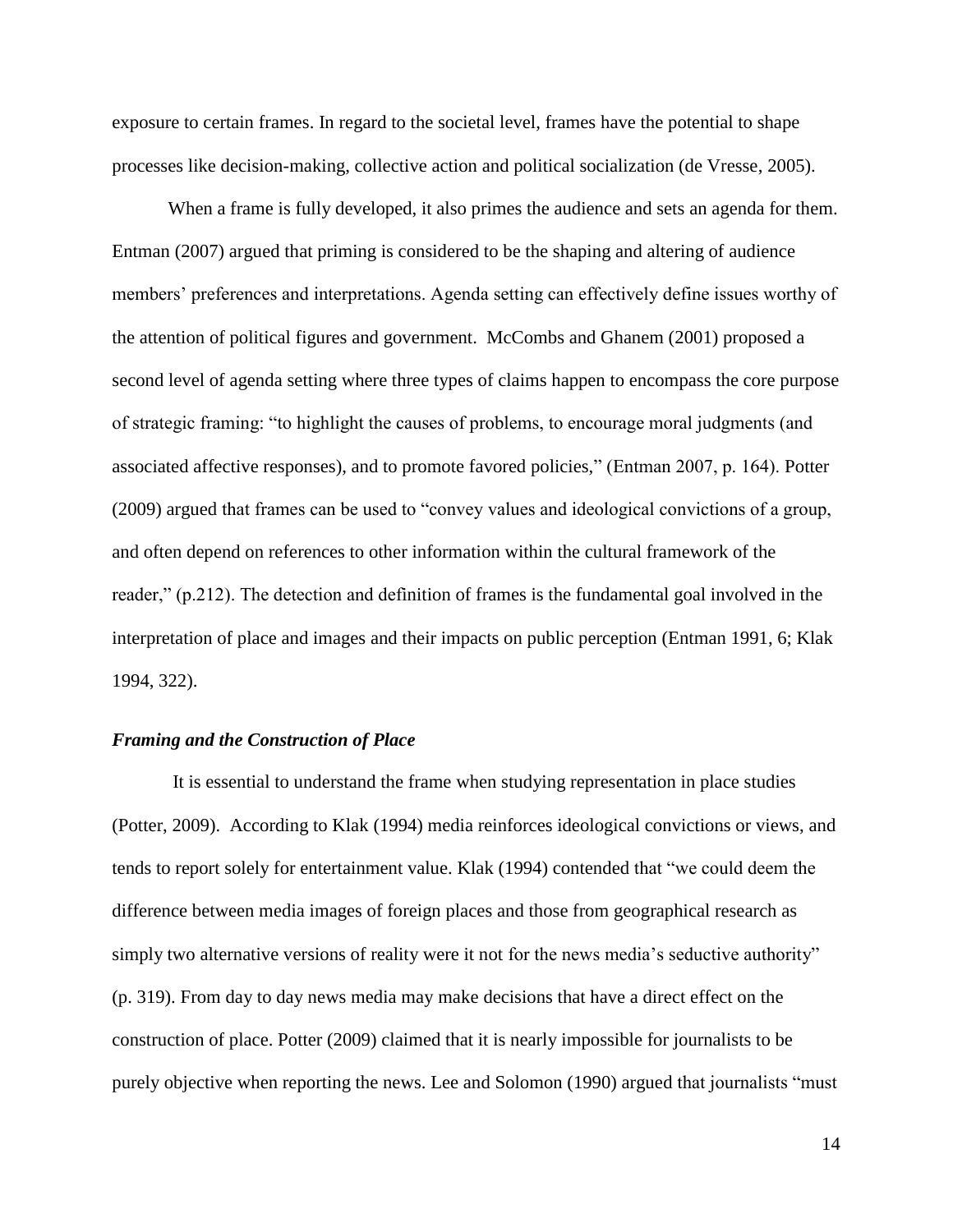exposure to certain frames. In regard to the societal level, frames have the potential to shape processes like decision-making, collective action and political socialization (de Vresse, 2005).

When a frame is fully developed, it also primes the audience and sets an agenda for them. Entman (2007) argued that priming is considered to be the shaping and altering of audience members' preferences and interpretations. Agenda setting can effectively define issues worthy of the attention of political figures and government. McCombs and Ghanem (2001) proposed a second level of agenda setting where three types of claims happen to encompass the core purpose of strategic framing: "to highlight the causes of problems, to encourage moral judgments (and associated affective responses), and to promote favored policies," (Entman 2007, p. 164). Potter (2009) argued that frames can be used to "convey values and ideological convictions of a group, and often depend on references to other information within the cultural framework of the reader," (p.212). The detection and definition of frames is the fundamental goal involved in the interpretation of place and images and their impacts on public perception (Entman 1991, 6; Klak 1994, 322).

### *Framing and the Construction of Place*

It is essential to understand the frame when studying representation in place studies (Potter, 2009). According to Klak (1994) media reinforces ideological convictions or views, and tends to report solely for entertainment value. Klak (1994) contended that "we could deem the difference between media images of foreign places and those from geographical research as simply two alternative versions of reality were it not for the news media's seductive authority" (p. 319). From day to day news media may make decisions that have a direct effect on the construction of place. Potter (2009) claimed that it is nearly impossible for journalists to be purely objective when reporting the news. Lee and Solomon (1990) argued that journalists "must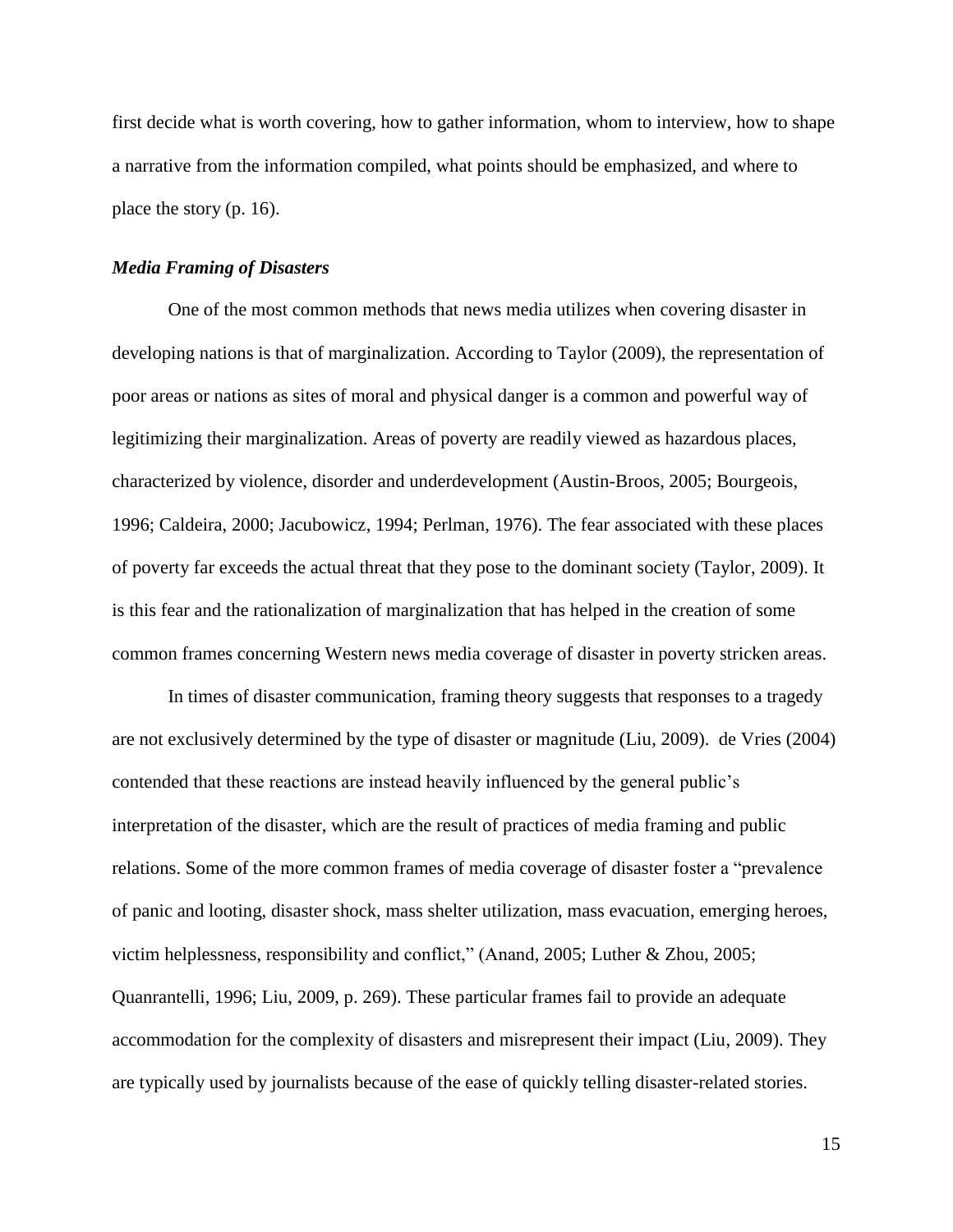first decide what is worth covering, how to gather information, whom to interview, how to shape a narrative from the information compiled, what points should be emphasized, and where to place the story (p. 16).

### *Media Framing of Disasters*

One of the most common methods that news media utilizes when covering disaster in developing nations is that of marginalization. According to Taylor (2009), the representation of poor areas or nations as sites of moral and physical danger is a common and powerful way of legitimizing their marginalization. Areas of poverty are readily viewed as hazardous places, characterized by violence, disorder and underdevelopment (Austin-Broos, 2005; Bourgeois, 1996; Caldeira, 2000; Jacubowicz, 1994; Perlman, 1976). The fear associated with these places of poverty far exceeds the actual threat that they pose to the dominant society (Taylor, 2009). It is this fear and the rationalization of marginalization that has helped in the creation of some common frames concerning Western news media coverage of disaster in poverty stricken areas.

In times of disaster communication, framing theory suggests that responses to a tragedy are not exclusively determined by the type of disaster or magnitude (Liu, 2009). de Vries (2004) contended that these reactions are instead heavily influenced by the general public's interpretation of the disaster, which are the result of practices of media framing and public relations. Some of the more common frames of media coverage of disaster foster a "prevalence of panic and looting, disaster shock, mass shelter utilization, mass evacuation, emerging heroes, victim helplessness, responsibility and conflict," (Anand, 2005; Luther & Zhou, 2005; Quanrantelli, 1996; Liu, 2009, p. 269). These particular frames fail to provide an adequate accommodation for the complexity of disasters and misrepresent their impact (Liu, 2009). They are typically used by journalists because of the ease of quickly telling disaster-related stories.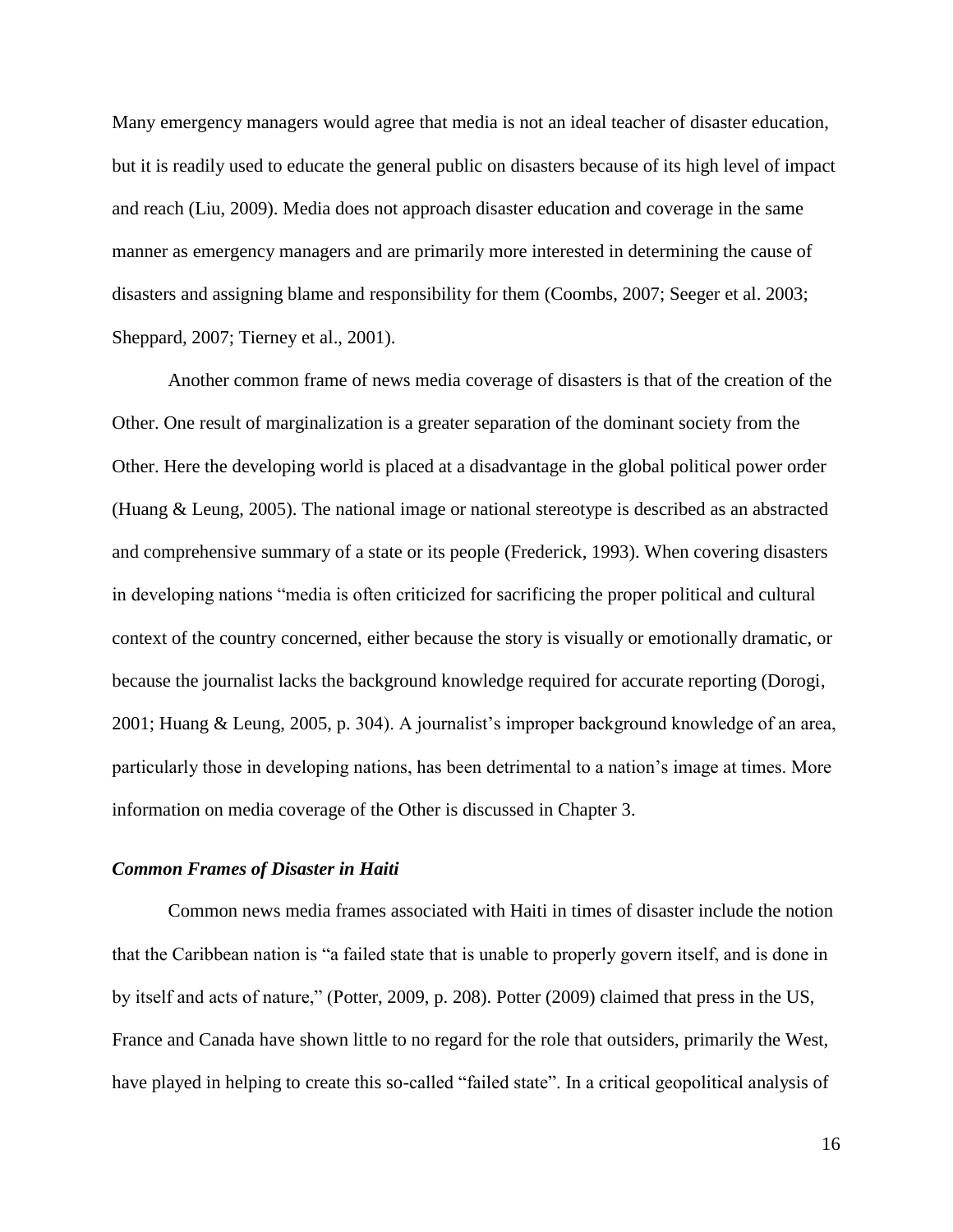Many emergency managers would agree that media is not an ideal teacher of disaster education, but it is readily used to educate the general public on disasters because of its high level of impact and reach (Liu, 2009). Media does not approach disaster education and coverage in the same manner as emergency managers and are primarily more interested in determining the cause of disasters and assigning blame and responsibility for them (Coombs, 2007; Seeger et al. 2003; Sheppard, 2007; Tierney et al., 2001).

Another common frame of news media coverage of disasters is that of the creation of the Other. One result of marginalization is a greater separation of the dominant society from the Other. Here the developing world is placed at a disadvantage in the global political power order (Huang & Leung, 2005). The national image or national stereotype is described as an abstracted and comprehensive summary of a state or its people (Frederick, 1993). When covering disasters in developing nations "media is often criticized for sacrificing the proper political and cultural context of the country concerned, either because the story is visually or emotionally dramatic, or because the journalist lacks the background knowledge required for accurate reporting (Dorogi, 2001; Huang & Leung, 2005, p. 304). A journalist's improper background knowledge of an area, particularly those in developing nations, has been detrimental to a nation's image at times. More information on media coverage of the Other is discussed in Chapter 3.

### *Common Frames of Disaster in Haiti*

Common news media frames associated with Haiti in times of disaster include the notion that the Caribbean nation is "a failed state that is unable to properly govern itself, and is done in by itself and acts of nature," (Potter, 2009, p. 208). Potter (2009) claimed that press in the US, France and Canada have shown little to no regard for the role that outsiders, primarily the West, have played in helping to create this so-called "failed state". In a critical geopolitical analysis of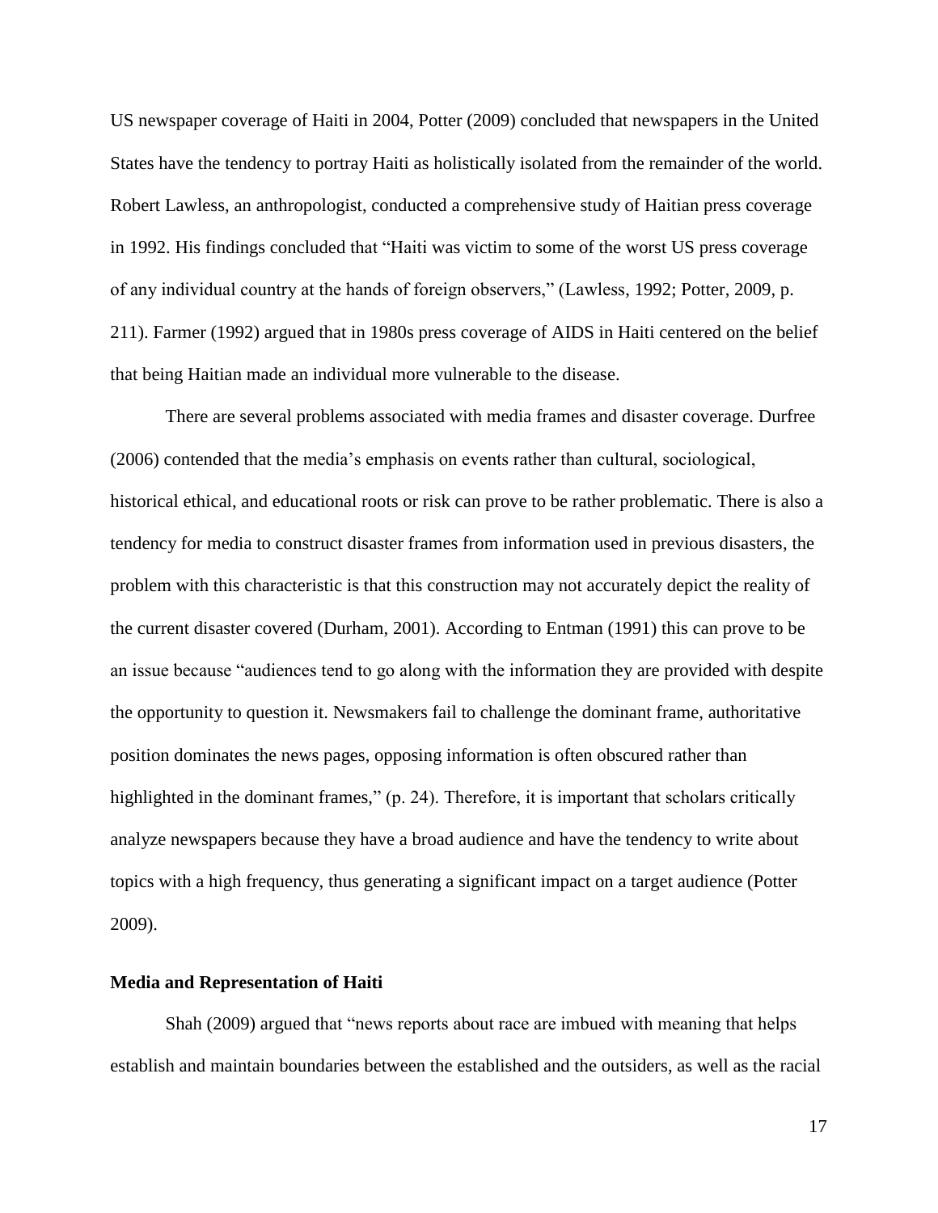US newspaper coverage of Haiti in 2004, Potter (2009) concluded that newspapers in the United States have the tendency to portray Haiti as holistically isolated from the remainder of the world. Robert Lawless, an anthropologist, conducted a comprehensive study of Haitian press coverage in 1992. His findings concluded that "Haiti was victim to some of the worst US press coverage of any individual country at the hands of foreign observers," (Lawless, 1992; Potter, 2009, p. 211). Farmer (1992) argued that in 1980s press coverage of AIDS in Haiti centered on the belief that being Haitian made an individual more vulnerable to the disease.

There are several problems associated with media frames and disaster coverage. Durfree (2006) contended that the media's emphasis on events rather than cultural, sociological, historical ethical, and educational roots or risk can prove to be rather problematic. There is also a tendency for media to construct disaster frames from information used in previous disasters, the problem with this characteristic is that this construction may not accurately depict the reality of the current disaster covered (Durham, 2001). According to Entman (1991) this can prove to be an issue because "audiences tend to go along with the information they are provided with despite the opportunity to question it. Newsmakers fail to challenge the dominant frame, authoritative position dominates the news pages, opposing information is often obscured rather than highlighted in the dominant frames," (p. 24). Therefore, it is important that scholars critically analyze newspapers because they have a broad audience and have the tendency to write about topics with a high frequency, thus generating a significant impact on a target audience (Potter 2009).

**Media and Representation of Haiti**

Shah (2009) argued that "news reports about race are imbued with meaning that helps establish and maintain boundaries between the established and the outsiders, as well as the racial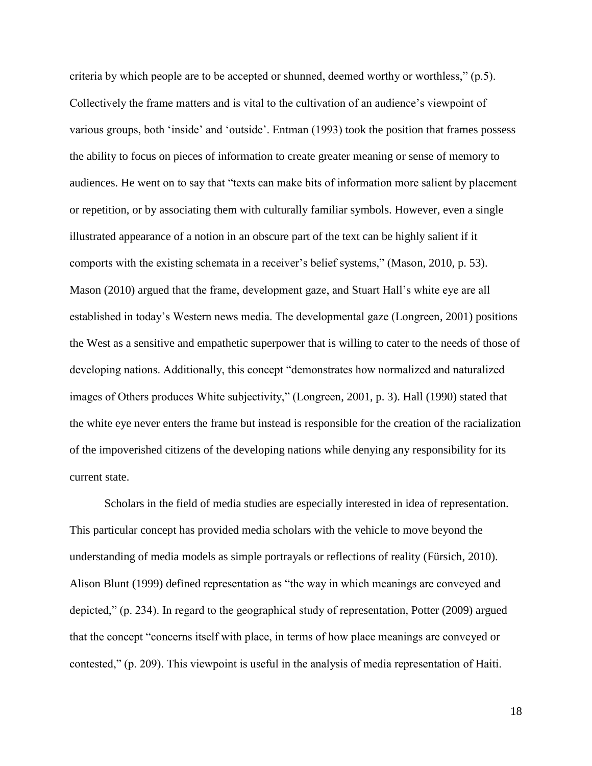criteria by which people are to be accepted or shunned, deemed worthy or worthless," (p.5). Collectively the frame matters and is vital to the cultivation of an audience's viewpoint of various groups, both 'inside' and 'outside'. Entman (1993) took the position that frames possess the ability to focus on pieces of information to create greater meaning or sense of memory to audiences. He went on to say that "texts can make bits of information more salient by placement or repetition, or by associating them with culturally familiar symbols. However, even a single illustrated appearance of a notion in an obscure part of the text can be highly salient if it comports with the existing schemata in a receiver's belief systems," (Mason, 2010, p. 53). Mason (2010) argued that the frame, development gaze, and Stuart Hall's white eye are all established in today's Western news media. The developmental gaze (Longreen, 2001) positions the West as a sensitive and empathetic superpower that is willing to cater to the needs of those of developing nations. Additionally, this concept "demonstrates how normalized and naturalized images of Others produces White subjectivity," (Longreen, 2001, p. 3). Hall (1990) stated that the white eye never enters the frame but instead is responsible for the creation of the racialization of the impoverished citizens of the developing nations while denying any responsibility for its current state.

Scholars in the field of media studies are especially interested in idea of representation. This particular concept has provided media scholars with the vehicle to move beyond the understanding of media models as simple portrayals or reflections of reality (Fürsich, 2010). Alison Blunt (1999) defined representation as "the way in which meanings are conveyed and depicted," (p. 234). In regard to the geographical study of representation, Potter (2009) argued that the concept "concerns itself with place, in terms of how place meanings are conveyed or contested," (p. 209). This viewpoint is useful in the analysis of media representation of Haiti.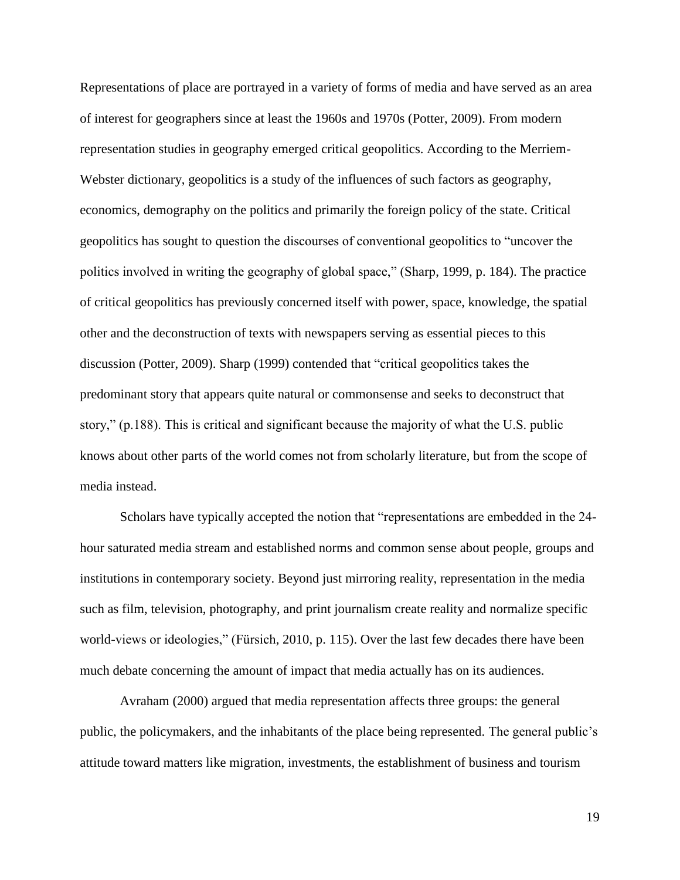Representations of place are portrayed in a variety of forms of media and have served as an area of interest for geographers since at least the 1960s and 1970s (Potter, 2009). From modern representation studies in geography emerged critical geopolitics. According to the Merriem-Webster dictionary, geopolitics is a study of the influences of such factors as geography, economics, demography on the politics and primarily the foreign policy of the state. Critical geopolitics has sought to question the discourses of conventional geopolitics to "uncover the politics involved in writing the geography of global space," (Sharp, 1999, p. 184). The practice of critical geopolitics has previously concerned itself with power, space, knowledge, the spatial other and the deconstruction of texts with newspapers serving as essential pieces to this discussion (Potter, 2009). Sharp (1999) contended that "critical geopolitics takes the predominant story that appears quite natural or commonsense and seeks to deconstruct that story," (p.188). This is critical and significant because the majority of what the U.S. public knows about other parts of the world comes not from scholarly literature, but from the scope of media instead.

Scholars have typically accepted the notion that "representations are embedded in the 24-hour saturated media stream and established norms and common sense about people, groups and institutions in contemporary society. Beyond just mirroring reality, representation in the media such as film, television, photography, and print journalism create reality and normalize specific world-views or ideologies," (Fürsich, 2010, p. 115). Over the last few decades there have been much debate concerning the amount of impact that media actually has on its audiences.

Avraham (2000) argued that media representation affects three groups: the general public, the policymakers, and the inhabitants of the place being represented. The general public's attitude toward matters like migration, investments, the establishment of business and tourism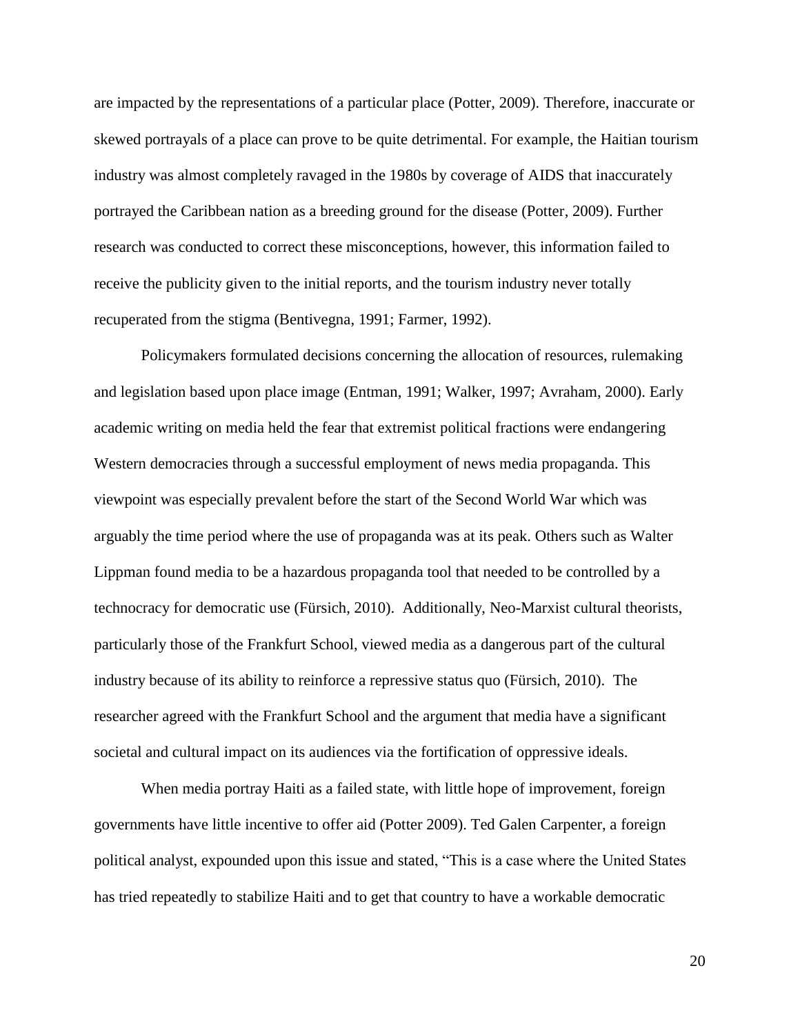are impacted by the representations of a particular place (Potter, 2009). Therefore, inaccurate or skewed portrayals of a place can prove to be quite detrimental. For example, the Haitian tourism industry was almost completely ravaged in the 1980s by coverage of AIDS that inaccurately portrayed the Caribbean nation as a breeding ground for the disease (Potter, 2009). Further research was conducted to correct these misconceptions, however, this information failed to receive the publicity given to the initial reports, and the tourism industry never totally recuperated from the stigma (Bentivegna, 1991; Farmer, 1992).

Policymakers formulated decisions concerning the allocation of resources, rulemaking and legislation based upon place image (Entman, 1991; Walker, 1997; Avraham, 2000). Early academic writing on media held the fear that extremist political fractions were endangering Western democracies through a successful employment of news media propaganda. This viewpoint was especially prevalent before the start of the Second World War which was arguably the time period where the use of propaganda was at its peak. Others such as Walter Lippman found media to be a hazardous propaganda tool that needed to be controlled by a technocracy for democratic use (Fürsich, 2010). Additionally, Neo-Marxist cultural theorists, particularly those of the Frankfurt School, viewed media as a dangerous part of the cultural industry because of its ability to reinforce a repressive status quo (Fürsich, 2010). The researcher agreed with the Frankfurt School and the argument that media have a significant societal and cultural impact on its audiences via the fortification of oppressive ideals.

When media portray Haiti as a failed state, with little hope of improvement, foreign governments have little incentive to offer aid (Potter 2009). Ted Galen Carpenter, a foreign political analyst, expounded upon this issue and stated, "This is a case where the United States has tried repeatedly to stabilize Haiti and to get that country to have a workable democratic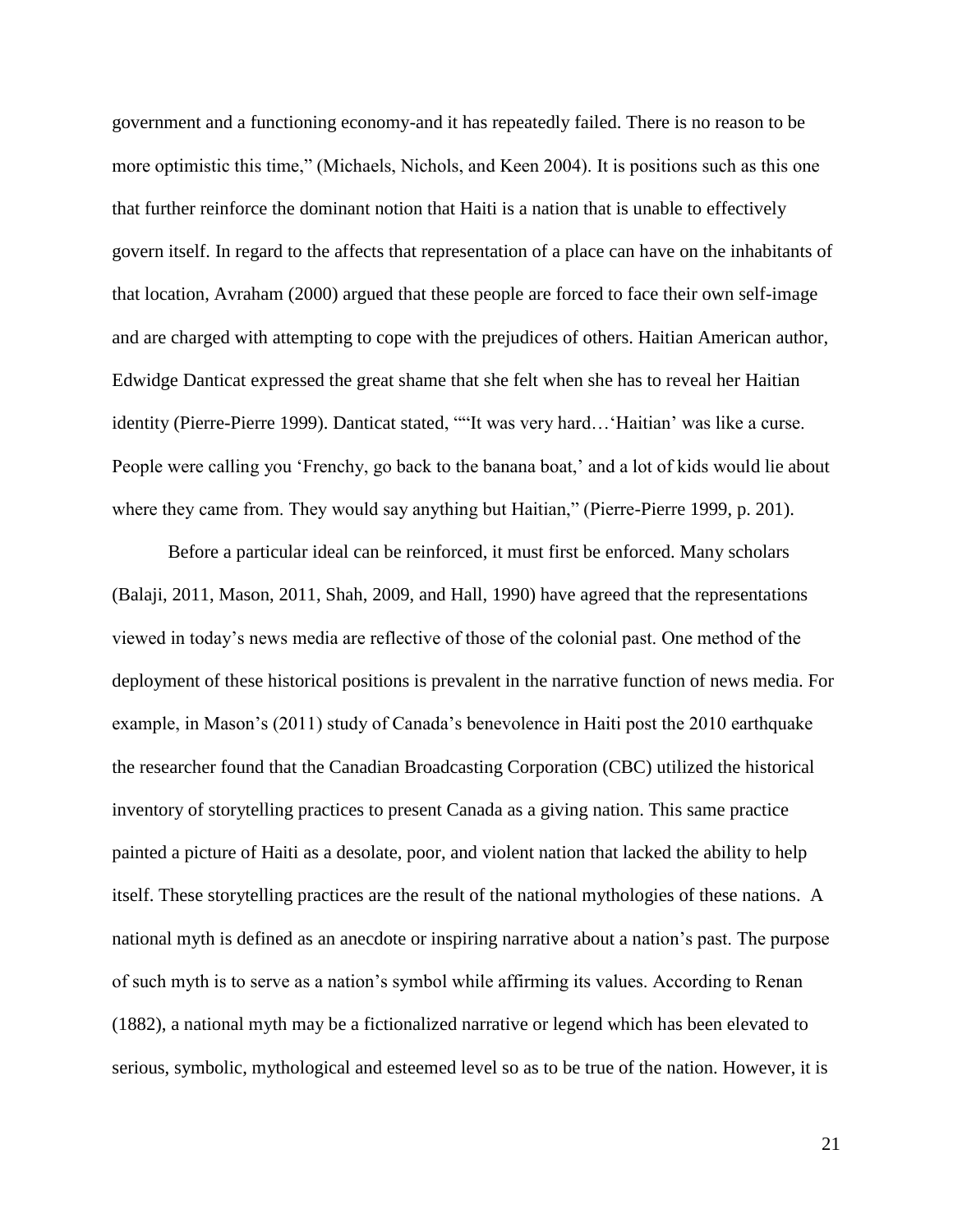government and a functioning economy-and it has repeatedly failed. There is no reason to be more optimistic this time," (Michaels, Nichols, and Keen 2004). It is positions such as this one that further reinforce the dominant notion that Haiti is a nation that is unable to effectively govern itself. In regard to the affects that representation of a place can have on the inhabitants of that location, Avraham (2000) argued that these people are forced to face their own self-image and are charged with attempting to cope with the prejudices of others. Haitian American author, Edwidge Danticat expressed the great shame that she felt when she has to reveal her Haitian identity (Pierre-Pierre 1999). Danticat stated, ""It was very hard…'Haitian' was like a curse. People were calling you 'Frenchy, go back to the banana boat,' and a lot of kids would lie about where they came from. They would say anything but Haitian," (Pierre-Pierre 1999, p. 201).

Before a particular ideal can be reinforced, it must first be enforced. Many scholars (Balaji, 2011, Mason, 2011, Shah, 2009, and Hall, 1990) have agreed that the representations viewed in today's news media are reflective of those of the colonial past. One method of the deployment of these historical positions is prevalent in the narrative function of news media. For example, in Mason's (2011) study of Canada's benevolence in Haiti post the 2010 earthquake the researcher found that the Canadian Broadcasting Corporation (CBC) utilized the historical inventory of storytelling practices to present Canada as a giving nation. This same practice painted a picture of Haiti as a desolate, poor, and violent nation that lacked the ability to help itself. These storytelling practices are the result of the national mythologies of these nations. A national myth is defined as an anecdote or inspiring narrative about a nation's past. The purpose of such myth is to serve as a nation's symbol while affirming its values. According to Renan (1882), a national myth may be a fictionalized narrative or legend which has been elevated to serious, symbolic, mythological and esteemed level so as to be true of the nation. However, it is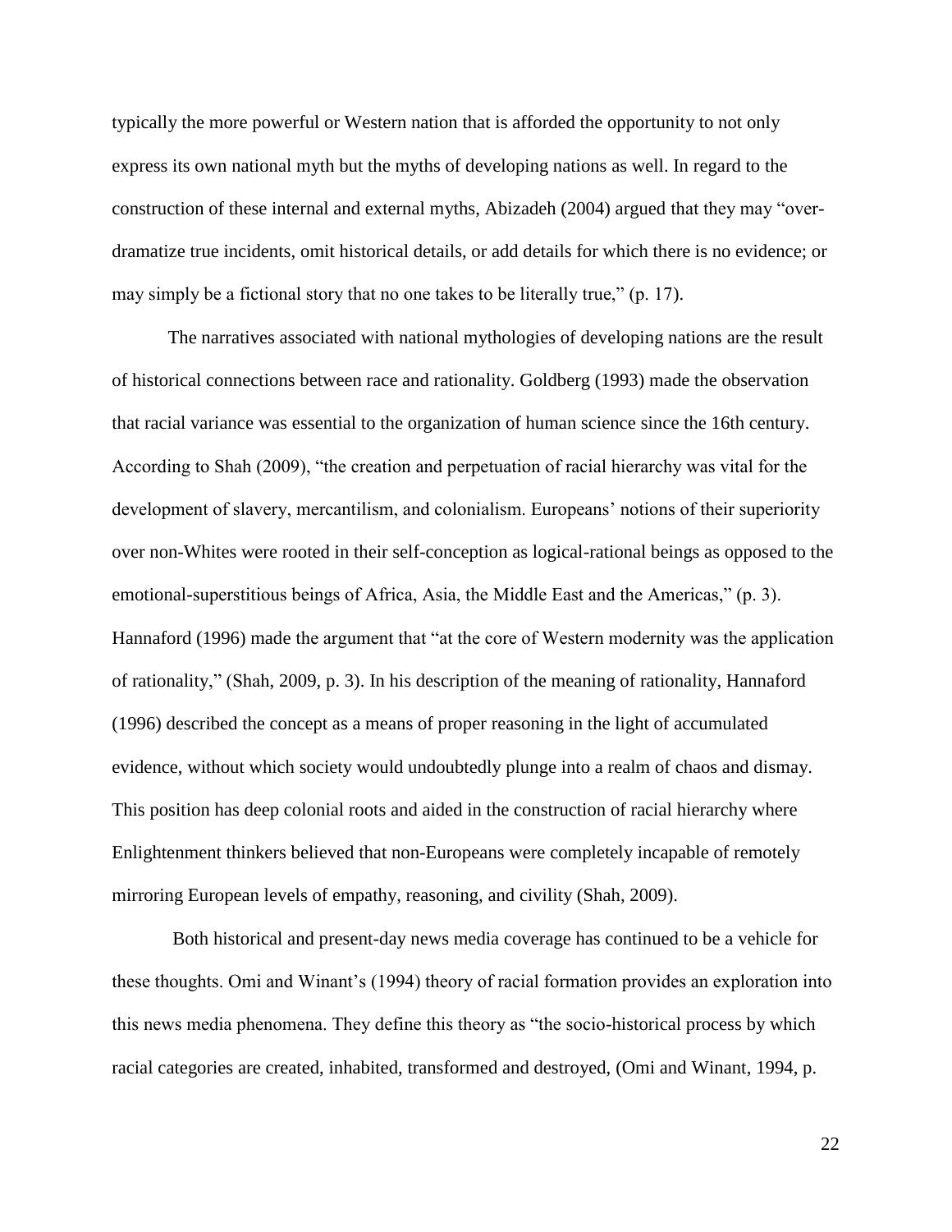typically the more powerful or Western nation that is afforded the opportunity to not only express its own national myth but the myths of developing nations as well. In regard to the construction of these internal and external myths, Abizadeh (2004) argued that they may "over-dramatize true incidents, omit historical details, or add details for which there is no evidence; or may simply be a fictional story that no one takes to be literally true," (p. 17).

The narratives associated with national mythologies of developing nations are the result of historical connections between race and rationality. Goldberg (1993) made the observation that racial variance was essential to the organization of human science since the 16th century. According to Shah (2009), "the creation and perpetuation of racial hierarchy was vital for the development of slavery, mercantilism, and colonialism. Europeans' notions of their superiority over non-Whites were rooted in their self-conception as logical-rational beings as opposed to the emotional-superstitious beings of Africa, Asia, the Middle East and the Americas," (p. 3). Hannaford (1996) made the argument that "at the core of Western modernity was the application of rationality," (Shah, 2009, p. 3). In his description of the meaning of rationality, Hannaford (1996) described the concept as a means of proper reasoning in the light of accumulated evidence, without which society would undoubtedly plunge into a realm of chaos and dismay. This position has deep colonial roots and aided in the construction of racial hierarchy where Enlightenment thinkers believed that non-Europeans were completely incapable of remotely mirroring European levels of empathy, reasoning, and civility (Shah, 2009).

Both historical and present-day news media coverage has continued to be a vehicle for these thoughts. Omi and Winant's (1994) theory of racial formation provides an exploration into this news media phenomena. They define this theory as "the socio-historical process by which racial categories are created, inhabited, transformed and destroyed, (Omi and Winant, 1994, p.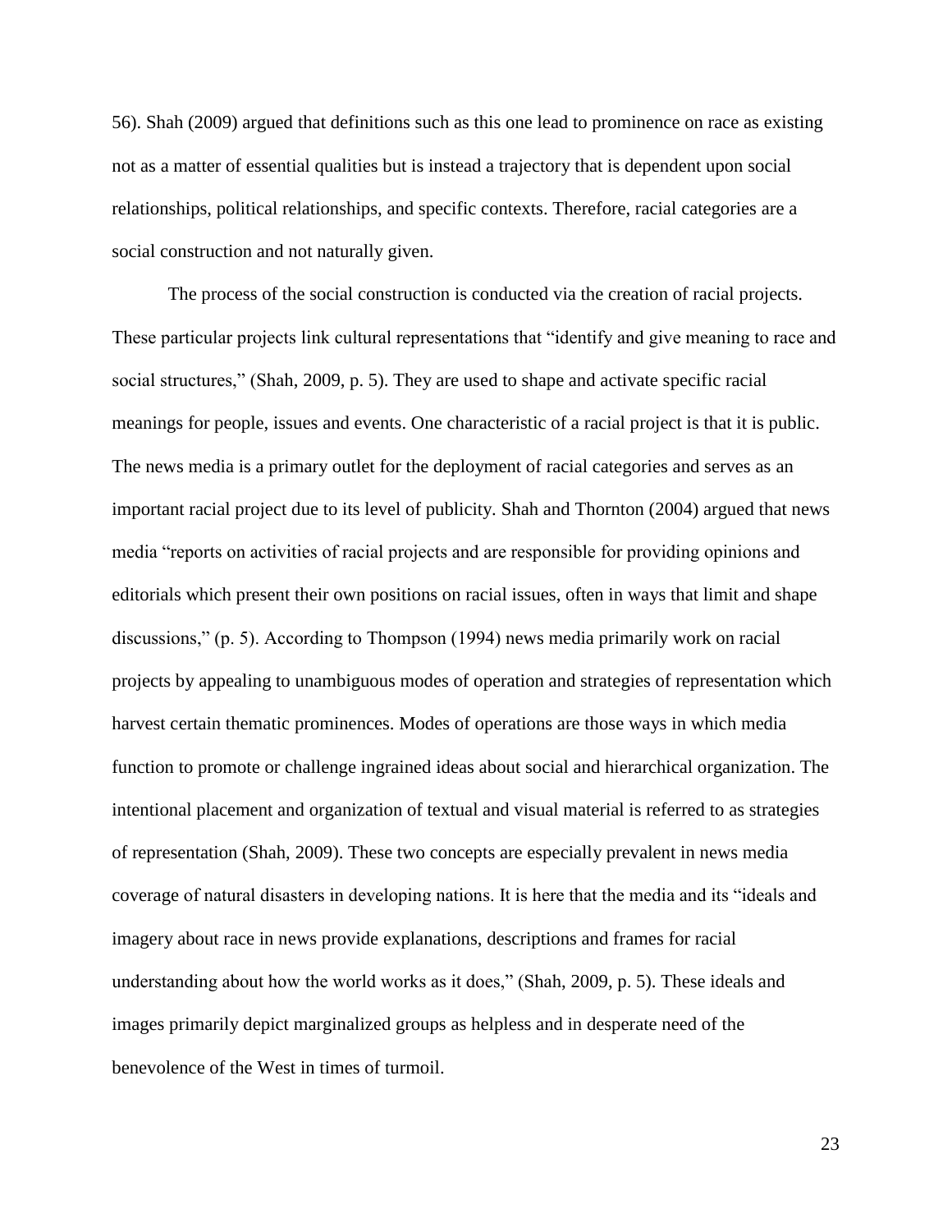56). Shah (2009) argued that definitions such as this one lead to prominence on race as existing not as a matter of essential qualities but is instead a trajectory that is dependent upon social relationships, political relationships, and specific contexts. Therefore, racial categories are a social construction and not naturally given.

The process of the social construction is conducted via the creation of racial projects. These particular projects link cultural representations that "identify and give meaning to race and social structures," (Shah, 2009, p. 5). They are used to shape and activate specific racial meanings for people, issues and events. One characteristic of a racial project is that it is public. The news media is a primary outlet for the deployment of racial categories and serves as an important racial project due to its level of publicity. Shah and Thornton (2004) argued that news media "reports on activities of racial projects and are responsible for providing opinions and editorials which present their own positions on racial issues, often in ways that limit and shape discussions," (p. 5). According to Thompson (1994) news media primarily work on racial projects by appealing to unambiguous modes of operation and strategies of representation which harvest certain thematic prominences. Modes of operations are those ways in which media function to promote or challenge ingrained ideas about social and hierarchical organization. The intentional placement and organization of textual and visual material is referred to as strategies of representation (Shah, 2009). These two concepts are especially prevalent in news media coverage of natural disasters in developing nations. It is here that the media and its "ideals and imagery about race in news provide explanations, descriptions and frames for racial understanding about how the world works as it does," (Shah, 2009, p. 5). These ideals and images primarily depict marginalized groups as helpless and in desperate need of the benevolence of the West in times of turmoil.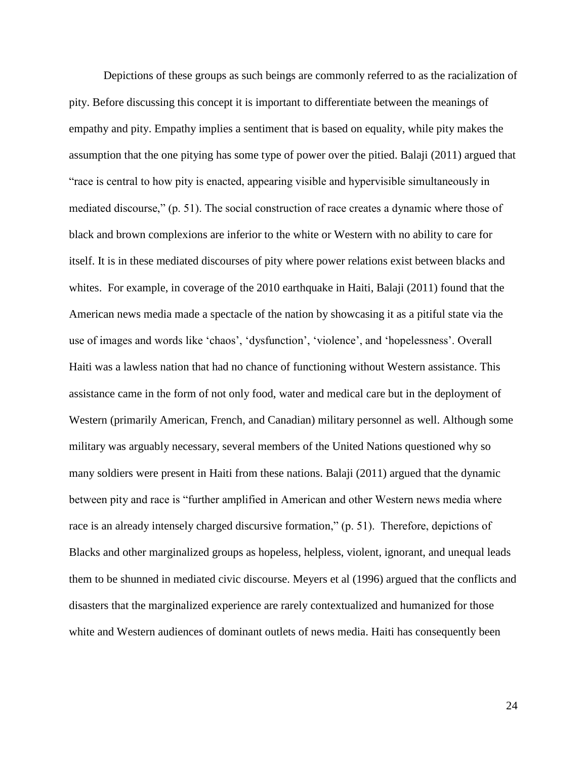Depictions of these groups as such beings are commonly referred to as the racialization of pity. Before discussing this concept it is important to differentiate between the meanings of empathy and pity. Empathy implies a sentiment that is based on equality, while pity makes the assumption that the one pitying has some type of power over the pitied. Balaji (2011) argued that "race is central to how pity is enacted, appearing visible and hypervisible simultaneously in mediated discourse," (p. 51). The social construction of race creates a dynamic where those of black and brown complexions are inferior to the white or Western with no ability to care for itself. It is in these mediated discourses of pity where power relations exist between blacks and whites. For example, in coverage of the 2010 earthquake in Haiti, Balaji (2011) found that the American news media made a spectacle of the nation by showcasing it as a pitiful state via the use of images and words like 'chaos', 'dysfunction', 'violence', and 'hopelessness'. Overall Haiti was a lawless nation that had no chance of functioning without Western assistance. This assistance came in the form of not only food, water and medical care but in the deployment of Western (primarily American, French, and Canadian) military personnel as well. Although some military was arguably necessary, several members of the United Nations questioned why so many soldiers were present in Haiti from these nations. Balaji (2011) argued that the dynamic between pity and race is "further amplified in American and other Western news media where race is an already intensely charged discursive formation," (p. 51). Therefore, depictions of Blacks and other marginalized groups as hopeless, helpless, violent, ignorant, and unequal leads them to be shunned in mediated civic discourse. Meyers et al (1996) argued that the conflicts and disasters that the marginalized experience are rarely contextualized and humanized for those white and Western audiences of dominant outlets of news media. Haiti has consequently been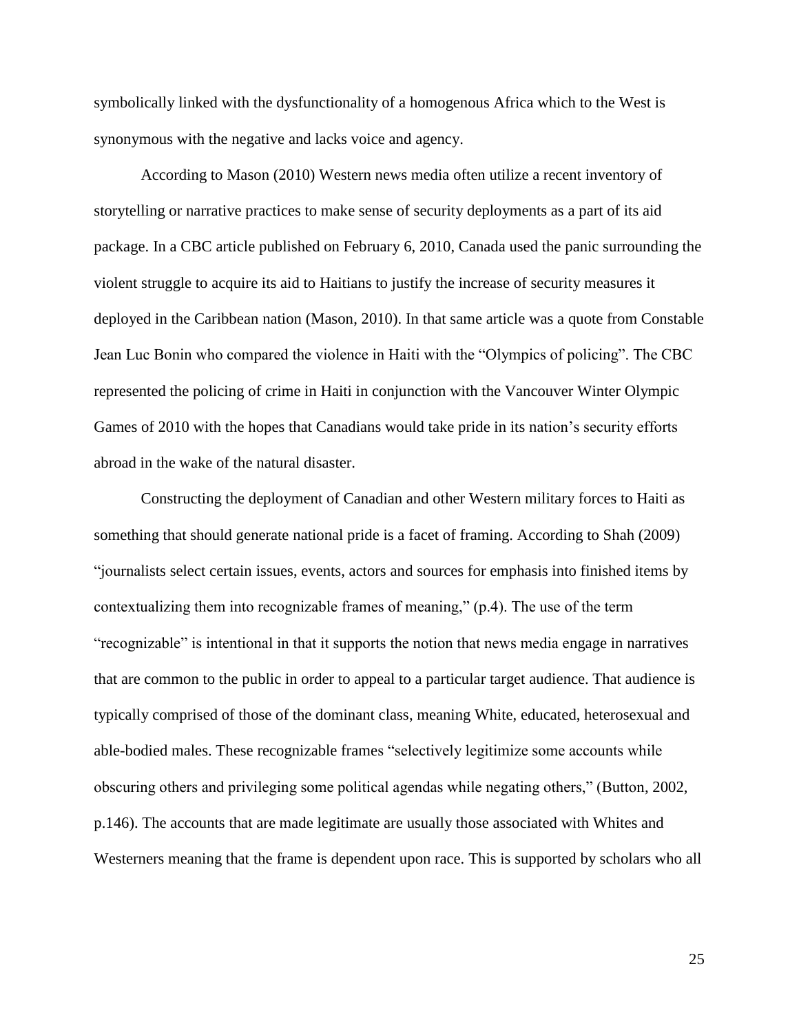symbolically linked with the dysfunctionality of a homogenous Africa which to the West is synonymous with the negative and lacks voice and agency.

According to Mason (2010) Western news media often utilize a recent inventory of storytelling or narrative practices to make sense of security deployments as a part of its aid package. In a CBC article published on February 6, 2010, Canada used the panic surrounding the violent struggle to acquire its aid to Haitians to justify the increase of security measures it deployed in the Caribbean nation (Mason, 2010). In that same article was a quote from Constable Jean Luc Bonin who compared the violence in Haiti with the "Olympics of policing". The CBC represented the policing of crime in Haiti in conjunction with the Vancouver Winter Olympic Games of 2010 with the hopes that Canadians would take pride in its nation's security efforts abroad in the wake of the natural disaster.

Constructing the deployment of Canadian and other Western military forces to Haiti as something that should generate national pride is a facet of framing. According to Shah (2009) "journalists select certain issues, events, actors and sources for emphasis into finished items by contextualizing them into recognizable frames of meaning," (p.4). The use of the term "recognizable" is intentional in that it supports the notion that news media engage in narratives that are common to the public in order to appeal to a particular target audience. That audience is typically comprised of those of the dominant class, meaning White, educated, heterosexual and able-bodied males. These recognizable frames "selectively legitimize some accounts while obscuring others and privileging some political agendas while negating others," (Button, 2002, p.146). The accounts that are made legitimate are usually those associated with Whites and Westerners meaning that the frame is dependent upon race. This is supported by scholars who all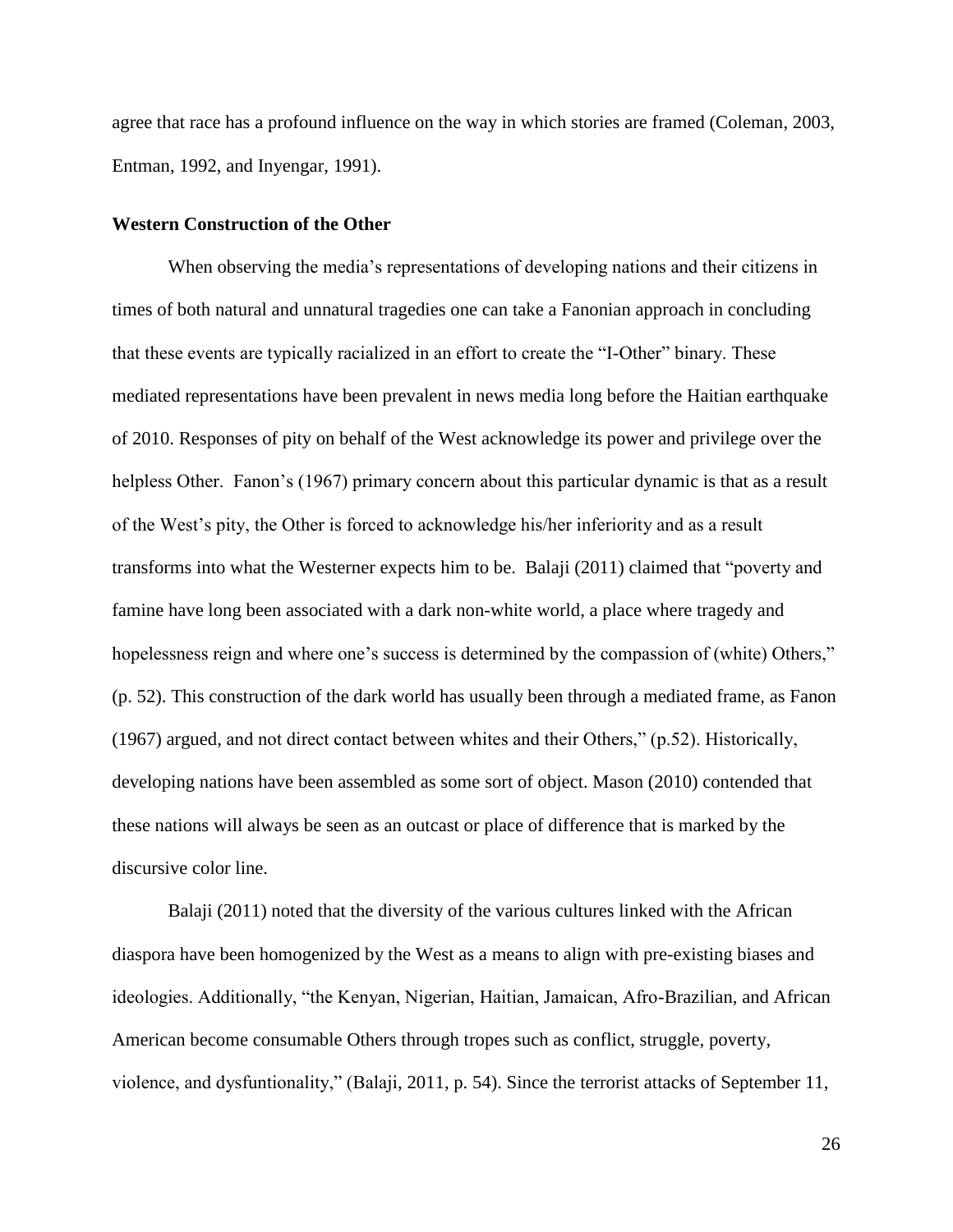agree that race has a profound influence on the way in which stories are framed (Coleman, 2003, Entman, 1992, and Inyengar, 1991).

**Western Construction of the Other**

When observing the media's representations of developing nations and their citizens in times of both natural and unnatural tragedies one can take a Fanonian approach in concluding that these events are typically racialized in an effort to create the "I-Other" binary. These mediated representations have been prevalent in news media long before the Haitian earthquake of 2010. Responses of pity on behalf of the West acknowledge its power and privilege over the helpless Other. Fanon's (1967) primary concern about this particular dynamic is that as a result of the West's pity, the Other is forced to acknowledge his/her inferiority and as a result transforms into what the Westerner expects him to be. Balaji (2011) claimed that "poverty and famine have long been associated with a dark non-white world, a place where tragedy and hopelessness reign and where one's success is determined by the compassion of (white) Others," (p. 52). This construction of the dark world has usually been through a mediated frame, as Fanon (1967) argued, and not direct contact between whites and their Others," (p.52). Historically, developing nations have been assembled as some sort of object. Mason (2010) contended that these nations will always be seen as an outcast or place of difference that is marked by the discursive color line.

Balaji (2011) noted that the diversity of the various cultures linked with the African diaspora have been homogenized by the West as a means to align with pre-existing biases and ideologies. Additionally, "the Kenyan, Nigerian, Haitian, Jamaican, Afro-Brazilian, and African American become consumable Others through tropes such as conflict, struggle, poverty, violence, and dysfuntionality," (Balaji, 2011, p. 54). Since the terrorist attacks of September 11,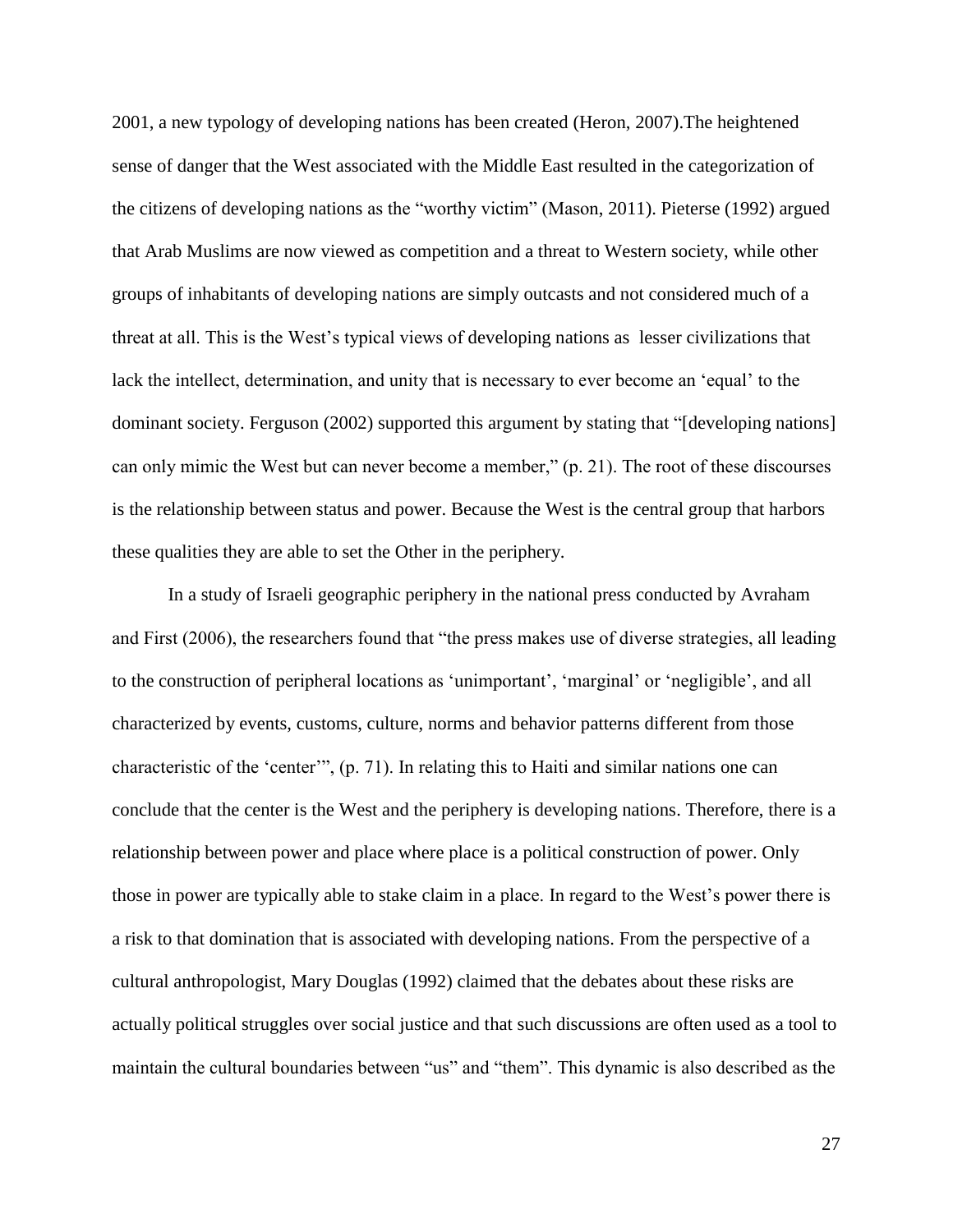2001, a new typology of developing nations has been created (Heron, 2007).The heightened sense of danger that the West associated with the Middle East resulted in the categorization of the citizens of developing nations as the "worthy victim" (Mason, 2011). Pieterse (1992) argued that Arab Muslims are now viewed as competition and a threat to Western society, while other groups of inhabitants of developing nations are simply outcasts and not considered much of a threat at all. This is the West's typical views of developing nations as lesser civilizations that lack the intellect, determination, and unity that is necessary to ever become an 'equal' to the dominant society. Ferguson (2002) supported this argument by stating that "[developing nations] can only mimic the West but can never become a member," (p. 21). The root of these discourses is the relationship between status and power. Because the West is the central group that harbors these qualities they are able to set the Other in the periphery.

In a study of Israeli geographic periphery in the national press conducted by Avraham and First (2006), the researchers found that "the press makes use of diverse strategies, all leading to the construction of peripheral locations as 'unimportant', 'marginal' or 'negligible', and all characterized by events, customs, culture, norms and behavior patterns different from those characteristic of the 'center'", (p. 71). In relating this to Haiti and similar nations one can conclude that the center is the West and the periphery is developing nations. Therefore, there is a relationship between power and place where place is a political construction of power. Only those in power are typically able to stake claim in a place. In regard to the West's power there is a risk to that domination that is associated with developing nations. From the perspective of a cultural anthropologist, Mary Douglas (1992) claimed that the debates about these risks are actually political struggles over social justice and that such discussions are often used as a tool to maintain the cultural boundaries between "us" and "them". This dynamic is also described as the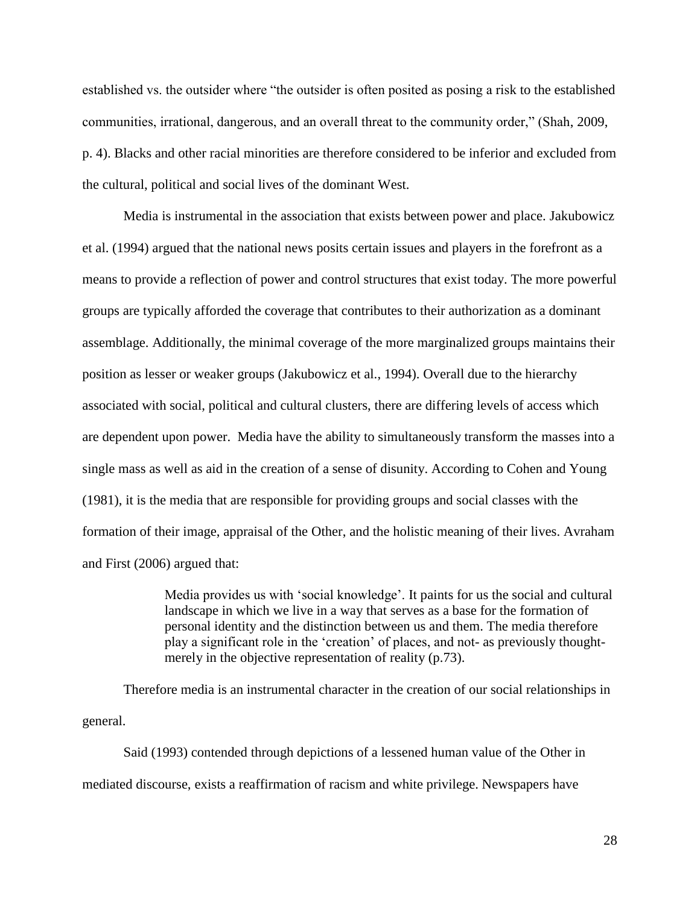established vs. the outsider where "the outsider is often posited as posing a risk to the established communities, irrational, dangerous, and an overall threat to the community order," (Shah, 2009, p. 4). Blacks and other racial minorities are therefore considered to be inferior and excluded from the cultural, political and social lives of the dominant West.

Media is instrumental in the association that exists between power and place. Jakubowicz et al. (1994) argued that the national news posits certain issues and players in the forefront as a means to provide a reflection of power and control structures that exist today. The more powerful groups are typically afforded the coverage that contributes to their authorization as a dominant assemblage. Additionally, the minimal coverage of the more marginalized groups maintains their position as lesser or weaker groups (Jakubowicz et al., 1994). Overall due to the hierarchy associated with social, political and cultural clusters, there are differing levels of access which are dependent upon power. Media have the ability to simultaneously transform the masses into a single mass as well as aid in the creation of a sense of disunity. According to Cohen and Young (1981), it is the media that are responsible for providing groups and social classes with the formation of their image, appraisal of the Other, and the holistic meaning of their lives. Avraham and First (2006) argued that:

> Media provides us with 'social knowledge'. It paints for us the social and cultural landscape in which we live in a way that serves as a base for the formation of personal identity and the distinction between us and them. The media therefore play a significant role in the 'creation' of places, and not- as previously thought- merely in the objective representation of reality (p.73).

Therefore media is an instrumental character in the creation of our social relationships in general.

Said (1993) contended through depictions of a lessened human value of the Other in mediated discourse, exists a reaffirmation of racism and white privilege. Newspapers have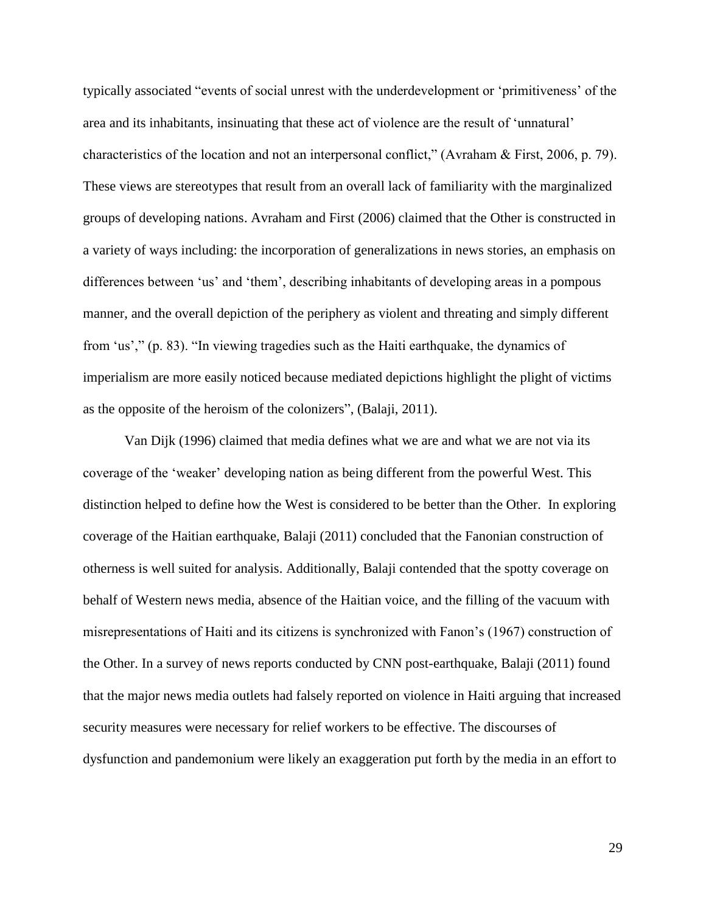typically associated "events of social unrest with the underdevelopment or 'primitiveness' of the area and its inhabitants, insinuating that these act of violence are the result of 'unnatural' characteristics of the location and not an interpersonal conflict," (Avraham & First, 2006, p. 79). These views are stereotypes that result from an overall lack of familiarity with the marginalized groups of developing nations. Avraham and First (2006) claimed that the Other is constructed in a variety of ways including: the incorporation of generalizations in news stories, an emphasis on differences between 'us' and 'them', describing inhabitants of developing areas in a pompous manner, and the overall depiction of the periphery as violent and threating and simply different from 'us'," (p. 83). "In viewing tragedies such as the Haiti earthquake, the dynamics of imperialism are more easily noticed because mediated depictions highlight the plight of victims as the opposite of the heroism of the colonizers", (Balaji, 2011).

Van Dijk (1996) claimed that media defines what we are and what we are not via its coverage of the 'weaker' developing nation as being different from the powerful West. This distinction helped to define how the West is considered to be better than the Other. In exploring coverage of the Haitian earthquake, Balaji (2011) concluded that the Fanonian construction of otherness is well suited for analysis. Additionally, Balaji contended that the spotty coverage on behalf of Western news media, absence of the Haitian voice, and the filling of the vacuum with misrepresentations of Haiti and its citizens is synchronized with Fanon's (1967) construction of the Other. In a survey of news reports conducted by CNN post-earthquake, Balaji (2011) found that the major news media outlets had falsely reported on violence in Haiti arguing that increased security measures were necessary for relief workers to be effective. The discourses of dysfunction and pandemonium were likely an exaggeration put forth by the media in an effort to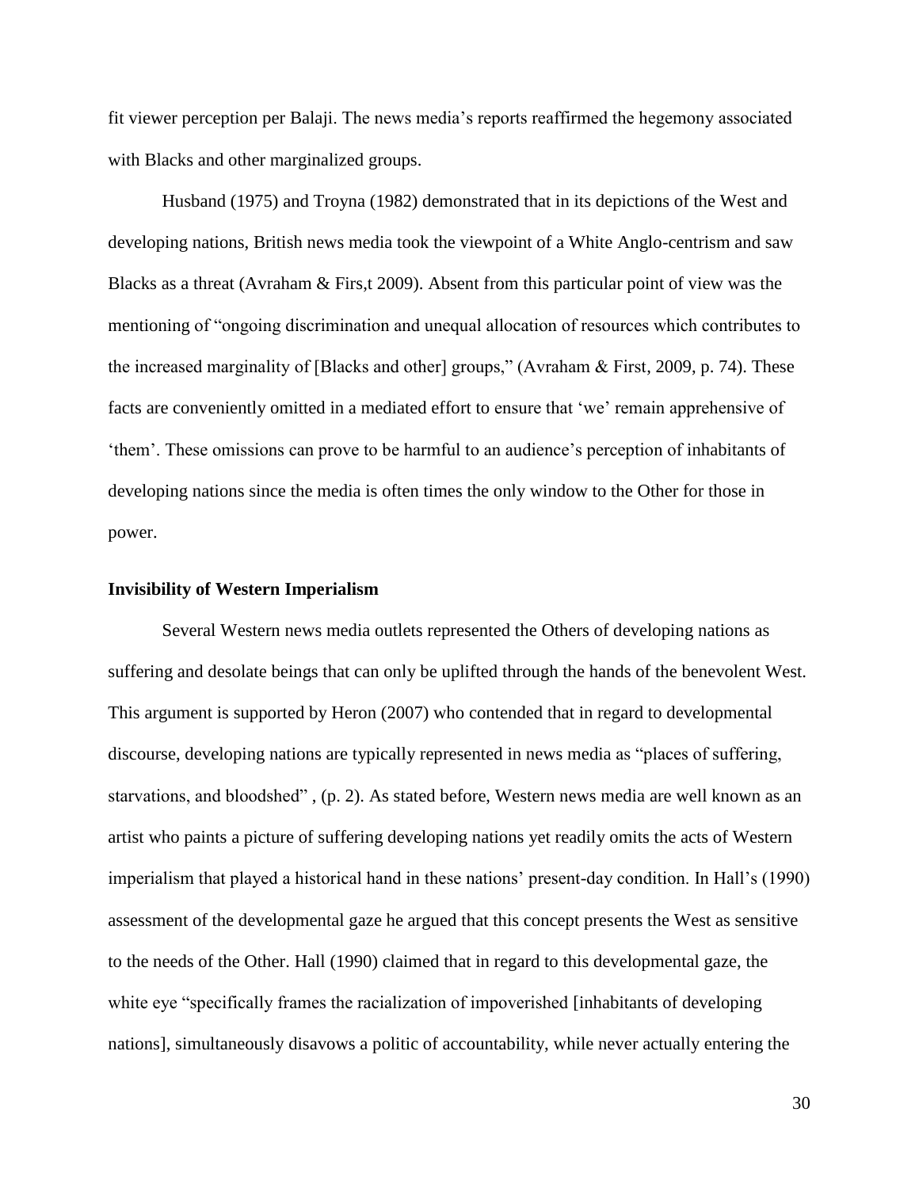fit viewer perception per Balaji. The news media's reports reaffirmed the hegemony associated with Blacks and other marginalized groups.

Husband (1975) and Troyna (1982) demonstrated that in its depictions of the West and developing nations, British news media took the viewpoint of a White Anglo-centrism and saw Blacks as a threat (Avraham & Firs,t 2009). Absent from this particular point of view was the mentioning of "ongoing discrimination and unequal allocation of resources which contributes to the increased marginality of [Blacks and other] groups," (Avraham & First, 2009, p. 74). These facts are conveniently omitted in a mediated effort to ensure that 'we' remain apprehensive of 'them'. These omissions can prove to be harmful to an audience's perception of inhabitants of developing nations since the media is often times the only window to the Other for those in power.

### Invisibility of Western Imperialism

Several Western news media outlets represented the Others of developing nations as suffering and desolate beings that can only be uplifted through the hands of the benevolent West. This argument is supported by Heron (2007) who contended that in regard to developmental discourse, developing nations are typically represented in news media as "places of suffering, starvations, and bloodshed" , (p. 2). As stated before, Western news media are well known as an artist who paints a picture of suffering developing nations yet readily omits the acts of Western imperialism that played a historical hand in these nations' present-day condition. In Hall's (1990) assessment of the developmental gaze he argued that this concept presents the West as sensitive to the needs of the Other. Hall (1990) claimed that in regard to this developmental gaze, the white eye "specifically frames the racialization of impoverished [inhabitants of developing nations], simultaneously disavows a politic of accountability, while never actually entering the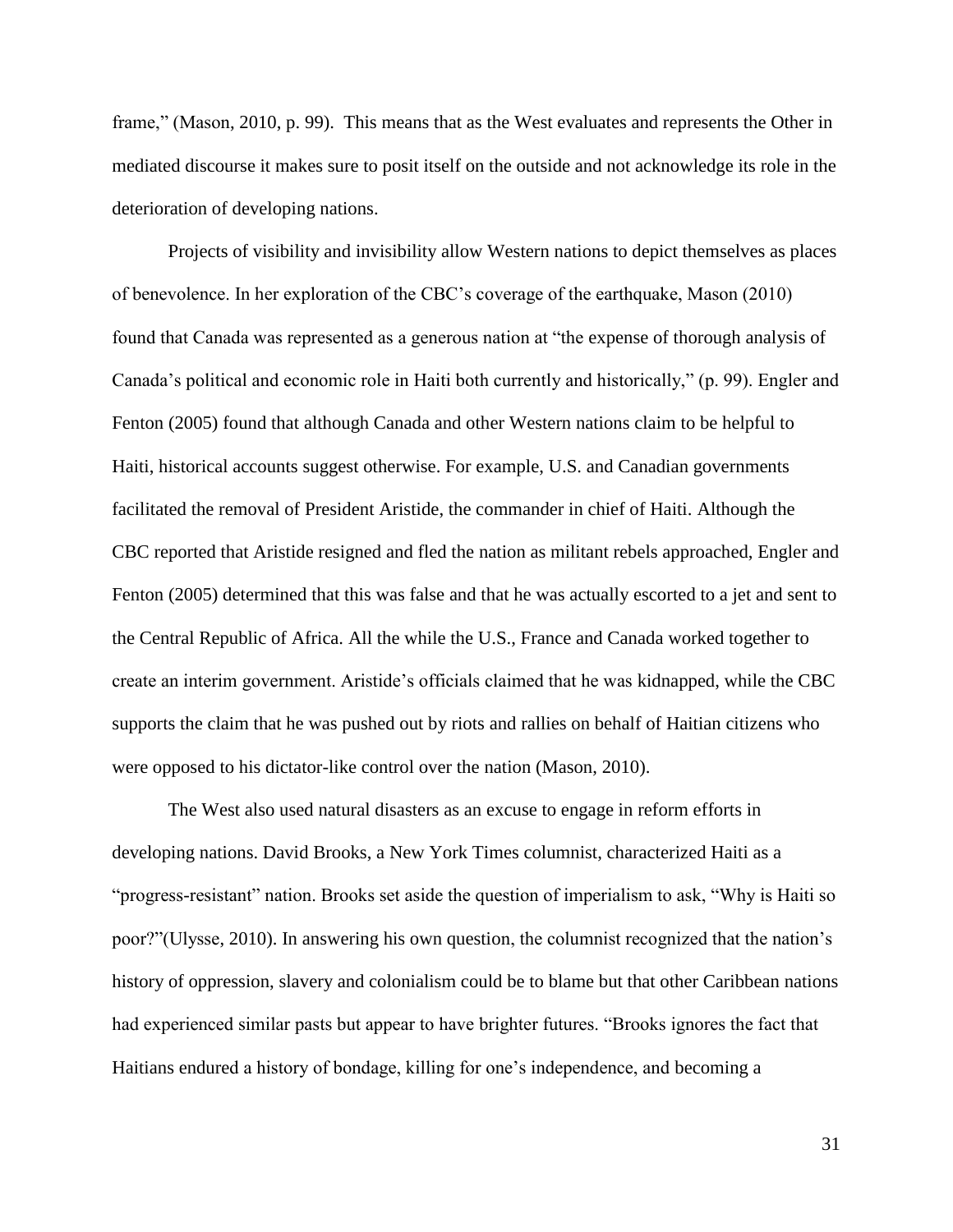frame," (Mason, 2010, p. 99). This means that as the West evaluates and represents the Other in mediated discourse it makes sure to posit itself on the outside and not acknowledge its role in the deterioration of developing nations.

Projects of visibility and invisibility allow Western nations to depict themselves as places of benevolence. In her exploration of the CBC's coverage of the earthquake, Mason (2010) found that Canada was represented as a generous nation at "the expense of thorough analysis of Canada's political and economic role in Haiti both currently and historically," (p. 99). Engler and Fenton (2005) found that although Canada and other Western nations claim to be helpful to Haiti, historical accounts suggest otherwise. For example, U.S. and Canadian governments facilitated the removal of President Aristide, the commander in chief of Haiti. Although the CBC reported that Aristide resigned and fled the nation as militant rebels approached, Engler and Fenton (2005) determined that this was false and that he was actually escorted to a jet and sent to the Central Republic of Africa. All the while the U.S., France and Canada worked together to create an interim government. Aristide's officials claimed that he was kidnapped, while the CBC supports the claim that he was pushed out by riots and rallies on behalf of Haitian citizens who were opposed to his dictator-like control over the nation (Mason, 2010).

The West also used natural disasters as an excuse to engage in reform efforts in developing nations. David Brooks, a New York Times columnist, characterized Haiti as a "progress-resistant" nation. Brooks set aside the question of imperialism to ask, "Why is Haiti so poor?"(Ulysse, 2010). In answering his own question, the columnist recognized that the nation's history of oppression, slavery and colonialism could be to blame but that other Caribbean nations had experienced similar pasts but appear to have brighter futures. "Brooks ignores the fact that Haitians endured a history of bondage, killing for one's independence, and becoming a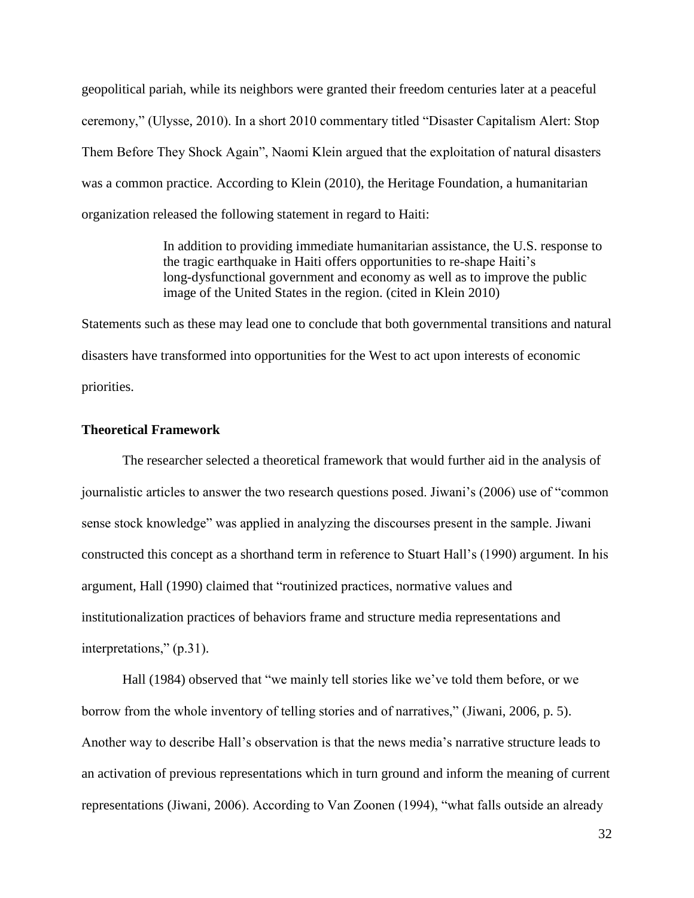geopolitical pariah, while its neighbors were granted their freedom centuries later at a peaceful ceremony," (Ulysse, 2010). In a short 2010 commentary titled "Disaster Capitalism Alert: Stop Them Before They Shock Again", Naomi Klein argued that the exploitation of natural disasters was a common practice. According to Klein (2010), the Heritage Foundation, a humanitarian organization released the following statement in regard to Haiti:

> In addition to providing immediate humanitarian assistance, the U.S. response to the tragic earthquake in Haiti offers opportunities to re-shape Haiti's long-dysfunctional government and economy as well as to improve the public image of the United States in the region. (cited in Klein 2010)

Statements such as these may lead one to conclude that both governmental transitions and natural disasters have transformed into opportunities for the West to act upon interests of economic priorities.

**Theoretical Framework**

The researcher selected a theoretical framework that would further aid in the analysis of journalistic articles to answer the two research questions posed. Jiwani's (2006) use of "common sense stock knowledge" was applied in analyzing the discourses present in the sample. Jiwani constructed this concept as a shorthand term in reference to Stuart Hall's (1990) argument. In his argument, Hall (1990) claimed that "routinized practices, normative values and institutionalization practices of behaviors frame and structure media representations and interpretations," (p.31).

Hall (1984) observed that "we mainly tell stories like we've told them before, or we borrow from the whole inventory of telling stories and of narratives," (Jiwani, 2006, p. 5). Another way to describe Hall's observation is that the news media's narrative structure leads to an activation of previous representations which in turn ground and inform the meaning of current representations (Jiwani, 2006). According to Van Zoonen (1994), "what falls outside an already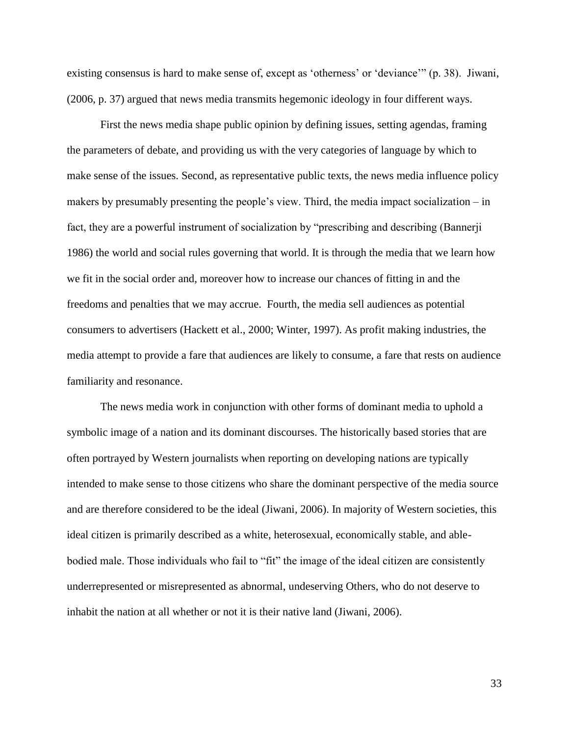existing consensus is hard to make sense of, except as 'otherness' or 'deviance'" (p. 38). Jiwani, (2006, p. 37) argued that news media transmits hegemonic ideology in four different ways.

First the news media shape public opinion by defining issues, setting agendas, framing the parameters of debate, and providing us with the very categories of language by which to make sense of the issues. Second, as representative public texts, the news media influence policy makers by presumably presenting the people's view. Third, the media impact socialization – in fact, they are a powerful instrument of socialization by "prescribing and describing (Bannerji 1986) the world and social rules governing that world. It is through the media that we learn how we fit in the social order and, moreover how to increase our chances of fitting in and the freedoms and penalties that we may accrue. Fourth, the media sell audiences as potential consumers to advertisers (Hackett et al., 2000; Winter, 1997). As profit making industries, the media attempt to provide a fare that audiences are likely to consume, a fare that rests on audience familiarity and resonance.

The news media work in conjunction with other forms of dominant media to uphold a symbolic image of a nation and its dominant discourses. The historically based stories that are often portrayed by Western journalists when reporting on developing nations are typically intended to make sense to those citizens who share the dominant perspective of the media source and are therefore considered to be the ideal (Jiwani, 2006). In majority of Western societies, this ideal citizen is primarily described as a white, heterosexual, economically stable, and able-bodied male. Those individuals who fail to "fit" the image of the ideal citizen are consistently underrepresented or misrepresented as abnormal, undeserving Others, who do not deserve to inhabit the nation at all whether or not it is their native land (Jiwani, 2006).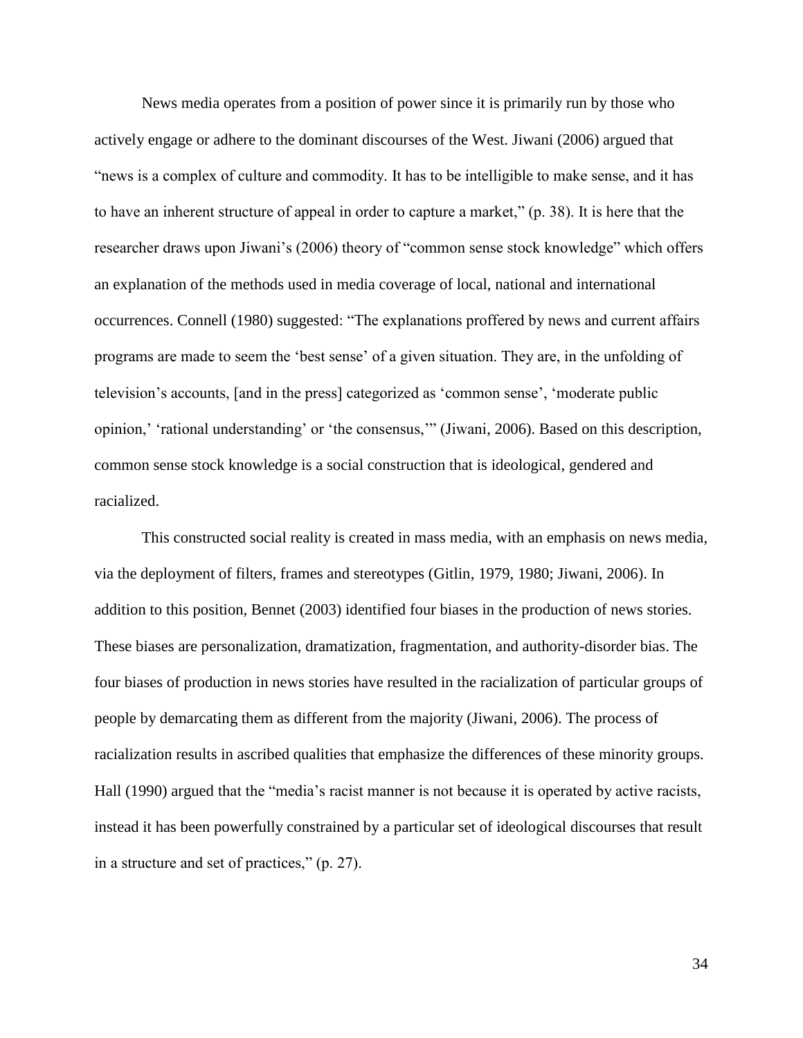News media operates from a position of power since it is primarily run by those who actively engage or adhere to the dominant discourses of the West. Jiwani (2006) argued that "news is a complex of culture and commodity. It has to be intelligible to make sense, and it has to have an inherent structure of appeal in order to capture a market," (p. 38). It is here that the researcher draws upon Jiwani's (2006) theory of "common sense stock knowledge" which offers an explanation of the methods used in media coverage of local, national and international occurrences. Connell (1980) suggested: "The explanations proffered by news and current affairs programs are made to seem the 'best sense' of a given situation. They are, in the unfolding of television's accounts, [and in the press] categorized as 'common sense', 'moderate public opinion,' 'rational understanding' or 'the consensus,'" (Jiwani, 2006). Based on this description, common sense stock knowledge is a social construction that is ideological, gendered and racialized.

This constructed social reality is created in mass media, with an emphasis on news media, via the deployment of filters, frames and stereotypes (Gitlin, 1979, 1980; Jiwani, 2006). In addition to this position, Bennet (2003) identified four biases in the production of news stories. These biases are personalization, dramatization, fragmentation, and authority-disorder bias. The four biases of production in news stories have resulted in the racialization of particular groups of people by demarcating them as different from the majority (Jiwani, 2006). The process of racialization results in ascribed qualities that emphasize the differences of these minority groups. Hall (1990) argued that the "media's racist manner is not because it is operated by active racists, instead it has been powerfully constrained by a particular set of ideological discourses that result in a structure and set of practices," (p. 27).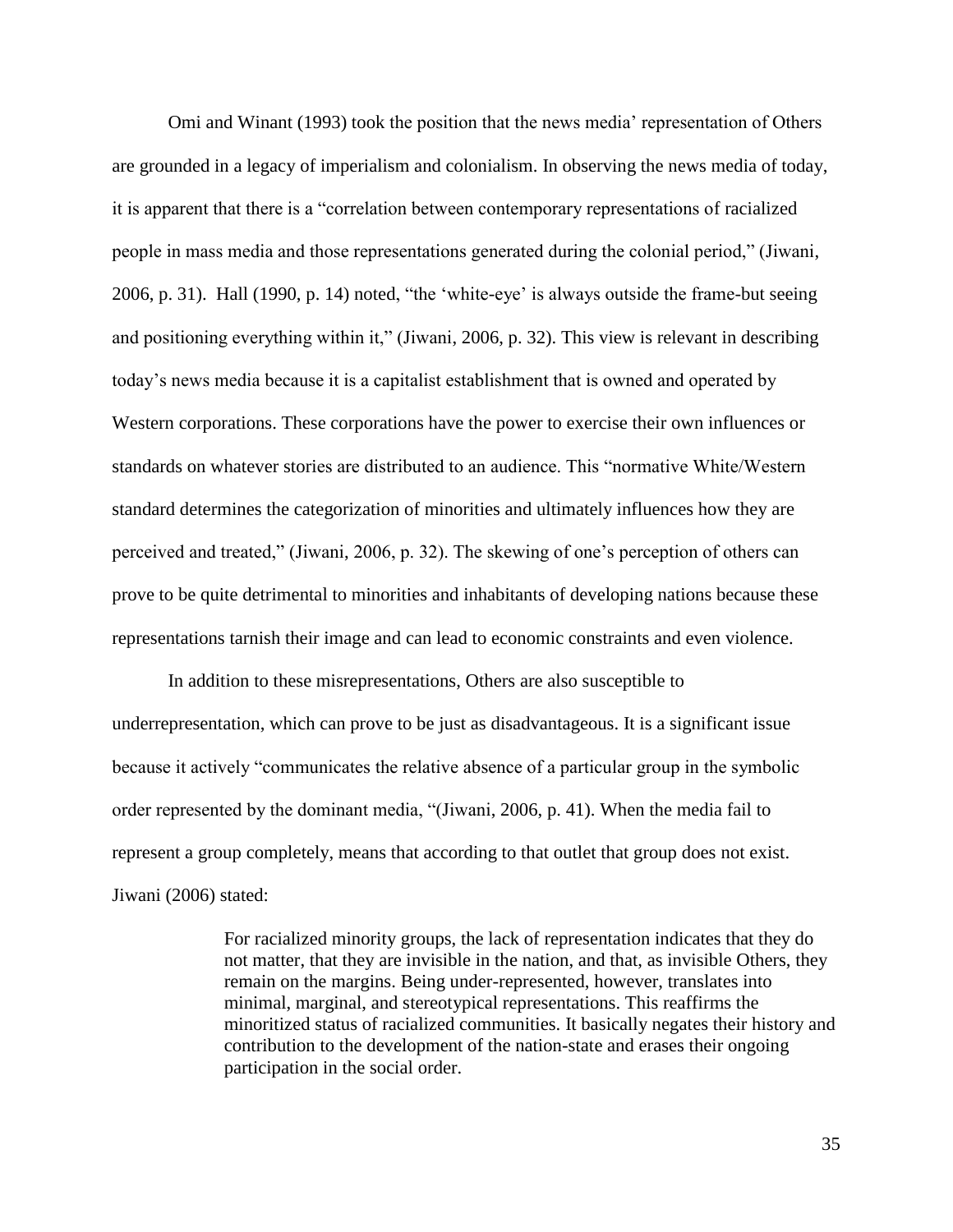Omi and Winant (1993) took the position that the news media' representation of Others are grounded in a legacy of imperialism and colonialism. In observing the news media of today, it is apparent that there is a "correlation between contemporary representations of racialized people in mass media and those representations generated during the colonial period," (Jiwani, 2006, p. 31). Hall (1990, p. 14) noted, "the 'white-eye' is always outside the frame-but seeing and positioning everything within it," (Jiwani, 2006, p. 32). This view is relevant in describing today's news media because it is a capitalist establishment that is owned and operated by Western corporations. These corporations have the power to exercise their own influences or standards on whatever stories are distributed to an audience. This "normative White/Western standard determines the categorization of minorities and ultimately influences how they are perceived and treated," (Jiwani, 2006, p. 32). The skewing of one's perception of others can prove to be quite detrimental to minorities and inhabitants of developing nations because these representations tarnish their image and can lead to economic constraints and even violence.

In addition to these misrepresentations, Others are also susceptible to underrepresentation, which can prove to be just as disadvantageous. It is a significant issue because it actively "communicates the relative absence of a particular group in the symbolic order represented by the dominant media, "(Jiwani, 2006, p. 41). When the media fail to represent a group completely, means that according to that outlet that group does not exist. Jiwani (2006) stated:

> For racialized minority groups, the lack of representation indicates that they do not matter, that they are invisible in the nation, and that, as invisible Others, they remain on the margins. Being under-represented, however, translates into minimal, marginal, and stereotypical representations. This reaffirms the minoritized status of racialized communities. It basically negates their history and contribution to the development of the nation-state and erases their ongoing participation in the social order.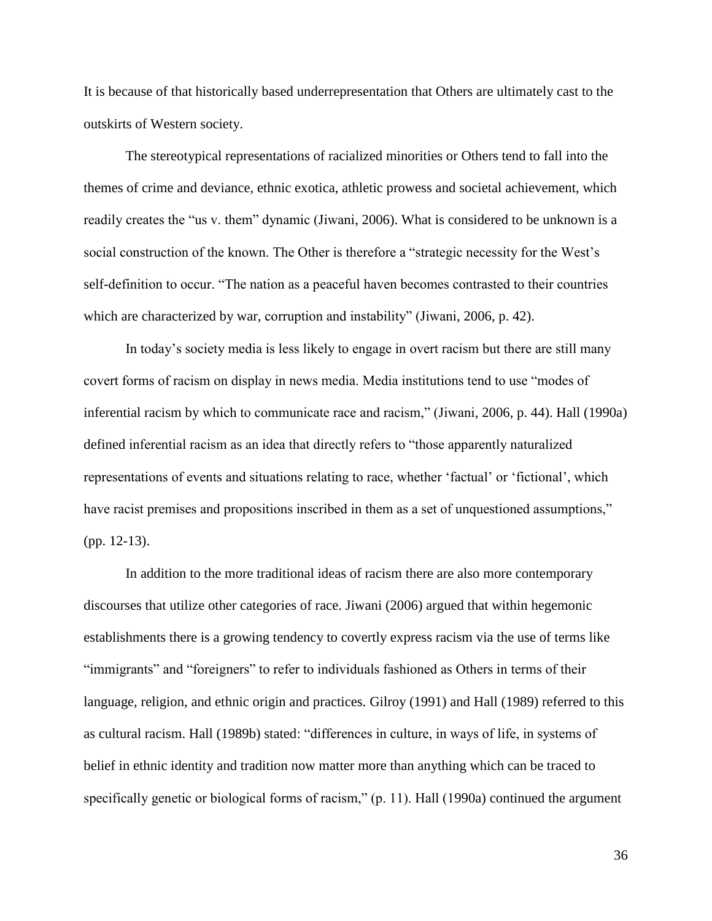It is because of that historically based underrepresentation that Others are ultimately cast to the outskirts of Western society.

The stereotypical representations of racialized minorities or Others tend to fall into the themes of crime and deviance, ethnic exotica, athletic prowess and societal achievement, which readily creates the "us v. them" dynamic (Jiwani, 2006). What is considered to be unknown is a social construction of the known. The Other is therefore a "strategic necessity for the West's self-definition to occur. "The nation as a peaceful haven becomes contrasted to their countries which are characterized by war, corruption and instability" (Jiwani, 2006, p. 42).

In today's society media is less likely to engage in overt racism but there are still many covert forms of racism on display in news media. Media institutions tend to use "modes of inferential racism by which to communicate race and racism," (Jiwani, 2006, p. 44). Hall (1990a) defined inferential racism as an idea that directly refers to "those apparently naturalized representations of events and situations relating to race, whether 'factual' or 'fictional', which have racist premises and propositions inscribed in them as a set of unquestioned assumptions," (pp. 12-13).

In addition to the more traditional ideas of racism there are also more contemporary discourses that utilize other categories of race. Jiwani (2006) argued that within hegemonic establishments there is a growing tendency to covertly express racism via the use of terms like "immigrants" and "foreigners" to refer to individuals fashioned as Others in terms of their language, religion, and ethnic origin and practices. Gilroy (1991) and Hall (1989) referred to this as cultural racism. Hall (1989b) stated: "differences in culture, in ways of life, in systems of belief in ethnic identity and tradition now matter more than anything which can be traced to specifically genetic or biological forms of racism," (p. 11). Hall (1990a) continued the argument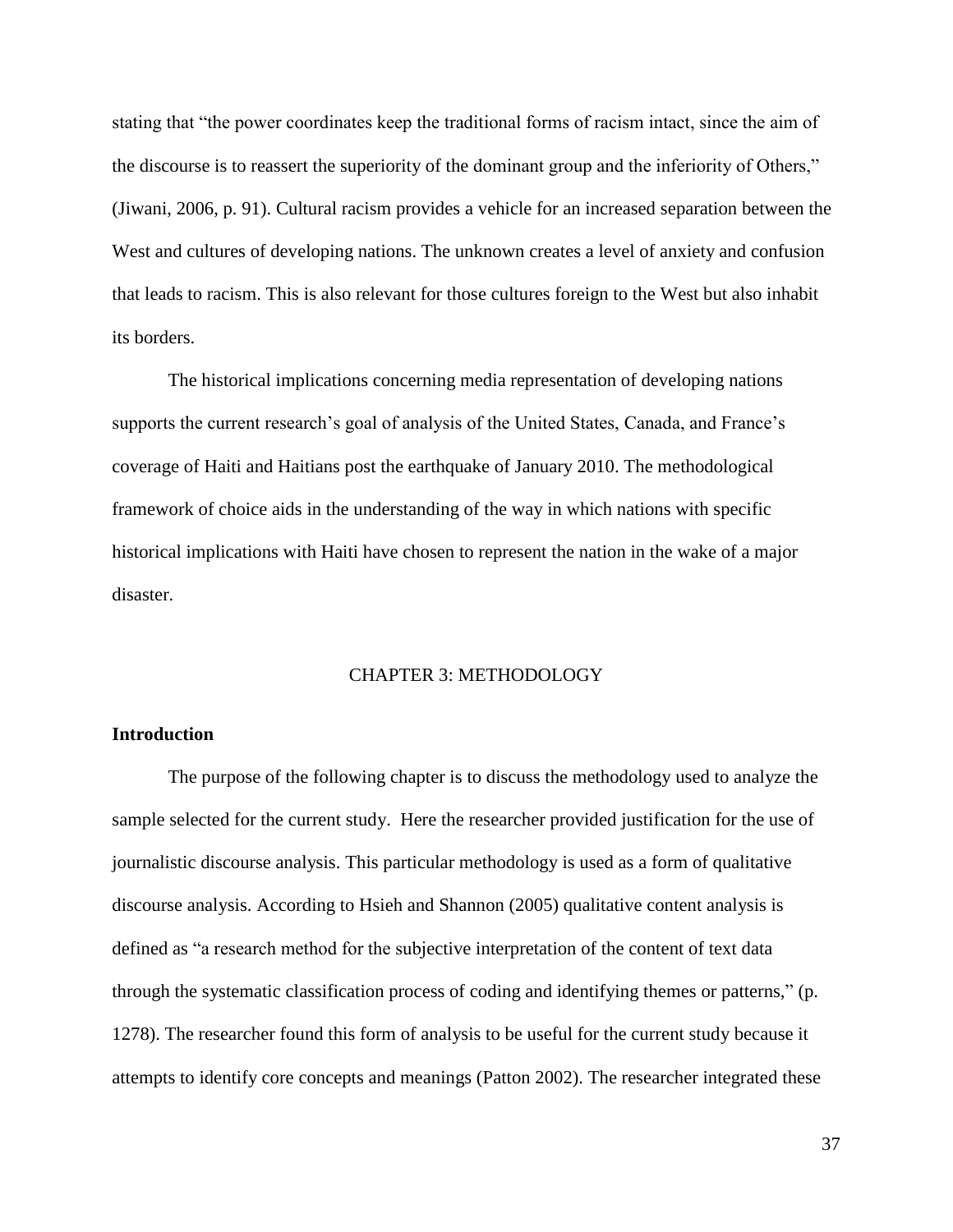stating that "the power coordinates keep the traditional forms of racism intact, since the aim of the discourse is to reassert the superiority of the dominant group and the inferiority of Others," (Jiwani, 2006, p. 91). Cultural racism provides a vehicle for an increased separation between the West and cultures of developing nations. The unknown creates a level of anxiety and confusion that leads to racism. This is also relevant for those cultures foreign to the West but also inhabit its borders.

The historical implications concerning media representation of developing nations supports the current research's goal of analysis of the United States, Canada, and France's coverage of Haiti and Haitians post the earthquake of January 2010. The methodological framework of choice aids in the understanding of the way in which nations with specific historical implications with Haiti have chosen to represent the nation in the wake of a major disaster.

# CHAPTER 3: METHODOLOGY

## Introduction

The purpose of the following chapter is to discuss the methodology used to analyze the sample selected for the current study. Here the researcher provided justification for the use of journalistic discourse analysis. This particular methodology is used as a form of qualitative discourse analysis. According to Hsieh and Shannon (2005) qualitative content analysis is defined as "a research method for the subjective interpretation of the content of text data through the systematic classification process of coding and identifying themes or patterns," (p. 1278). The researcher found this form of analysis to be useful for the current study because it attempts to identify core concepts and meanings (Patton 2002). The researcher integrated these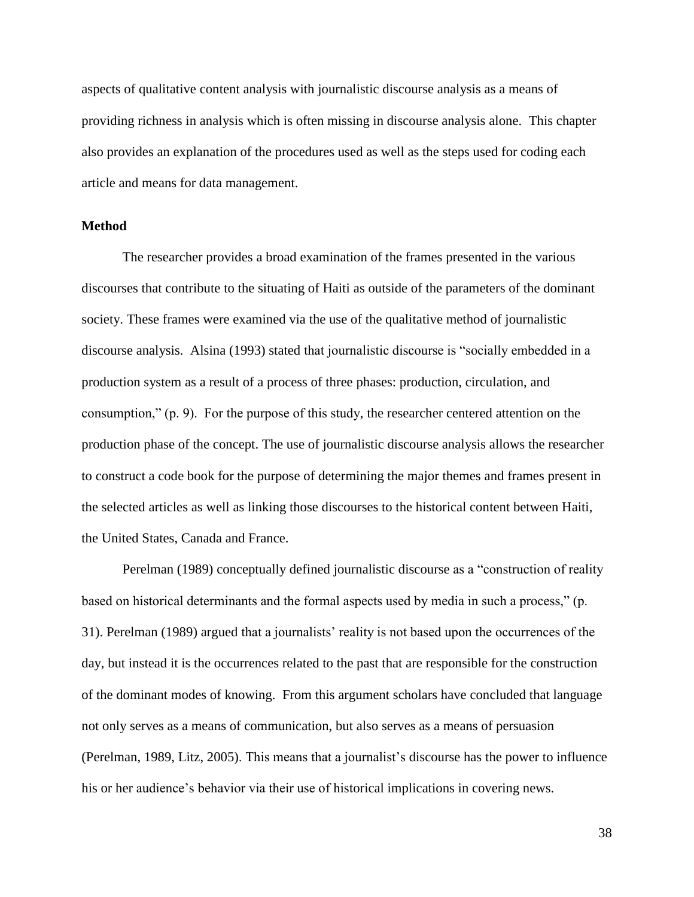aspects of qualitative content analysis with journalistic discourse analysis as a means of providing richness in analysis which is often missing in discourse analysis alone. This chapter also provides an explanation of the procedures used as well as the steps used for coding each article and means for data management.

**Method**

The researcher provides a broad examination of the frames presented in the various discourses that contribute to the situating of Haiti as outside of the parameters of the dominant society. These frames were examined via the use of the qualitative method of journalistic discourse analysis. Alsina (1993) stated that journalistic discourse is "socially embedded in a production system as a result of a process of three phases: production, circulation, and consumption," (p. 9). For the purpose of this study, the researcher centered attention on the production phase of the concept. The use of journalistic discourse analysis allows the researcher to construct a code book for the purpose of determining the major themes and frames present in the selected articles as well as linking those discourses to the historical content between Haiti, the United States, Canada and France.

Perelman (1989) conceptually defined journalistic discourse as a "construction of reality based on historical determinants and the formal aspects used by media in such a process," (p. 31). Perelman (1989) argued that a journalists' reality is not based upon the occurrences of the day, but instead it is the occurrences related to the past that are responsible for the construction of the dominant modes of knowing. From this argument scholars have concluded that language not only serves as a means of communication, but also serves as a means of persuasion (Perelman, 1989, Litz, 2005). This means that a journalist's discourse has the power to influence his or her audience's behavior via their use of historical implications in covering news.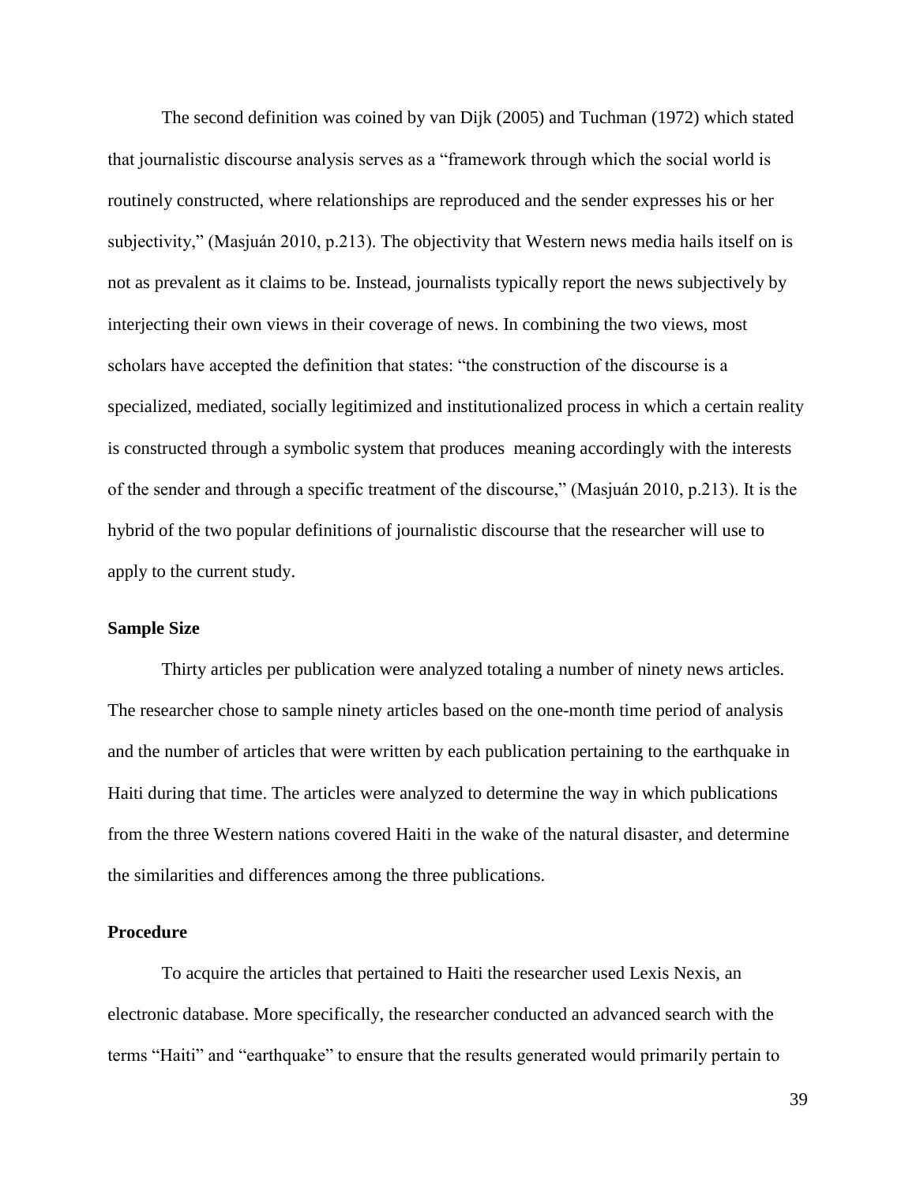The second definition was coined by van Dijk (2005) and Tuchman (1972) which stated that journalistic discourse analysis serves as a "framework through which the social world is routinely constructed, where relationships are reproduced and the sender expresses his or her subjectivity," (Masjuán 2010, p.213). The objectivity that Western news media hails itself on is not as prevalent as it claims to be. Instead, journalists typically report the news subjectively by interjecting their own views in their coverage of news. In combining the two views, most scholars have accepted the definition that states: "the construction of the discourse is a specialized, mediated, socially legitimized and institutionalized process in which a certain reality is constructed through a symbolic system that produces meaning accordingly with the interests of the sender and through a specific treatment of the discourse," (Masjuán 2010, p.213). It is the hybrid of the two popular definitions of journalistic discourse that the researcher will use to apply to the current study.

### Sample Size

Thirty articles per publication were analyzed totaling a number of ninety news articles. The researcher chose to sample ninety articles based on the one-month time period of analysis and the number of articles that were written by each publication pertaining to the earthquake in Haiti during that time. The articles were analyzed to determine the way in which publications from the three Western nations covered Haiti in the wake of the natural disaster, and determine the similarities and differences among the three publications.

### Procedure

To acquire the articles that pertained to Haiti the researcher used Lexis Nexis, an electronic database. More specifically, the researcher conducted an advanced search with the terms "Haiti" and "earthquake" to ensure that the results generated would primarily pertain to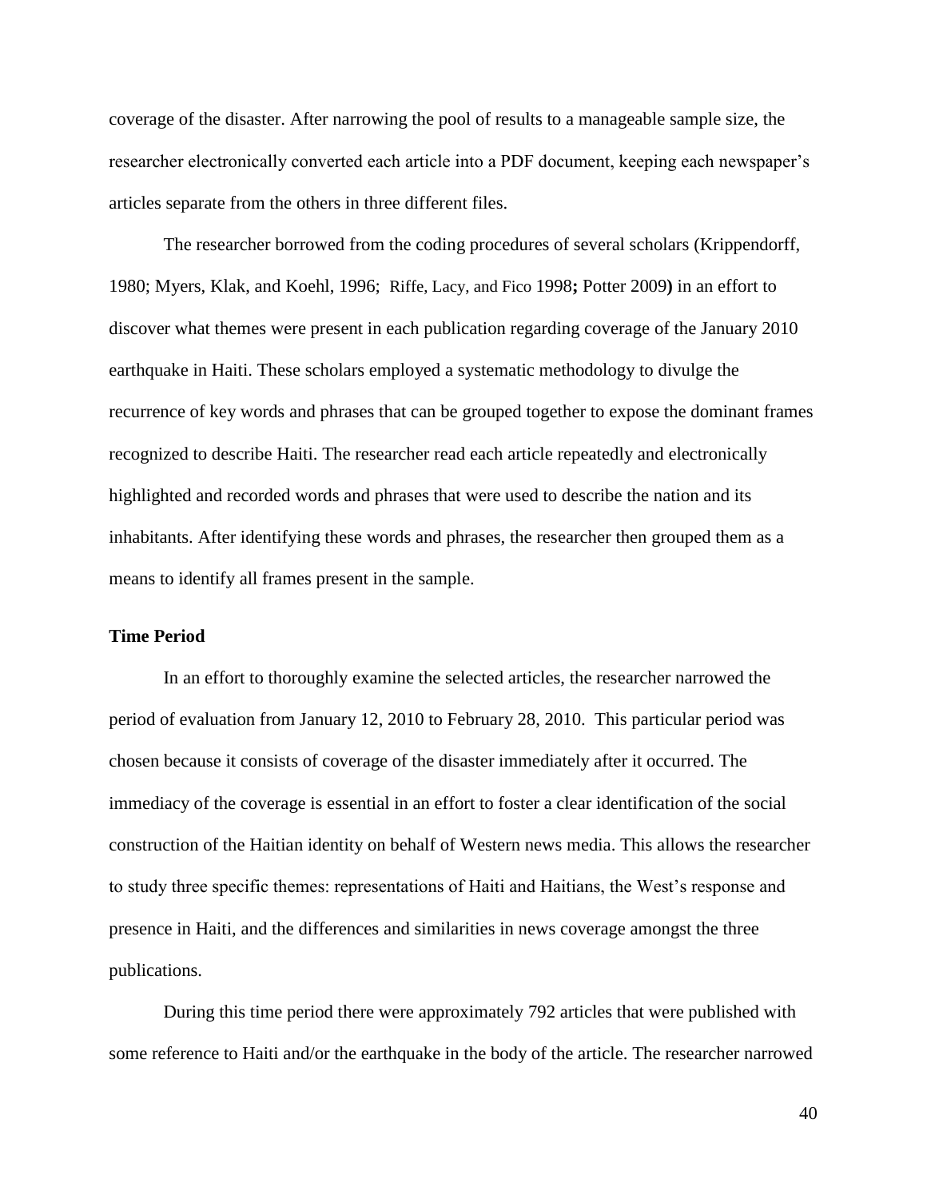coverage of the disaster. After narrowing the pool of results to a manageable sample size, the researcher electronically converted each article into a PDF document, keeping each newspaper's articles separate from the others in three different files.

The researcher borrowed from the coding procedures of several scholars (Krippendorff, 1980; Myers, Klak, and Koehl, 1996; Riffe, Lacy, and Fico 1998**;** Potter 2009**)** in an effort to discover what themes were present in each publication regarding coverage of the January 2010 earthquake in Haiti. These scholars employed a systematic methodology to divulge the recurrence of key words and phrases that can be grouped together to expose the dominant frames recognized to describe Haiti. The researcher read each article repeatedly and electronically highlighted and recorded words and phrases that were used to describe the nation and its inhabitants. After identifying these words and phrases, the researcher then grouped them as a means to identify all frames present in the sample.

**Time Period**

In an effort to thoroughly examine the selected articles, the researcher narrowed the period of evaluation from January 12, 2010 to February 28, 2010. This particular period was chosen because it consists of coverage of the disaster immediately after it occurred. The immediacy of the coverage is essential in an effort to foster a clear identification of the social construction of the Haitian identity on behalf of Western news media. This allows the researcher to study three specific themes: representations of Haiti and Haitians, the West's response and presence in Haiti, and the differences and similarities in news coverage amongst the three publications.

During this time period there were approximately 792 articles that were published with some reference to Haiti and/or the earthquake in the body of the article. The researcher narrowed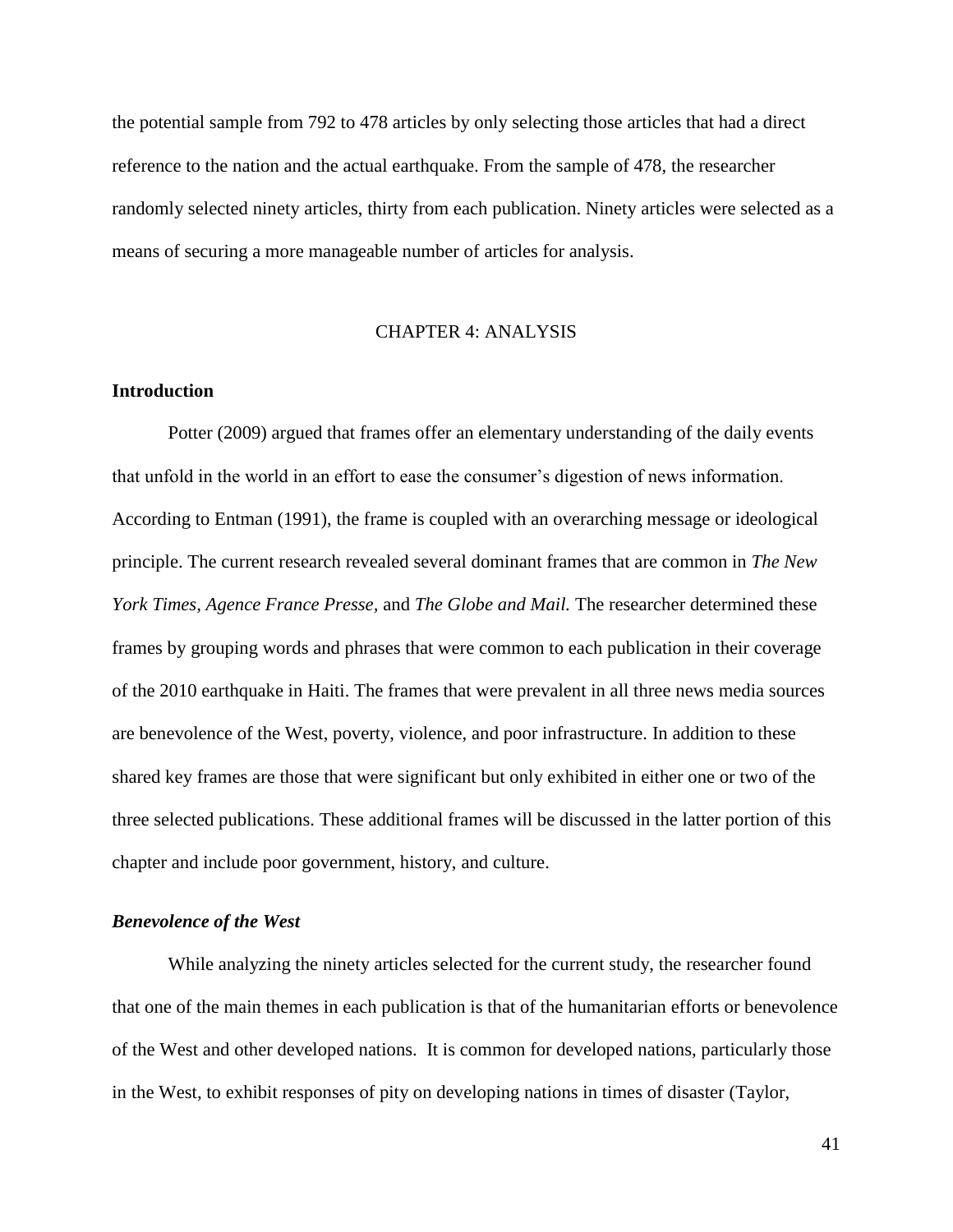the potential sample from 792 to 478 articles by only selecting those articles that had a direct reference to the nation and the actual earthquake. From the sample of 478, the researcher randomly selected ninety articles, thirty from each publication. Ninety articles were selected as a means of securing a more manageable number of articles for analysis.

# CHAPTER 4: ANALYSIS

## Introduction

Potter (2009) argued that frames offer an elementary understanding of the daily events that unfold in the world in an effort to ease the consumer's digestion of news information. According to Entman (1991), the frame is coupled with an overarching message or ideological principle. The current research revealed several dominant frames that are common in *The New York Times*, *Agence France Presse,* and *The Globe and Mail.* The researcher determined these frames by grouping words and phrases that were common to each publication in their coverage of the 2010 earthquake in Haiti. The frames that were prevalent in all three news media sources are benevolence of the West, poverty, violence, and poor infrastructure. In addition to these shared key frames are those that were significant but only exhibited in either one or two of the three selected publications. These additional frames will be discussed in the latter portion of this chapter and include poor government, history, and culture.

### *Benevolence of the West*

While analyzing the ninety articles selected for the current study, the researcher found that one of the main themes in each publication is that of the humanitarian efforts or benevolence of the West and other developed nations. It is common for developed nations, particularly those in the West, to exhibit responses of pity on developing nations in times of disaster (Taylor,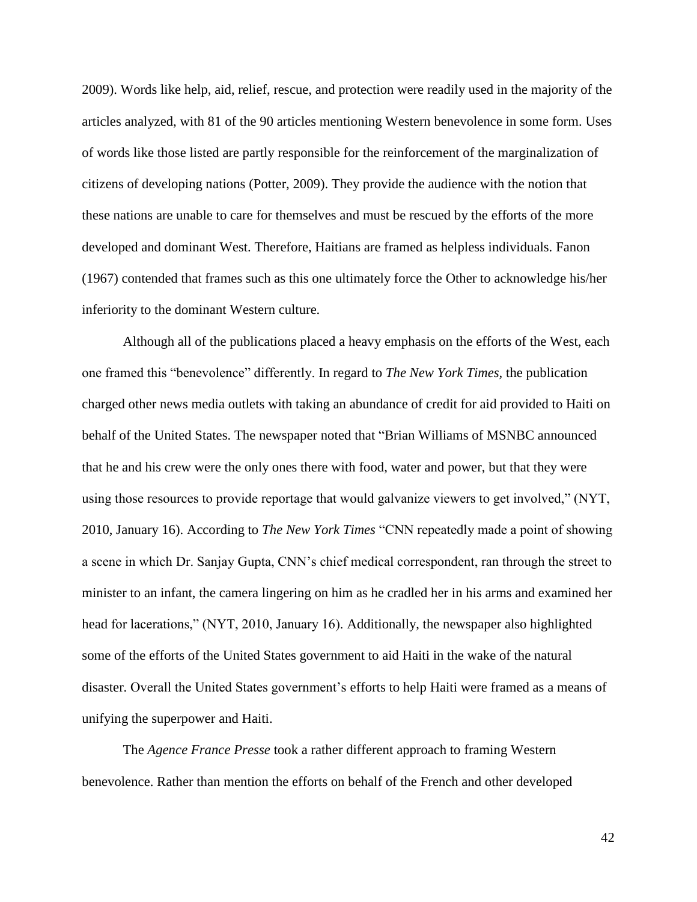2009). Words like help, aid, relief, rescue, and protection were readily used in the majority of the articles analyzed, with 81 of the 90 articles mentioning Western benevolence in some form. Uses of words like those listed are partly responsible for the reinforcement of the marginalization of citizens of developing nations (Potter, 2009). They provide the audience with the notion that these nations are unable to care for themselves and must be rescued by the efforts of the more developed and dominant West. Therefore, Haitians are framed as helpless individuals. Fanon (1967) contended that frames such as this one ultimately force the Other to acknowledge his/her inferiority to the dominant Western culture.

Although all of the publications placed a heavy emphasis on the efforts of the West, each one framed this "benevolence" differently. In regard to *The New York Times*, the publication charged other news media outlets with taking an abundance of credit for aid provided to Haiti on behalf of the United States. The newspaper noted that "Brian Williams of MSNBC announced that he and his crew were the only ones there with food, water and power, but that they were using those resources to provide reportage that would galvanize viewers to get involved," (NYT, 2010, January 16). According to *The New York Times* "CNN repeatedly made a point of showing a scene in which Dr. Sanjay Gupta, CNN's chief medical correspondent, ran through the street to minister to an infant, the camera lingering on him as he cradled her in his arms and examined her head for lacerations," (NYT, 2010, January 16). Additionally, the newspaper also highlighted some of the efforts of the United States government to aid Haiti in the wake of the natural disaster. Overall the United States government's efforts to help Haiti were framed as a means of unifying the superpower and Haiti.

The *Agence France Presse* took a rather different approach to framing Western benevolence. Rather than mention the efforts on behalf of the French and other developed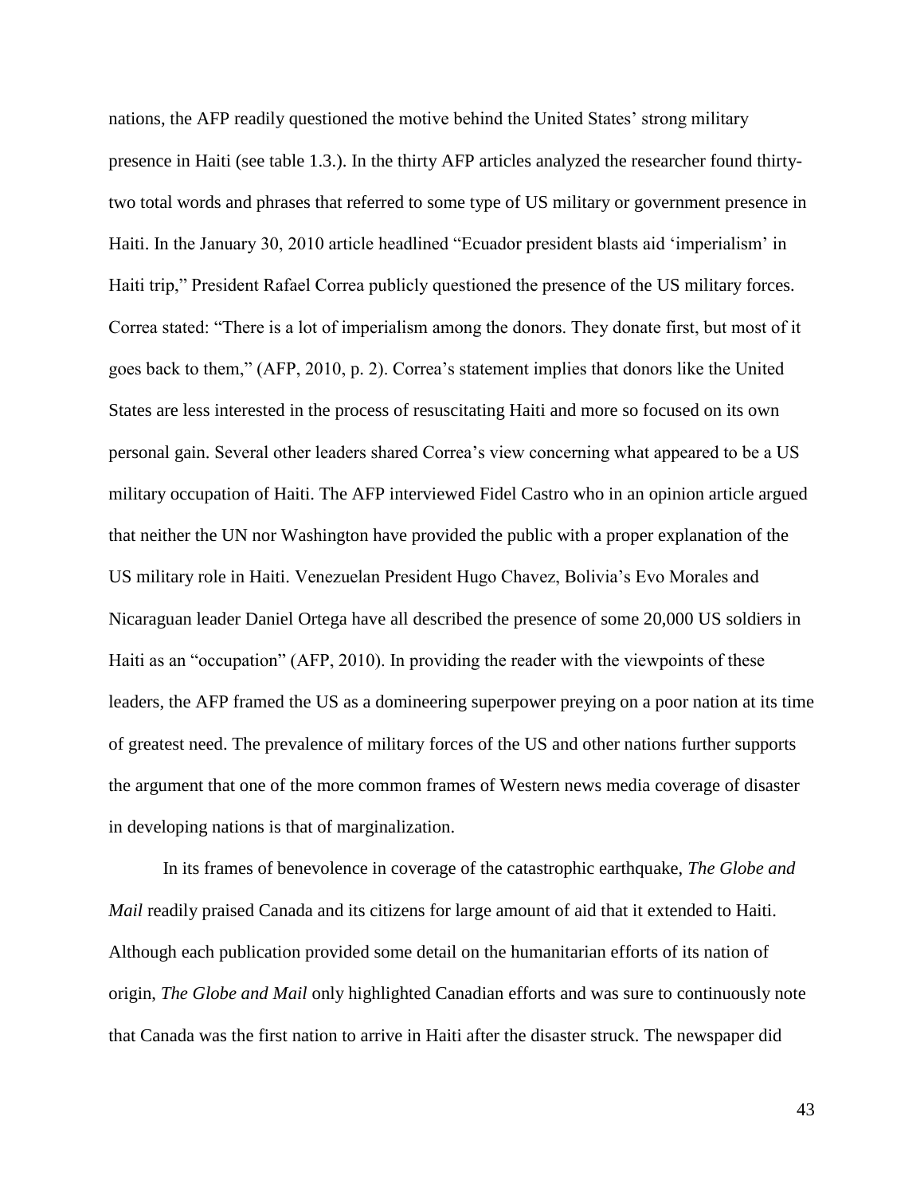nations, the AFP readily questioned the motive behind the United States' strong military presence in Haiti (see table 1.3.). In the thirty AFP articles analyzed the researcher found thirty-two total words and phrases that referred to some type of US military or government presence in Haiti. In the January 30, 2010 article headlined "Ecuador president blasts aid 'imperialism' in Haiti trip," President Rafael Correa publicly questioned the presence of the US military forces. Correa stated: "There is a lot of imperialism among the donors. They donate first, but most of it goes back to them," (AFP, 2010, p. 2). Correa's statement implies that donors like the United States are less interested in the process of resuscitating Haiti and more so focused on its own personal gain. Several other leaders shared Correa's view concerning what appeared to be a US military occupation of Haiti. The AFP interviewed Fidel Castro who in an opinion article argued that neither the UN nor Washington have provided the public with a proper explanation of the US military role in Haiti. Venezuelan President Hugo Chavez, Bolivia's Evo Morales and Nicaraguan leader Daniel Ortega have all described the presence of some 20,000 US soldiers in Haiti as an "occupation" (AFP, 2010). In providing the reader with the viewpoints of these leaders, the AFP framed the US as a domineering superpower preying on a poor nation at its time of greatest need. The prevalence of military forces of the US and other nations further supports the argument that one of the more common frames of Western news media coverage of disaster in developing nations is that of marginalization.

In its frames of benevolence in coverage of the catastrophic earthquake, *The Globe and Mail* readily praised Canada and its citizens for large amount of aid that it extended to Haiti. Although each publication provided some detail on the humanitarian efforts of its nation of origin, *The Globe and Mail* only highlighted Canadian efforts and was sure to continuously note that Canada was the first nation to arrive in Haiti after the disaster struck. The newspaper did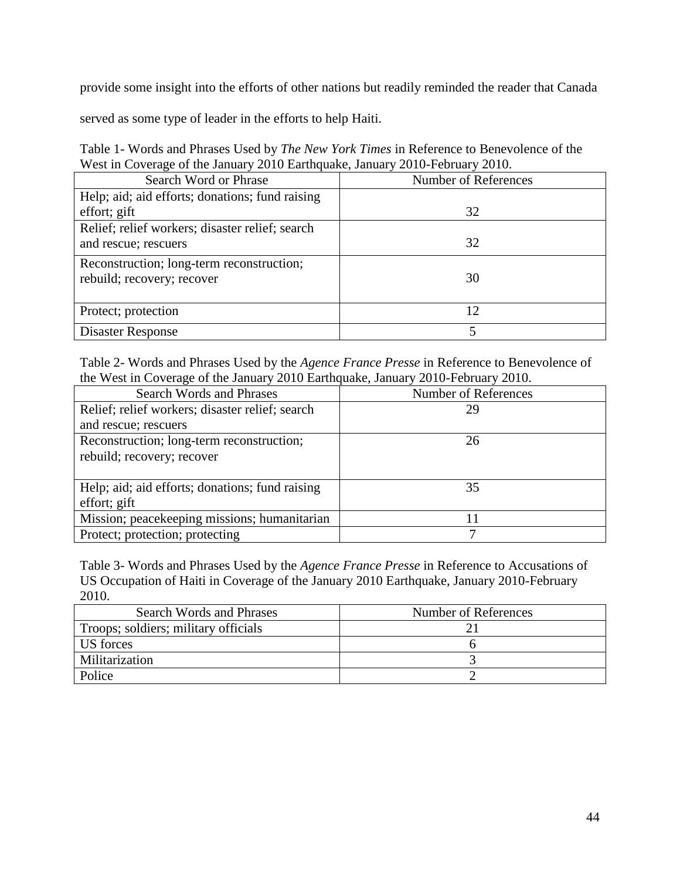provide some insight into the efforts of other nations but readily reminded the reader that Canada served as some type of leader in the efforts to help Haiti.

Table 1- Words and Phrases Used by *The New York Times* in Reference to Benevolence of the West in Coverage of the January 2010 Earthquake, January 2010-February 2010.

| Search Word or Phrase | Number of References |
|---|---|
| Help; aid; aid efforts; donations; fund raising effort; gift | 32 |
| Relief; relief workers; disaster relief; search and rescue; rescuers | 32 |
| Reconstruction; long-term reconstruction; rebuild; recovery; recover | 30 |
| Protect; protection | 12 |
| Disaster Response | 5 |

Table 2- Words and Phrases Used by the *Agence France Presse* in Reference to Benevolence of the West in Coverage of the January 2010 Earthquake, January 2010-February 2010.

| Search Words and Phrases | Number of References |
|---|---|
| Relief; relief workers; disaster relief; search and rescue; rescuers | 29 |
| Reconstruction; long-term reconstruction; rebuild; recovery; recover | 26 |
| Help; aid; aid efforts; donations; fund raising effort; gift | 35 |
| Mission; peacekeeping missions; humanitarian | 11 |
| Protect; protection; protecting | 7 |

Table 3- Words and Phrases Used by the *Agence France Presse* in Reference to Accusations of US Occupation of Haiti in Coverage of the January 2010 Earthquake, January 2010-February 2010.

| Search Words and Phrases | Number of References |
|---|---|
| Troops; soldiers; military officials | 21 |
| US forces | 6 |
| Militarization | 3 |
| Police | 2 |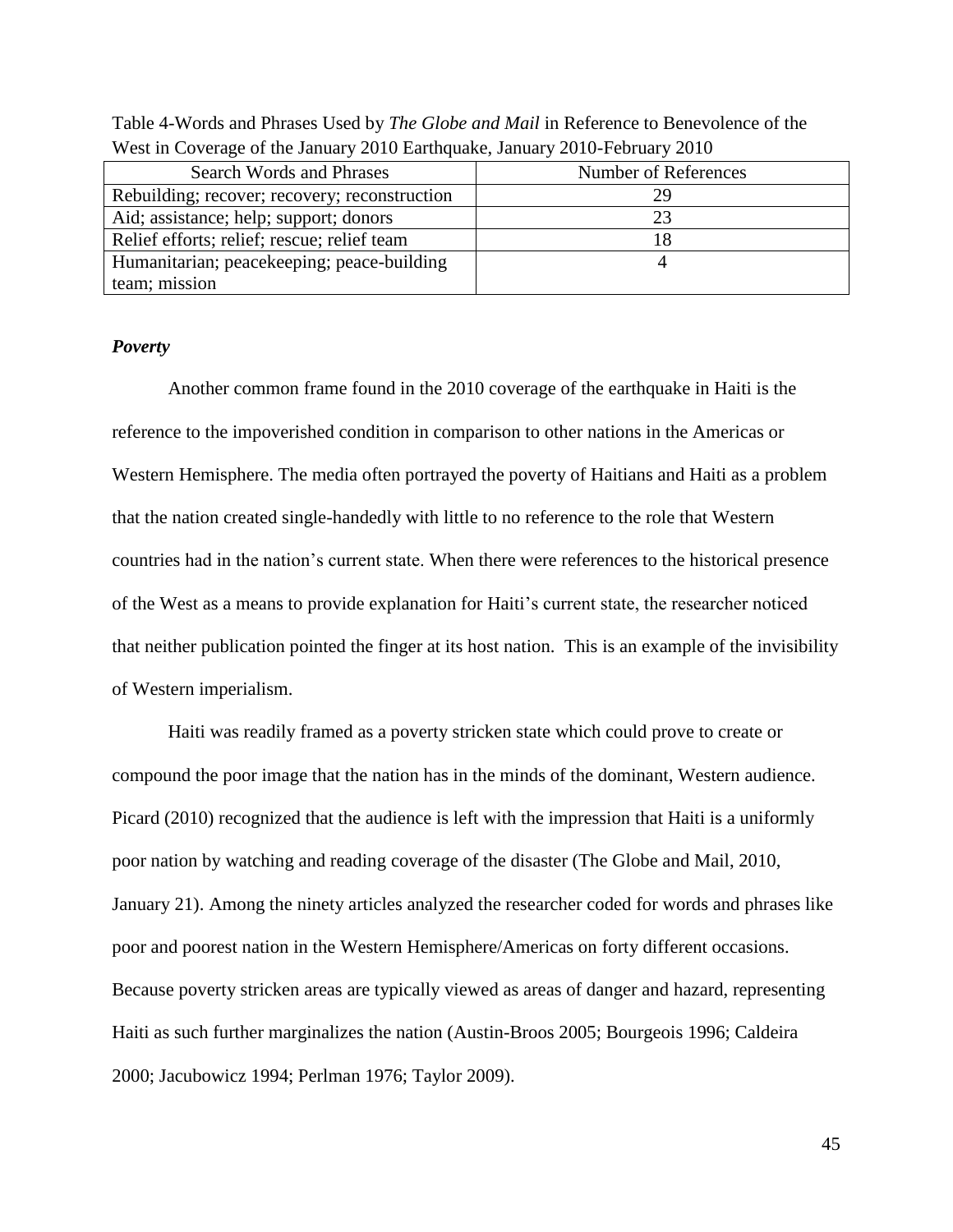Table 4-Words and Phrases Used by *The Globe and Mail* in Reference to Benevolence of the West in Coverage of the January 2010 Earthquake, January 2010-February 2010

| Search Words and Phrases | Number of References |
|---|---|
| Rebuilding; recover; recovery; reconstruction | 29 |
| Aid; assistance; help; support; donors | 23 |
| Relief efforts; relief; rescue; relief team | 18 |
| Humanitarian; peacekeeping; peace-building team; mission | 4 |

### *Poverty*

Another common frame found in the 2010 coverage of the earthquake in Haiti is the reference to the impoverished condition in comparison to other nations in the Americas or Western Hemisphere. The media often portrayed the poverty of Haitians and Haiti as a problem that the nation created single-handedly with little to no reference to the role that Western countries had in the nation's current state. When there were references to the historical presence of the West as a means to provide explanation for Haiti's current state, the researcher noticed that neither publication pointed the finger at its host nation. This is an example of the invisibility of Western imperialism.

Haiti was readily framed as a poverty stricken state which could prove to create or compound the poor image that the nation has in the minds of the dominant, Western audience. Picard (2010) recognized that the audience is left with the impression that Haiti is a uniformly poor nation by watching and reading coverage of the disaster (The Globe and Mail, 2010, January 21). Among the ninety articles analyzed the researcher coded for words and phrases like poor and poorest nation in the Western Hemisphere/Americas on forty different occasions. Because poverty stricken areas are typically viewed as areas of danger and hazard, representing Haiti as such further marginalizes the nation (Austin-Broos 2005; Bourgeois 1996; Caldeira 2000; Jacubowicz 1994; Perlman 1976; Taylor 2009).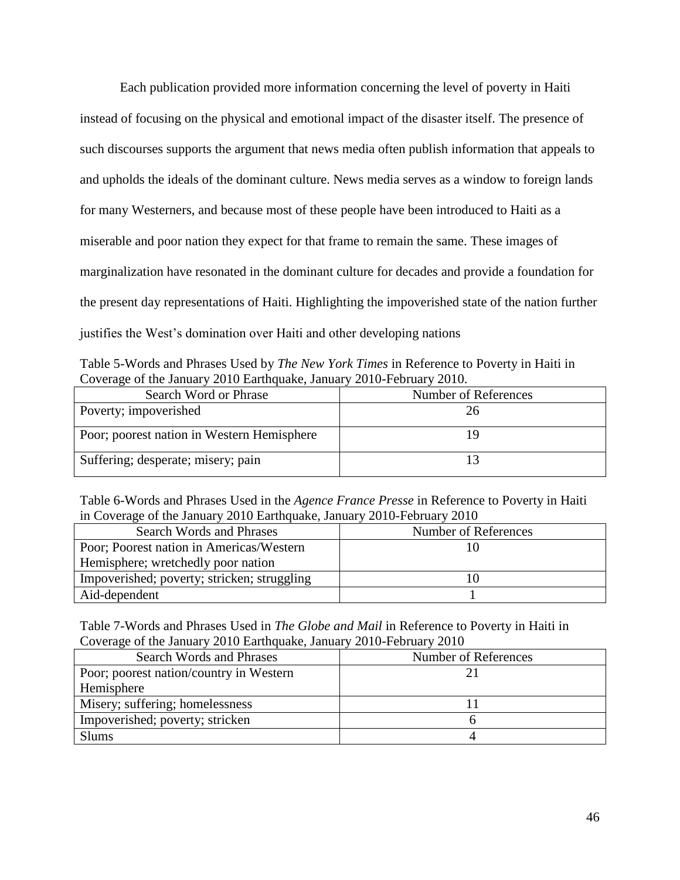Each publication provided more information concerning the level of poverty in Haiti instead of focusing on the physical and emotional impact of the disaster itself. The presence of such discourses supports the argument that news media often publish information that appeals to and upholds the ideals of the dominant culture. News media serves as a window to foreign lands for many Westerners, and because most of these people have been introduced to Haiti as a miserable and poor nation they expect for that frame to remain the same. These images of marginalization have resonated in the dominant culture for decades and provide a foundation for the present day representations of Haiti. Highlighting the impoverished state of the nation further justifies the West's domination over Haiti and other developing nations

Table 5-Words and Phrases Used by *The New York Times* in Reference to Poverty in Haiti in Coverage of the January 2010 Earthquake, January 2010-February 2010.

| Search Word or Phrase | Number of References |
|---|---|
| Poverty; impoverished | 26 |
| Poor; poorest nation in Western Hemisphere | 19 |
| Suffering; desperate; misery; pain | 13 |

Table 6-Words and Phrases Used in the *Agence France Presse* in Reference to Poverty in Haiti in Coverage of the January 2010 Earthquake, January 2010-February 2010

| Search Words and Phrases | Number of References |
|---|---|
| Poor; Poorest nation in Americas/Western Hemisphere; wretchedly poor nation | 10 |
| Impoverished; poverty; stricken; struggling | 10 |
| Aid-dependent | 1 |

Table 7-Words and Phrases Used in *The Globe and Mail* in Reference to Poverty in Haiti in Coverage of the January 2010 Earthquake, January 2010-February 2010

| Search Words and Phrases | Number of References |
|---|---|
| Poor; poorest nation/country in Western Hemisphere | 21 |
| Misery; suffering; homelessness | 11 |
| Impoverished; poverty; stricken | 6 |
| Slums | 4 |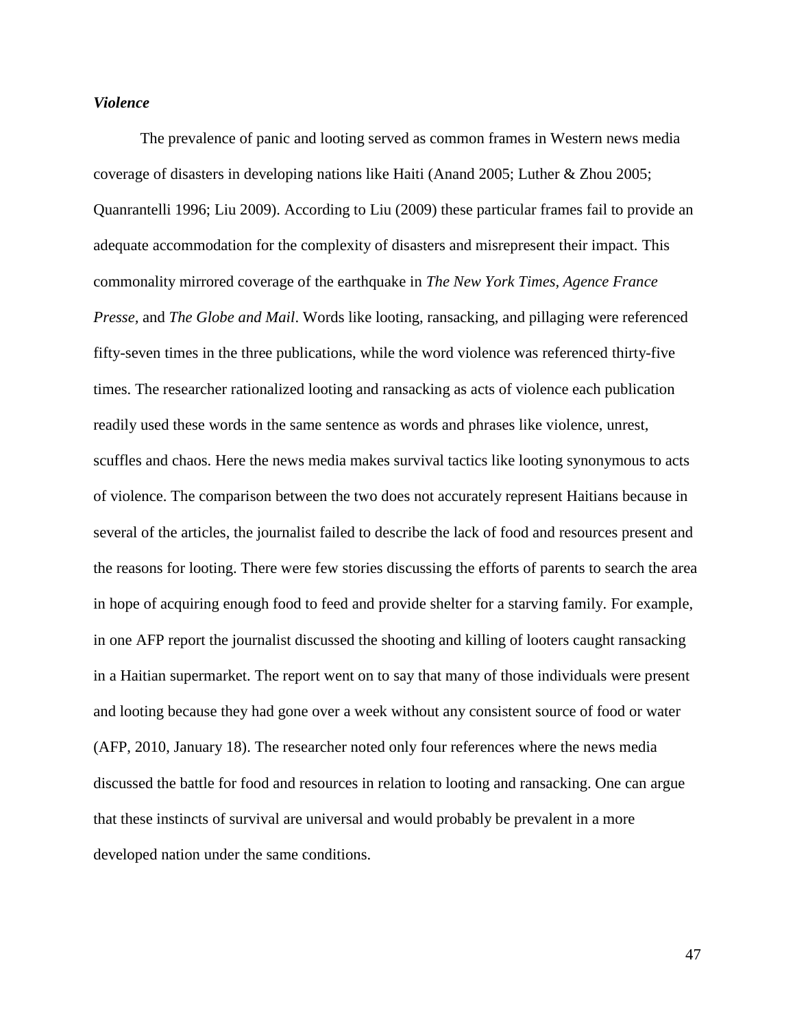### *Violence*

The prevalence of panic and looting served as common frames in Western news media coverage of disasters in developing nations like Haiti (Anand 2005; Luther & Zhou 2005; Quanrantelli 1996; Liu 2009). According to Liu (2009) these particular frames fail to provide an adequate accommodation for the complexity of disasters and misrepresent their impact. This commonality mirrored coverage of the earthquake in *The New York Times, Agence France Presse,* and *The Globe and Mail*. Words like looting, ransacking, and pillaging were referenced fifty-seven times in the three publications, while the word violence was referenced thirty-five times. The researcher rationalized looting and ransacking as acts of violence each publication readily used these words in the same sentence as words and phrases like violence, unrest, scuffles and chaos. Here the news media makes survival tactics like looting synonymous to acts of violence. The comparison between the two does not accurately represent Haitians because in several of the articles, the journalist failed to describe the lack of food and resources present and the reasons for looting. There were few stories discussing the efforts of parents to search the area in hope of acquiring enough food to feed and provide shelter for a starving family. For example, in one AFP report the journalist discussed the shooting and killing of looters caught ransacking in a Haitian supermarket. The report went on to say that many of those individuals were present and looting because they had gone over a week without any consistent source of food or water (AFP, 2010, January 18). The researcher noted only four references where the news media discussed the battle for food and resources in relation to looting and ransacking. One can argue that these instincts of survival are universal and would probably be prevalent in a more developed nation under the same conditions.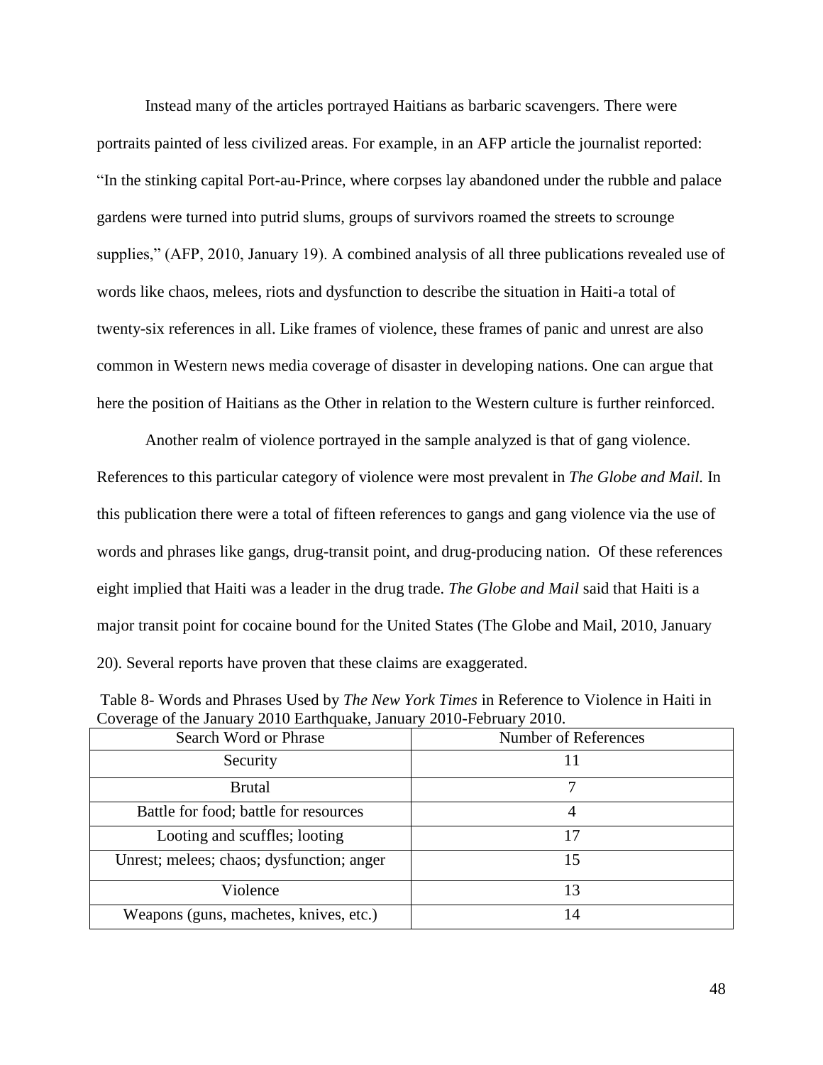Instead many of the articles portrayed Haitians as barbaric scavengers. There were portraits painted of less civilized areas. For example, in an AFP article the journalist reported: "In the stinking capital Port-au-Prince, where corpses lay abandoned under the rubble and palace gardens were turned into putrid slums, groups of survivors roamed the streets to scrounge supplies," (AFP, 2010, January 19). A combined analysis of all three publications revealed use of words like chaos, melees, riots and dysfunction to describe the situation in Haiti-a total of twenty-six references in all. Like frames of violence, these frames of panic and unrest are also common in Western news media coverage of disaster in developing nations. One can argue that here the position of Haitians as the Other in relation to the Western culture is further reinforced.

Another realm of violence portrayed in the sample analyzed is that of gang violence. References to this particular category of violence were most prevalent in *The Globe and Mail.* In this publication there were a total of fifteen references to gangs and gang violence via the use of words and phrases like gangs, drug-transit point, and drug-producing nation. Of these references eight implied that Haiti was a leader in the drug trade. *The Globe and Mail* said that Haiti is a major transit point for cocaine bound for the United States (The Globe and Mail, 2010, January 20). Several reports have proven that these claims are exaggerated.

Table 8- Words and Phrases Used by *The New York Times* in Reference to Violence in Haiti in Coverage of the January 2010 Earthquake, January 2010-February 2010.

| Search Word or Phrase | Number of References |
|---|---|
| Security | 11 |
| Brutal | 7 |
| Battle for food; battle for resources | 4 |
| Looting and scuffles; looting | 17 |
| Unrest; melees; chaos; dysfunction; anger | 15 |
| Violence | 13 |
| Weapons (guns, machetes, knives, etc.) | 14 |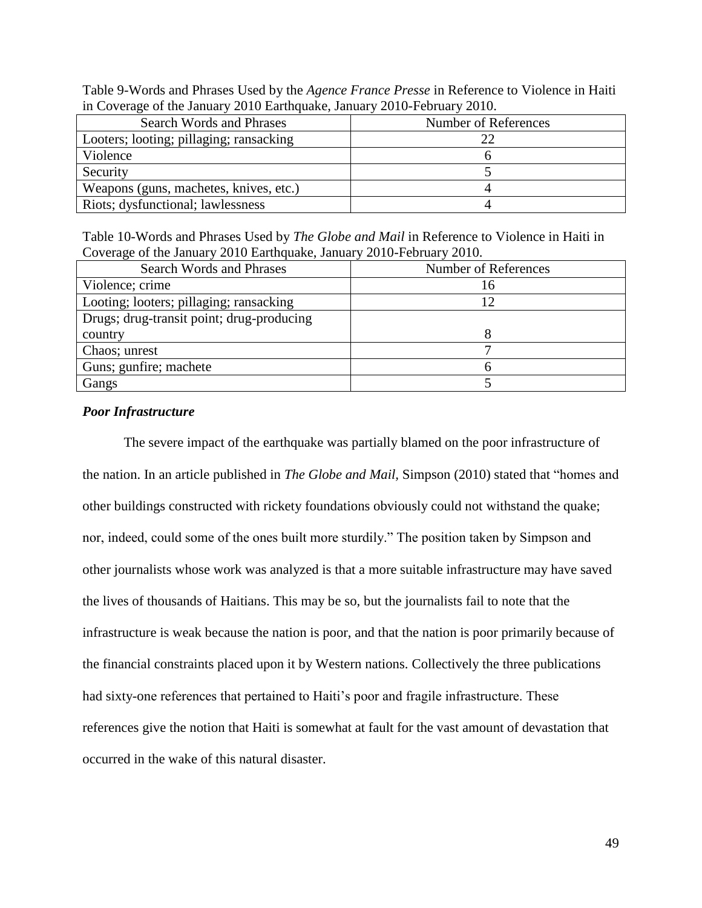Table 9-Words and Phrases Used by the *Agence France Presse* in Reference to Violence in Haiti in Coverage of the January 2010 Earthquake, January 2010-February 2010.

| Search Words and Phrases | Number of References |
|---|---|
| Looters; looting; pillaging; ransacking | 22 |
| Violence | 6 |
| Security | 5 |
| Weapons (guns, machetes, knives, etc.) | 4 |
| Riots; dysfunctional; lawlessness | 4 |

Table 10-Words and Phrases Used by *The Globe and Mail* in Reference to Violence in Haiti in Coverage of the January 2010 Earthquake, January 2010-February 2010.

| Search Words and Phrases | Number of References |
|---|---|
| Violence; crime | 16 |
| Looting; looters; pillaging; ransacking | 12 |
| Drugs; drug-transit point; drug-producing country | 8 |
| Chaos; unrest | 7 |
| Guns; gunfire; machete | 6 |
| Gangs | 5 |

### ***Poor Infrastructure***

The severe impact of the earthquake was partially blamed on the poor infrastructure of the nation. In an article published in *The Globe and Mail,* Simpson (2010) stated that "homes and other buildings constructed with rickety foundations obviously could not withstand the quake; nor, indeed, could some of the ones built more sturdily." The position taken by Simpson and other journalists whose work was analyzed is that a more suitable infrastructure may have saved the lives of thousands of Haitians. This may be so, but the journalists fail to note that the infrastructure is weak because the nation is poor, and that the nation is poor primarily because of the financial constraints placed upon it by Western nations. Collectively the three publications had sixty-one references that pertained to Haiti's poor and fragile infrastructure. These references give the notion that Haiti is somewhat at fault for the vast amount of devastation that occurred in the wake of this natural disaster.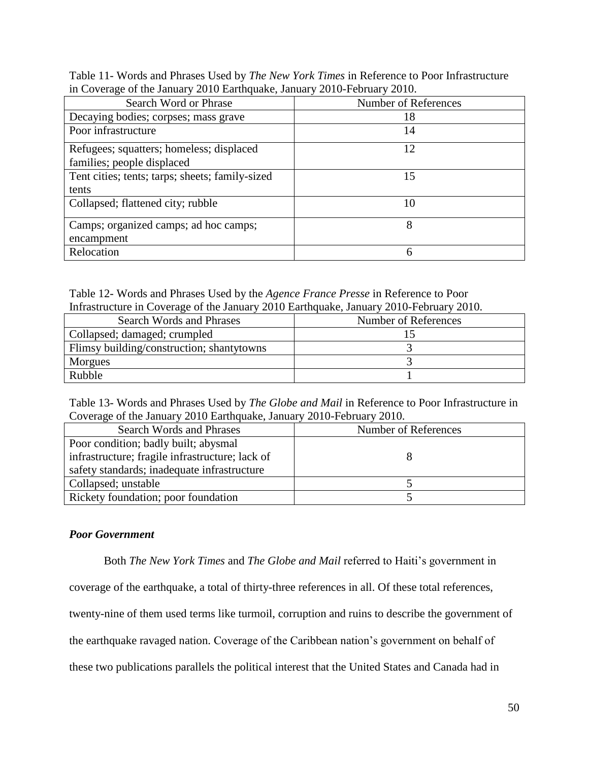Table 11- Words and Phrases Used by *The New York Times* in Reference to Poor Infrastructure in Coverage of the January 2010 Earthquake, January 2010-February 2010.

| Search Word or Phrase | Number of References |
|---|---|
| Decaying bodies; corpses; mass grave | 18 |
| Poor infrastructure | 14 |
| Refugees; squatters; homeless; displaced families; people displaced | 12 |
| Tent cities; tents; tarps; sheets; family-sized tents | 15 |
| Collapsed; flattened city; rubble | 10 |
| Camps; organized camps; ad hoc camps; encampment | 8 |
| Relocation | 6 |

Table 12- Words and Phrases Used by the *Agence France Presse* in Reference to Poor Infrastructure in Coverage of the January 2010 Earthquake, January 2010-February 2010.

| Search Words and Phrases | Number of References |
|---|---|
| Collapsed; damaged; crumpled | 15 |
| Flimsy building/construction; shantytowns | 3 |
| Morgues | 3 |
| Rubble | 1 |

Table 13- Words and Phrases Used by *The Globe and Mail* in Reference to Poor Infrastructure in Coverage of the January 2010 Earthquake, January 2010-February 2010.

| Search Words and Phrases | Number of References |
|---|---|
| Poor condition; badly built; abysmal infrastructure; fragile infrastructure; lack of safety standards; inadequate infrastructure | 8 |
| Collapsed; unstable | 5 |
| Rickety foundation; poor foundation | 5 |

### *Poor Government*

Both *The New York Times* and *The Globe and Mail* referred to Haiti's government in coverage of the earthquake, a total of thirty-three references in all. Of these total references, twenty-nine of them used terms like turmoil, corruption and ruins to describe the government of the earthquake ravaged nation. Coverage of the Caribbean nation's government on behalf of these two publications parallels the political interest that the United States and Canada had in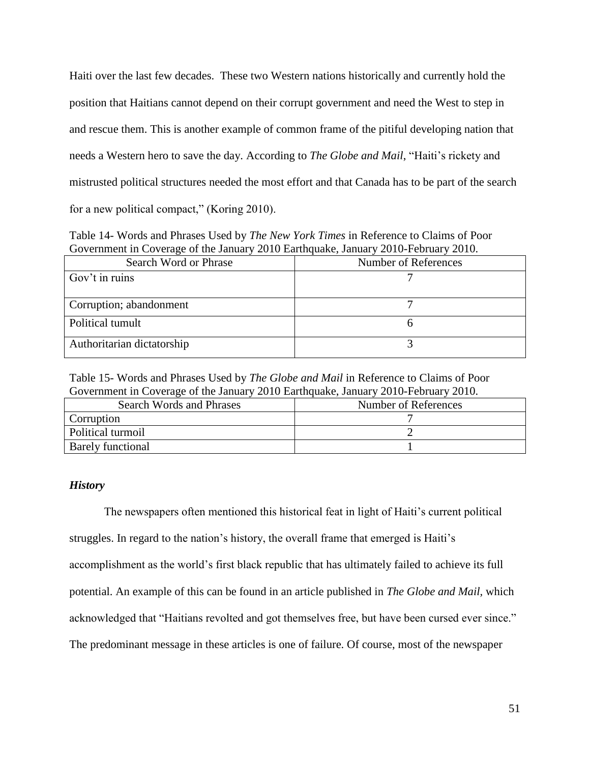Haiti over the last few decades. These two Western nations historically and currently hold the position that Haitians cannot depend on their corrupt government and need the West to step in and rescue them. This is another example of common frame of the pitiful developing nation that needs a Western hero to save the day. According to *The Globe and Mail*, "Haiti's rickety and mistrusted political structures needed the most effort and that Canada has to be part of the search for a new political compact," (Koring 2010).

Table 14- Words and Phrases Used by *The New York Times* in Reference to Claims of Poor Government in Coverage of the January 2010 Earthquake, January 2010-February 2010.

| Search Word or Phrase | Number of References |
|---|---|
| Gov't in ruins | 7 |
| Corruption; abandonment | 7 |
| Political tumult | 6 |
| Authoritarian dictatorship | 3 |

Table 15- Words and Phrases Used by *The Globe and Mail* in Reference to Claims of Poor Government in Coverage of the January 2010 Earthquake, January 2010-February 2010.

| Search Words and Phrases | Number of References |
|---|---|
| Corruption | 7 |
| Political turmoil | 2 |
| Barely functional | 1 |

### *History*

The newspapers often mentioned this historical feat in light of Haiti's current political struggles. In regard to the nation's history, the overall frame that emerged is Haiti's accomplishment as the world's first black republic that has ultimately failed to achieve its full potential. An example of this can be found in an article published in *The Globe and Mail,* which acknowledged that "Haitians revolted and got themselves free, but have been cursed ever since." The predominant message in these articles is one of failure. Of course, most of the newspaper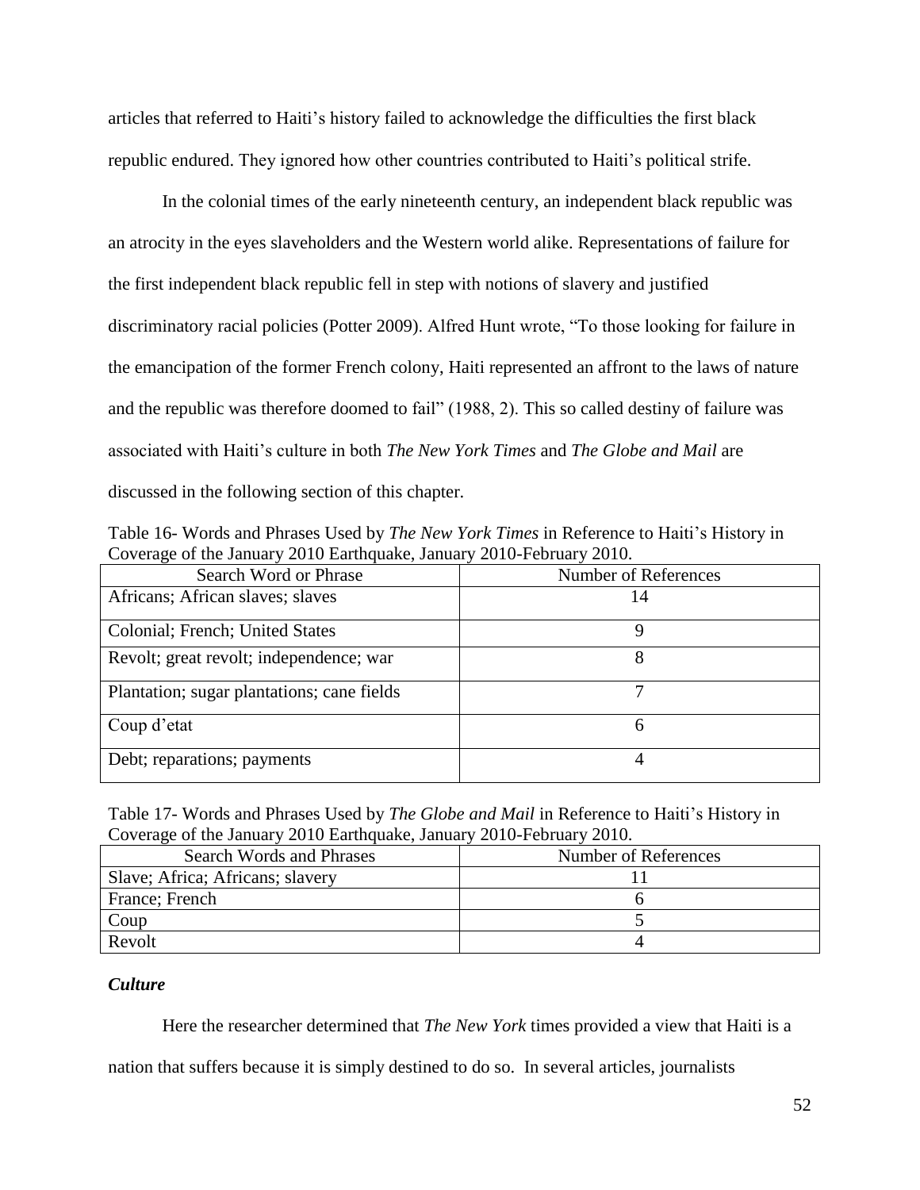articles that referred to Haiti's history failed to acknowledge the difficulties the first black republic endured. They ignored how other countries contributed to Haiti's political strife.

In the colonial times of the early nineteenth century, an independent black republic was an atrocity in the eyes slaveholders and the Western world alike. Representations of failure for the first independent black republic fell in step with notions of slavery and justified discriminatory racial policies (Potter 2009). Alfred Hunt wrote, "To those looking for failure in the emancipation of the former French colony, Haiti represented an affront to the laws of nature and the republic was therefore doomed to fail" (1988, 2). This so called destiny of failure was associated with Haiti's culture in both *The New York Times* and *The Globe and Mail* are discussed in the following section of this chapter.

Table 16- Words and Phrases Used by *The New York Times* in Reference to Haiti's History in Coverage of the January 2010 Earthquake, January 2010-February 2010.

| Search Word or Phrase | Number of References |
|---|---|
| Africans; African slaves; slaves | 14 |
| Colonial; French; United States | 9 |
| Revolt; great revolt; independence; war | 8 |
| Plantation; sugar plantations; cane fields | 7 |
| Coup d'etat | 6 |
| Debt; reparations; payments | 4 |

Table 17- Words and Phrases Used by *The Globe and Mail* in Reference to Haiti's History in Coverage of the January 2010 Earthquake, January 2010-February 2010.

| Search Words and Phrases | Number of References |
|---|---|
| Slave; Africa; Africans; slavery | 11 |
| France; French | 6 |
| Coup | 5 |
| Revolt | 4 |

### *Culture*

Here the researcher determined that *The New York* times provided a view that Haiti is a nation that suffers because it is simply destined to do so. In several articles, journalists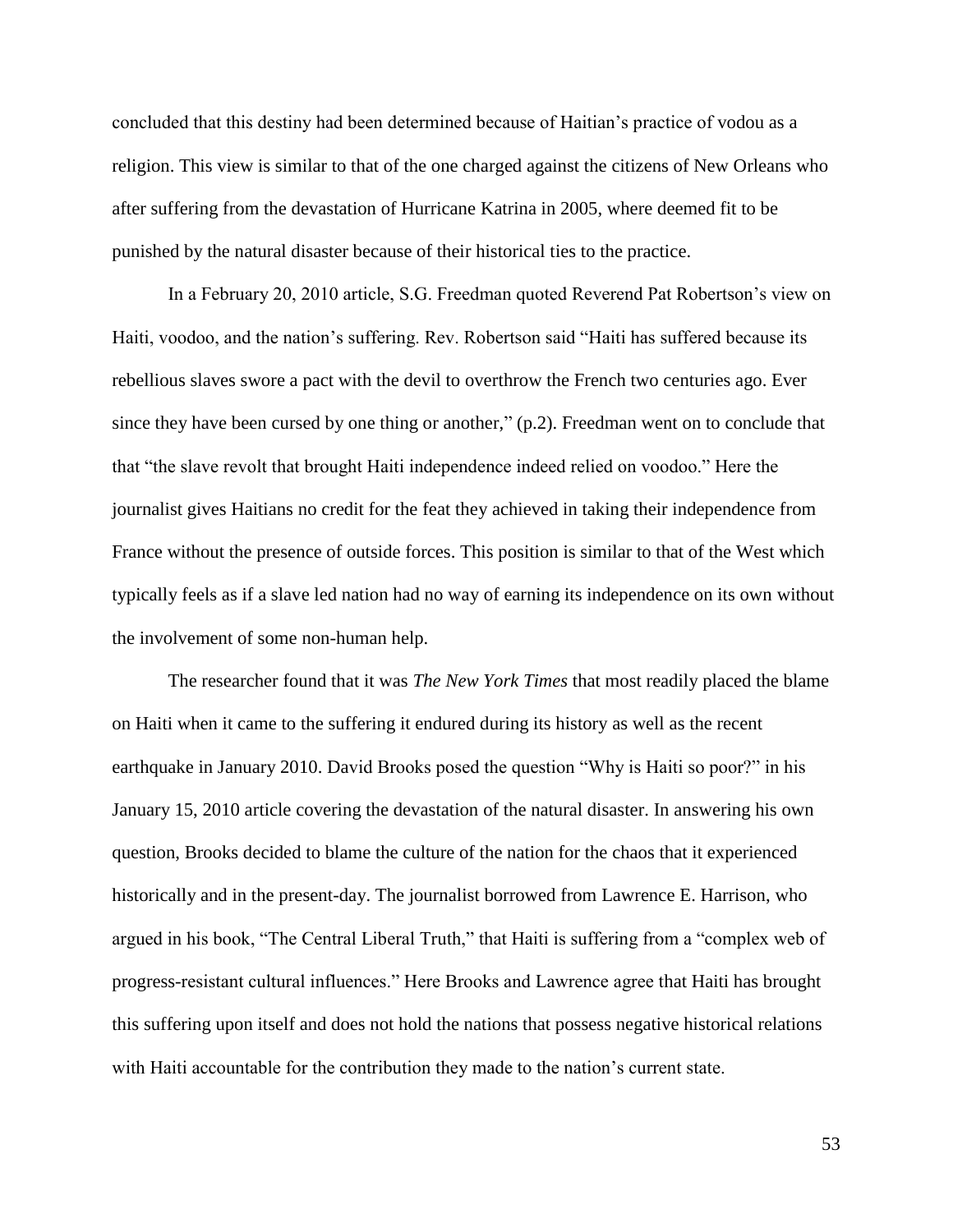concluded that this destiny had been determined because of Haitian's practice of vodou as a religion. This view is similar to that of the one charged against the citizens of New Orleans who after suffering from the devastation of Hurricane Katrina in 2005, where deemed fit to be punished by the natural disaster because of their historical ties to the practice.

In a February 20, 2010 article, S.G. Freedman quoted Reverend Pat Robertson's view on Haiti, voodoo, and the nation's suffering. Rev. Robertson said "Haiti has suffered because its rebellious slaves swore a pact with the devil to overthrow the French two centuries ago. Ever since they have been cursed by one thing or another," (p.2). Freedman went on to conclude that that "the slave revolt that brought Haiti independence indeed relied on voodoo." Here the journalist gives Haitians no credit for the feat they achieved in taking their independence from France without the presence of outside forces. This position is similar to that of the West which typically feels as if a slave led nation had no way of earning its independence on its own without the involvement of some non-human help.

The researcher found that it was *The New York Times* that most readily placed the blame on Haiti when it came to the suffering it endured during its history as well as the recent earthquake in January 2010. David Brooks posed the question "Why is Haiti so poor?" in his January 15, 2010 article covering the devastation of the natural disaster. In answering his own question, Brooks decided to blame the culture of the nation for the chaos that it experienced historically and in the present-day. The journalist borrowed from Lawrence E. Harrison, who argued in his book, "The Central Liberal Truth," that Haiti is suffering from a "complex web of progress-resistant cultural influences." Here Brooks and Lawrence agree that Haiti has brought this suffering upon itself and does not hold the nations that possess negative historical relations with Haiti accountable for the contribution they made to the nation's current state.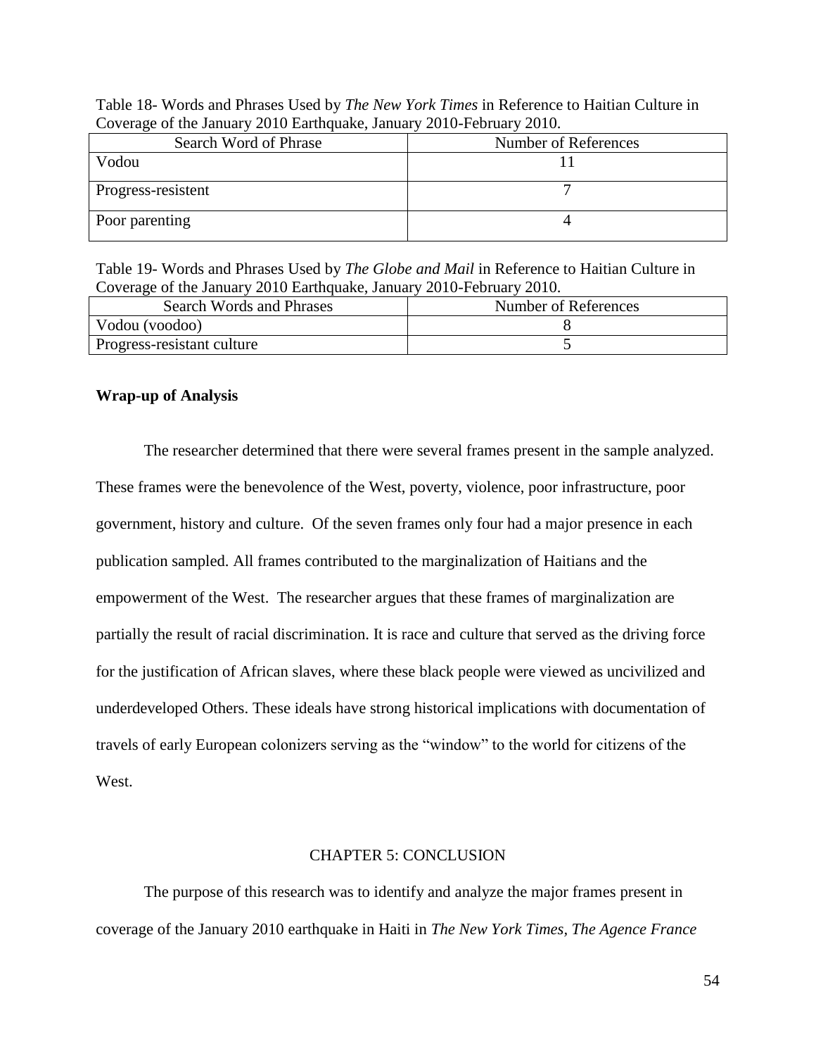Table 18- Words and Phrases Used by *The New York Times* in Reference to Haitian Culture in Coverage of the January 2010 Earthquake, January 2010-February 2010.

| Search Word of Phrase | Number of References |
|---|---|
| Vodou | 11 |
| Progress-resistent | 7 |
| Poor parenting | 4 |

Table 19- Words and Phrases Used by *The Globe and Mail* in Reference to Haitian Culture in Coverage of the January 2010 Earthquake, January 2010-February 2010.

| Search Words and Phrases | Number of References |
|---|---|
| Vodou (voodoo) | 8 |
| Progress-resistant culture | 5 |

**Wrap-up of Analysis**

The researcher determined that there were several frames present in the sample analyzed. These frames were the benevolence of the West, poverty, violence, poor infrastructure, poor government, history and culture. Of the seven frames only four had a major presence in each publication sampled. All frames contributed to the marginalization of Haitians and the empowerment of the West. The researcher argues that these frames of marginalization are partially the result of racial discrimination. It is race and culture that served as the driving force for the justification of African slaves, where these black people were viewed as uncivilized and underdeveloped Others. These ideals have strong historical implications with documentation of travels of early European colonizers serving as the "window" to the world for citizens of the West.

## CHAPTER 5: CONCLUSION

The purpose of this research was to identify and analyze the major frames present in coverage of the January 2010 earthquake in Haiti in *The New York Times*, *The Agence France*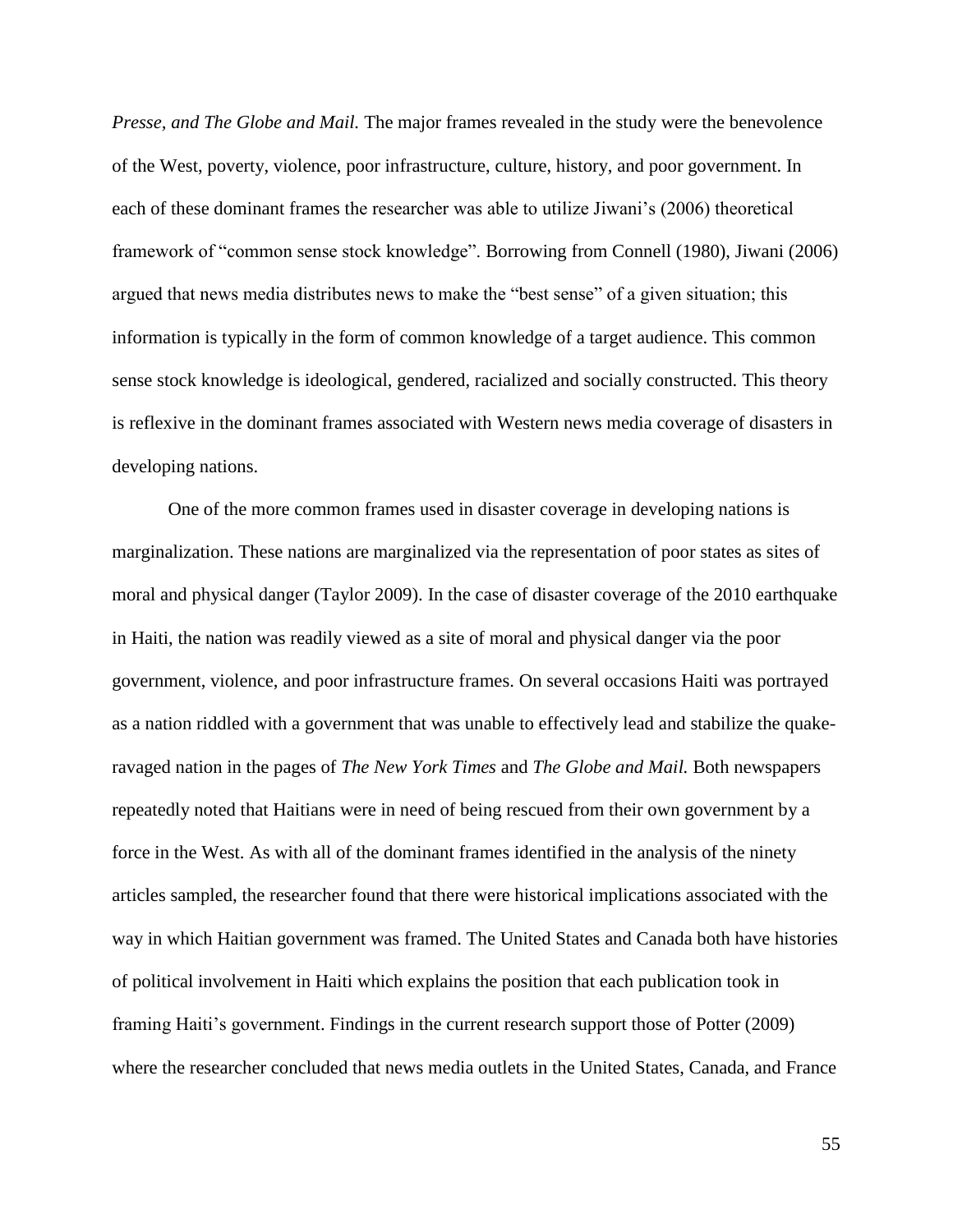*Presse, and The Globe and Mail.* The major frames revealed in the study were the benevolence of the West, poverty, violence, poor infrastructure, culture, history, and poor government. In each of these dominant frames the researcher was able to utilize Jiwani's (2006) theoretical framework of "common sense stock knowledge". Borrowing from Connell (1980), Jiwani (2006) argued that news media distributes news to make the "best sense" of a given situation; this information is typically in the form of common knowledge of a target audience. This common sense stock knowledge is ideological, gendered, racialized and socially constructed. This theory is reflexive in the dominant frames associated with Western news media coverage of disasters in developing nations.

One of the more common frames used in disaster coverage in developing nations is marginalization. These nations are marginalized via the representation of poor states as sites of moral and physical danger (Taylor 2009). In the case of disaster coverage of the 2010 earthquake in Haiti, the nation was readily viewed as a site of moral and physical danger via the poor government, violence, and poor infrastructure frames. On several occasions Haiti was portrayed as a nation riddled with a government that was unable to effectively lead and stabilize the quake-ravaged nation in the pages of *The New York Times* and *The Globe and Mail.* Both newspapers repeatedly noted that Haitians were in need of being rescued from their own government by a force in the West. As with all of the dominant frames identified in the analysis of the ninety articles sampled, the researcher found that there were historical implications associated with the way in which Haitian government was framed. The United States and Canada both have histories of political involvement in Haiti which explains the position that each publication took in framing Haiti's government. Findings in the current research support those of Potter (2009) where the researcher concluded that news media outlets in the United States, Canada, and France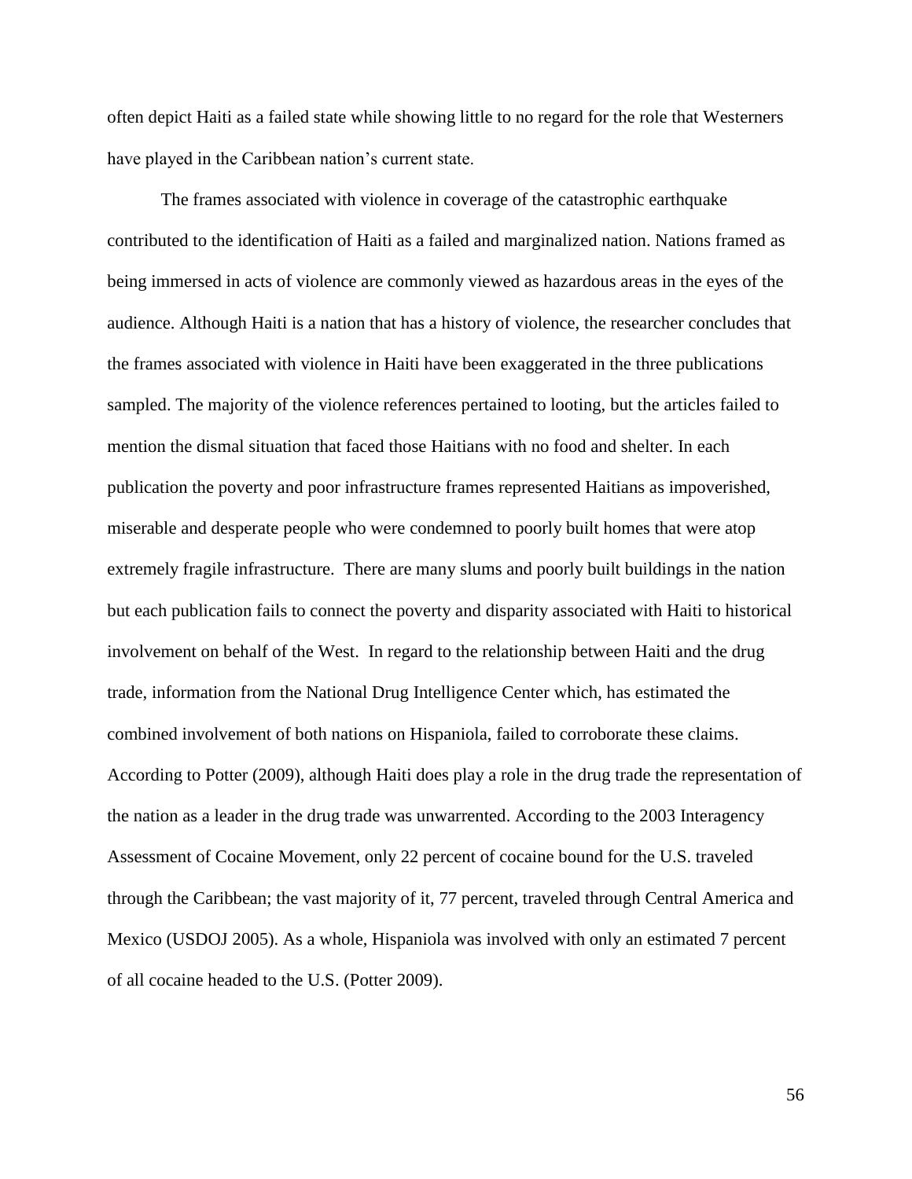often depict Haiti as a failed state while showing little to no regard for the role that Westerners have played in the Caribbean nation's current state.

The frames associated with violence in coverage of the catastrophic earthquake contributed to the identification of Haiti as a failed and marginalized nation. Nations framed as being immersed in acts of violence are commonly viewed as hazardous areas in the eyes of the audience. Although Haiti is a nation that has a history of violence, the researcher concludes that the frames associated with violence in Haiti have been exaggerated in the three publications sampled. The majority of the violence references pertained to looting, but the articles failed to mention the dismal situation that faced those Haitians with no food and shelter. In each publication the poverty and poor infrastructure frames represented Haitians as impoverished, miserable and desperate people who were condemned to poorly built homes that were atop extremely fragile infrastructure. There are many slums and poorly built buildings in the nation but each publication fails to connect the poverty and disparity associated with Haiti to historical involvement on behalf of the West. In regard to the relationship between Haiti and the drug trade, information from the National Drug Intelligence Center which, has estimated the combined involvement of both nations on Hispaniola, failed to corroborate these claims. According to Potter (2009), although Haiti does play a role in the drug trade the representation of the nation as a leader in the drug trade was unwarrented. According to the 2003 Interagency Assessment of Cocaine Movement, only 22 percent of cocaine bound for the U.S. traveled through the Caribbean; the vast majority of it, 77 percent, traveled through Central America and Mexico (USDOJ 2005). As a whole, Hispaniola was involved with only an estimated 7 percent of all cocaine headed to the U.S. (Potter 2009).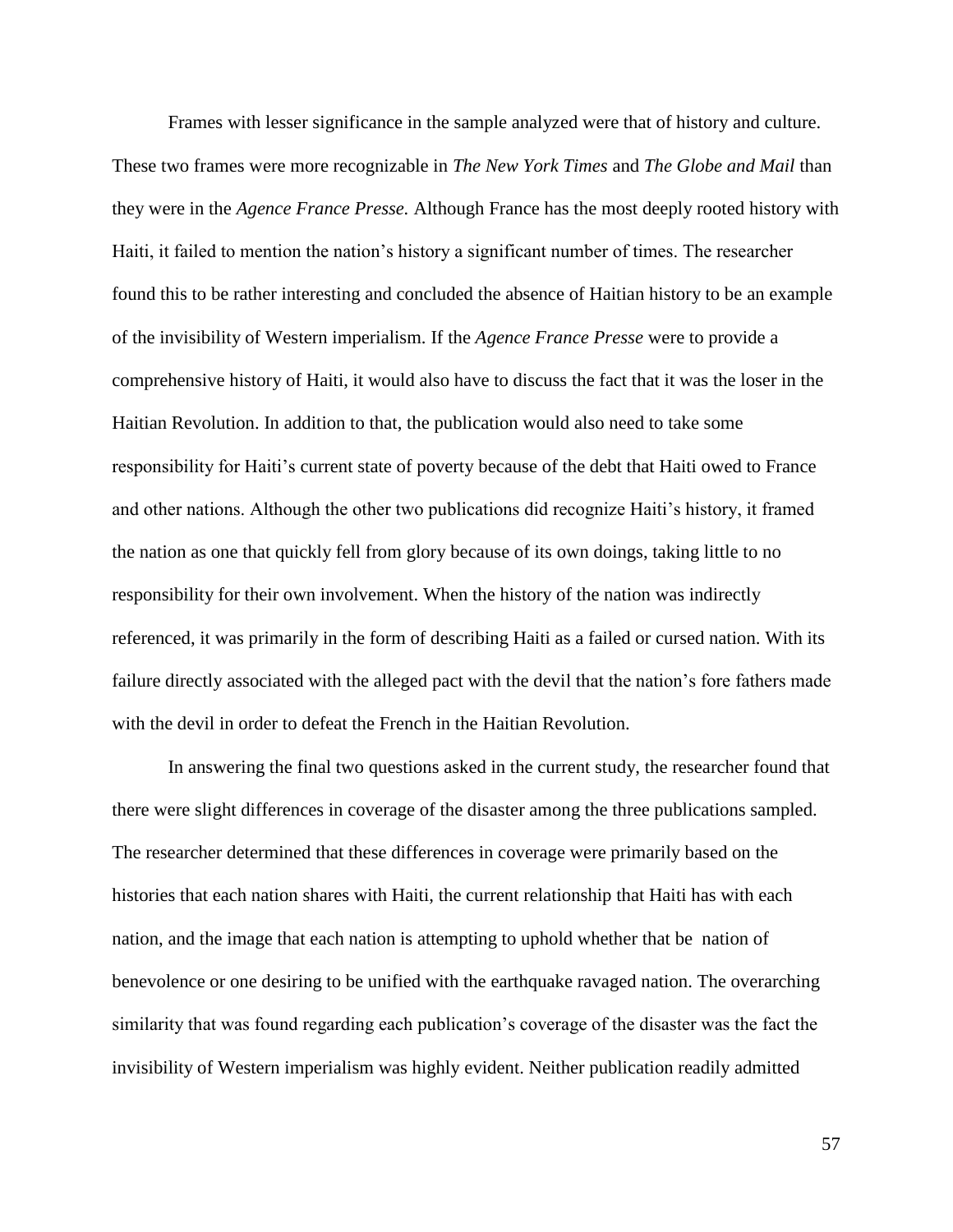Frames with lesser significance in the sample analyzed were that of history and culture. These two frames were more recognizable in *The New York Times* and *The Globe and Mail* than they were in the *Agence France Presse.* Although France has the most deeply rooted history with Haiti, it failed to mention the nation's history a significant number of times. The researcher found this to be rather interesting and concluded the absence of Haitian history to be an example of the invisibility of Western imperialism. If the *Agence France Presse* were to provide a comprehensive history of Haiti, it would also have to discuss the fact that it was the loser in the Haitian Revolution. In addition to that, the publication would also need to take some responsibility for Haiti's current state of poverty because of the debt that Haiti owed to France and other nations. Although the other two publications did recognize Haiti's history, it framed the nation as one that quickly fell from glory because of its own doings, taking little to no responsibility for their own involvement. When the history of the nation was indirectly referenced, it was primarily in the form of describing Haiti as a failed or cursed nation. With its failure directly associated with the alleged pact with the devil that the nation's fore fathers made with the devil in order to defeat the French in the Haitian Revolution.

In answering the final two questions asked in the current study, the researcher found that there were slight differences in coverage of the disaster among the three publications sampled. The researcher determined that these differences in coverage were primarily based on the histories that each nation shares with Haiti, the current relationship that Haiti has with each nation, and the image that each nation is attempting to uphold whether that be nation of benevolence or one desiring to be unified with the earthquake ravaged nation. The overarching similarity that was found regarding each publication's coverage of the disaster was the fact the invisibility of Western imperialism was highly evident. Neither publication readily admitted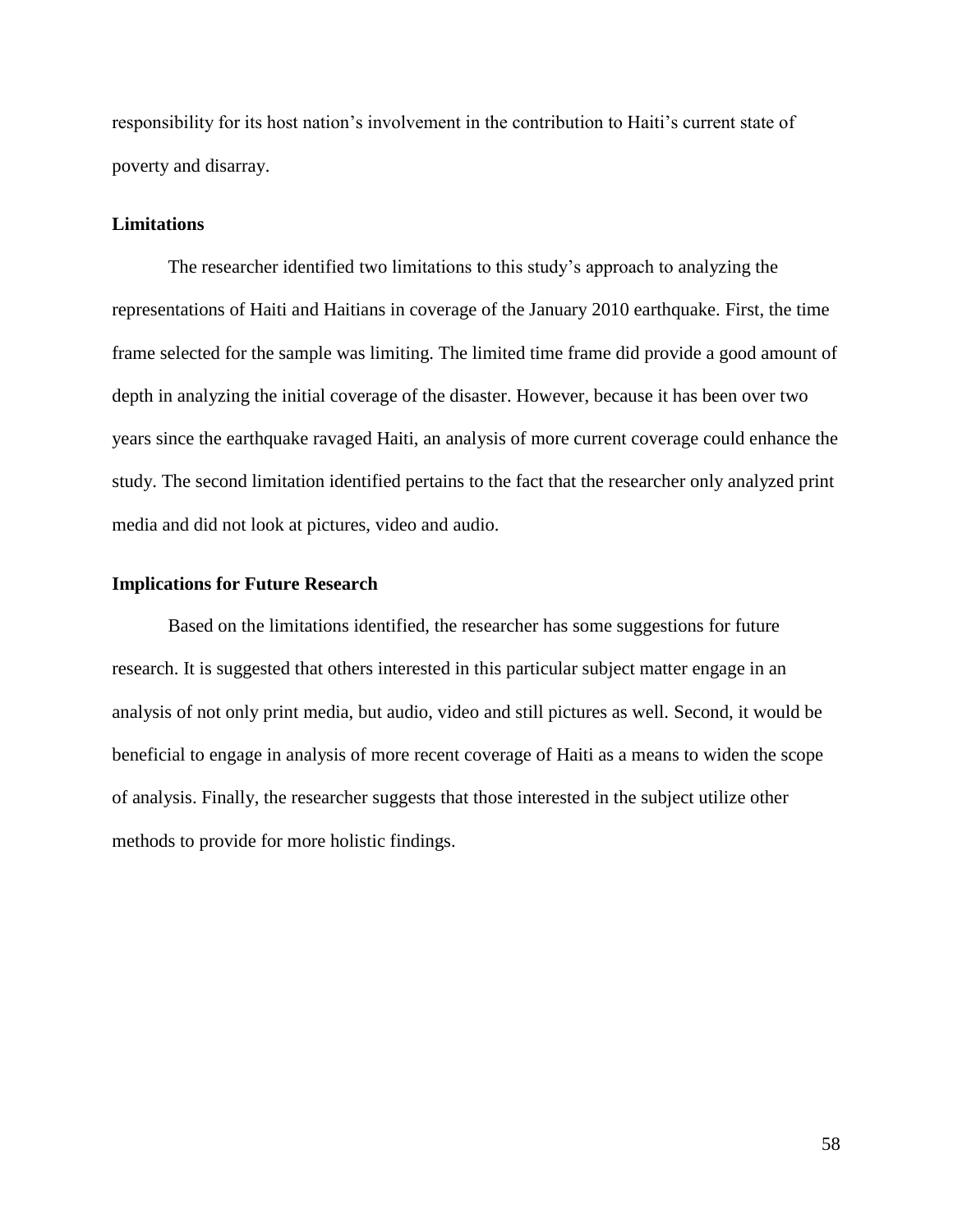responsibility for its host nation's involvement in the contribution to Haiti's current state of poverty and disarray.

### Limitations

The researcher identified two limitations to this study's approach to analyzing the representations of Haiti and Haitians in coverage of the January 2010 earthquake. First, the time frame selected for the sample was limiting. The limited time frame did provide a good amount of depth in analyzing the initial coverage of the disaster. However, because it has been over two years since the earthquake ravaged Haiti, an analysis of more current coverage could enhance the study. The second limitation identified pertains to the fact that the researcher only analyzed print media and did not look at pictures, video and audio.

### Implications for Future Research

Based on the limitations identified, the researcher has some suggestions for future research. It is suggested that others interested in this particular subject matter engage in an analysis of not only print media, but audio, video and still pictures as well. Second, it would be beneficial to engage in analysis of more recent coverage of Haiti as a means to widen the scope of analysis. Finally, the researcher suggests that those interested in the subject utilize other methods to provide for more holistic findings.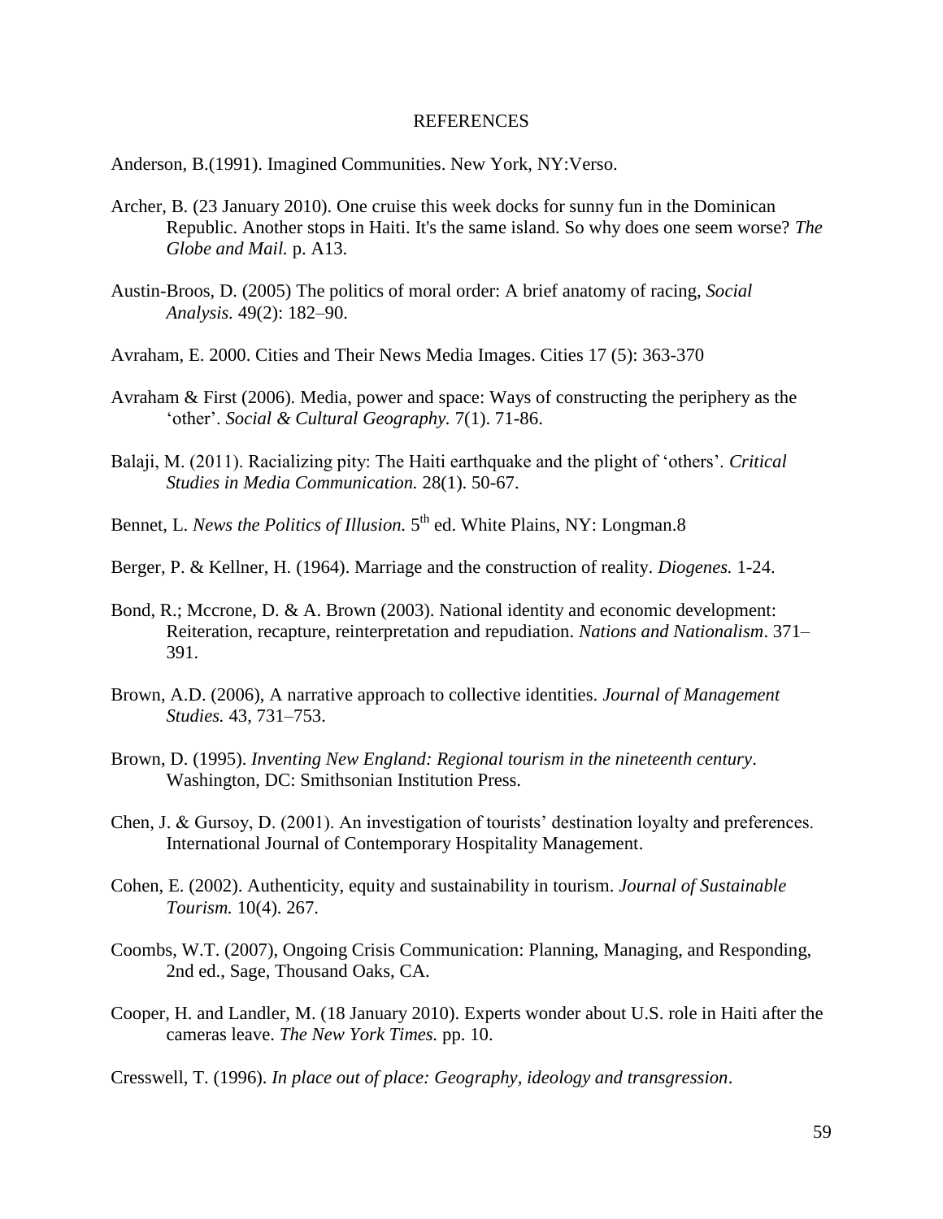# REFERENCES

Anderson, B.(1991). Imagined Communities. New York, NY:Verso.

Archer, B. (23 January 2010). One cruise this week docks for sunny fun in the Dominican Republic. Another stops in Haiti. It's the same island. So why does one seem worse? *The Globe and Mail.* p. A13.

Austin-Broos, D. (2005) The politics of moral order: A brief anatomy of racing, *Social Analysis.* 49(2): 182–90.

Avraham, E. 2000. Cities and Their News Media Images. Cities 17 (5): 363-370

Avraham & First (2006). Media, power and space: Ways of constructing the periphery as the 'other'. *Social & Cultural Geography.* 7(1). 71-86.

Balaji, M. (2011). Racializing pity: The Haiti earthquake and the plight of 'others'. *Critical Studies in Media Communication.* 28(1). 50-67.

Bennet, L. *News the Politics of Illusion.* 5th ed. White Plains, NY: Longman.8

Berger, P. & Kellner, H. (1964). Marriage and the construction of reality. *Diogenes.* 1-24.

Bond, R.; Mccrone, D. & A. Brown (2003). National identity and economic development: Reiteration, recapture, reinterpretation and repudiation. *Nations and Nationalism*. 371–391.

Brown, A.D. (2006), A narrative approach to collective identities. *Journal of Management Studies.* 43, 731–753.

Brown, D. (1995). *Inventing New England: Regional tourism in the nineteenth century*. Washington, DC: Smithsonian Institution Press.

Chen, J. & Gursoy, D. (2001). An investigation of tourists' destination loyalty and preferences. International Journal of Contemporary Hospitality Management.

Cohen, E. (2002). Authenticity, equity and sustainability in tourism. *Journal of Sustainable Tourism.* 10(4). 267.

Coombs, W.T. (2007), Ongoing Crisis Communication: Planning, Managing, and Responding, 2nd ed., Sage, Thousand Oaks, CA.

Cooper, H. and Landler, M. (18 January 2010). Experts wonder about U.S. role in Haiti after the cameras leave. *The New York Times.* pp. 10.

Cresswell, T. (1996). *In place out of place: Geography, ideology and transgression*.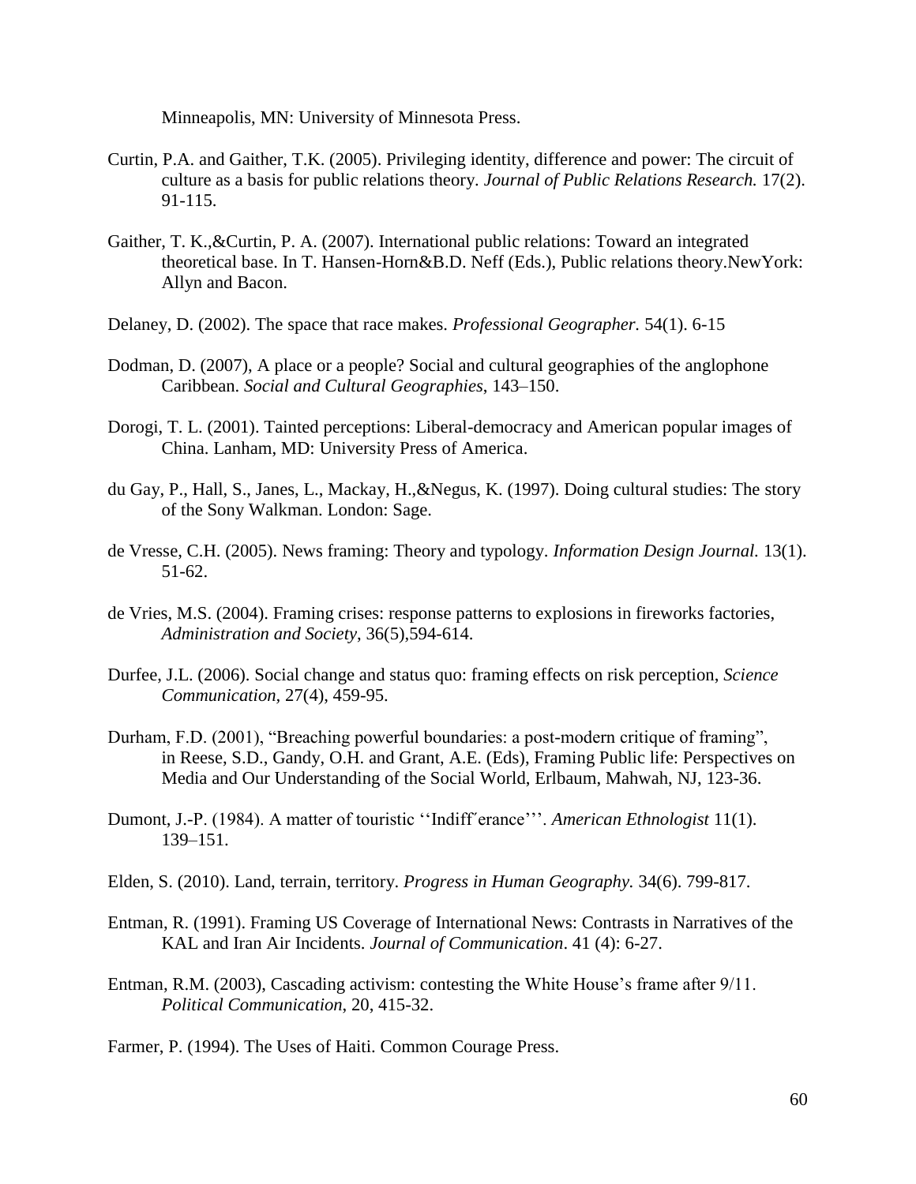Minneapolis, MN: University of Minnesota Press.

Curtin, P.A. and Gaither, T.K. (2005). Privileging identity, difference and power: The circuit of culture as a basis for public relations theory. *Journal of Public Relations Research.* 17(2). 91-115.

Gaither, T. K.,&Curtin, P. A. (2007). International public relations: Toward an integrated theoretical base. In T. Hansen-Horn&B.D. Neff (Eds.), Public relations theory.NewYork: Allyn and Bacon.

Delaney, D. (2002). The space that race makes. *Professional Geographer.* 54(1). 6-15

Dodman, D. (2007), A place or a people? Social and cultural geographies of the anglophone Caribbean. *Social and Cultural Geographies*, 143–150.

Dorogi, T. L. (2001). Tainted perceptions: Liberal-democracy and American popular images of China. Lanham, MD: University Press of America.

du Gay, P., Hall, S., Janes, L., Mackay, H.,&Negus, K. (1997). Doing cultural studies: The story of the Sony Walkman. London: Sage.

de Vresse, C.H. (2005). News framing: Theory and typology. *Information Design Journal.* 13(1). 51-62.

de Vries, M.S. (2004). Framing crises: response patterns to explosions in fireworks factories, *Administration and Society*, 36(5),594-614.

Durfee, J.L. (2006). Social change and status quo: framing effects on risk perception, *Science Communication,* 27(4), 459-95.

Durham, F.D. (2001), "Breaching powerful boundaries: a post-modern critique of framing", in Reese, S.D., Gandy, O.H. and Grant, A.E. (Eds), Framing Public life: Perspectives on Media and Our Understanding of the Social World, Erlbaum, Mahwah, NJ, 123-36.

Dumont, J.-P. (1984). A matter of touristic ''Indiff´erance'''. *American Ethnologist* 11(1). 139–151.

Elden, S. (2010). Land, terrain, territory. *Progress in Human Geography.* 34(6). 799-817.

Entman, R. (1991). Framing US Coverage of International News: Contrasts in Narratives of the KAL and Iran Air Incidents. *Journal of Communication*. 41 (4): 6-27.

Entman, R.M. (2003), Cascading activism: contesting the White House's frame after 9/11. *Political Communication*, 20, 415-32.

Farmer, P. (1994). The Uses of Haiti. Common Courage Press.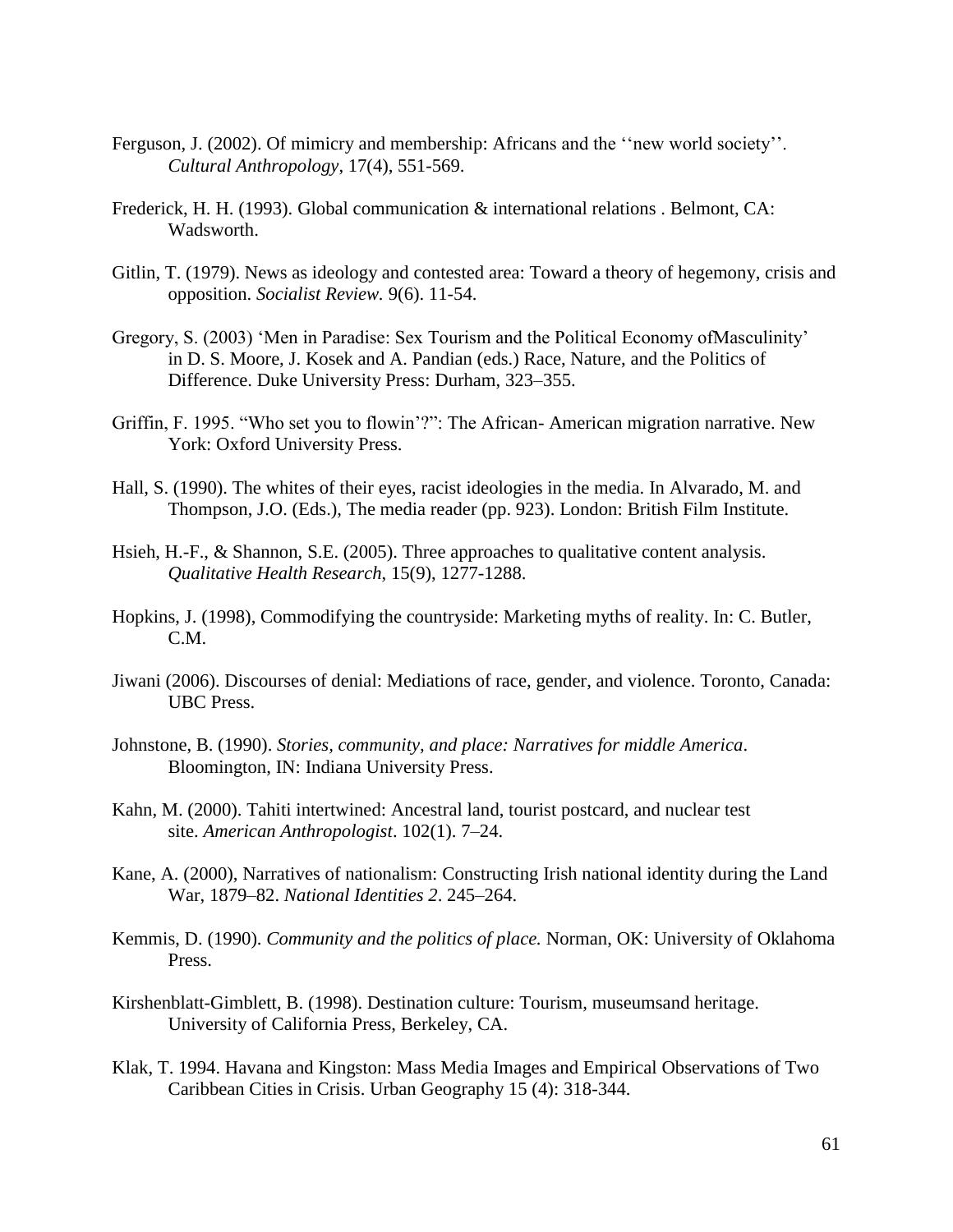Ferguson, J. (2002). Of mimicry and membership: Africans and the ''new world society''. *Cultural Anthropology*, 17(4), 551-569.

Frederick, H. H. (1993). Global communication & international relations . Belmont, CA: Wadsworth.

Gitlin, T. (1979). News as ideology and contested area: Toward a theory of hegemony, crisis and opposition. *Socialist Review.* 9(6). 11-54.

Gregory, S. (2003) 'Men in Paradise: Sex Tourism and the Political Economy ofMasculinity' in D. S. Moore, J. Kosek and A. Pandian (eds.) Race, Nature, and the Politics of Difference. Duke University Press: Durham, 323–355.

Griffin, F. 1995. "Who set you to flowin'?": The African- American migration narrative. New York: Oxford University Press.

Hall, S. (1990). The whites of their eyes, racist ideologies in the media. In Alvarado, M. and Thompson, J.O. (Eds.), The media reader (pp. 923). London: British Film Institute.

Hsieh, H.-F., & Shannon, S.E. (2005). Three approaches to qualitative content analysis. *Qualitative Health Research*, 15(9), 1277-1288.

Hopkins, J. (1998), Commodifying the countryside: Marketing myths of reality. In: C. Butler, C.M.

Jiwani (2006). Discourses of denial: Mediations of race, gender, and violence. Toronto, Canada: UBC Press.

Johnstone, B. (1990). *Stories, community, and place: Narratives for middle America*. Bloomington, IN: Indiana University Press.

Kahn, M. (2000). Tahiti intertwined: Ancestral land, tourist postcard, and nuclear test site. *American Anthropologist*. 102(1). 7–24.

Kane, A. (2000), Narratives of nationalism: Constructing Irish national identity during the Land War, 1879–82. *National Identities 2*. 245–264.

Kemmis, D. (1990). *Community and the politics of place.* Norman, OK: University of Oklahoma Press.

Kirshenblatt-Gimblett, B. (1998). Destination culture: Tourism, museumsand heritage. University of California Press, Berkeley, CA.

Klak, T. 1994. Havana and Kingston: Mass Media Images and Empirical Observations of Two Caribbean Cities in Crisis. Urban Geography 15 (4): 318-344.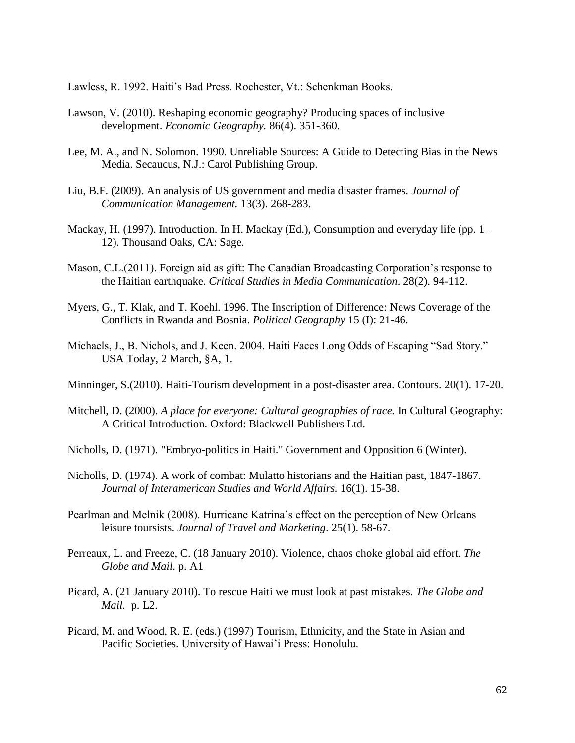Lawless, R. 1992. Haiti's Bad Press. Rochester, Vt.: Schenkman Books.

Lawson, V. (2010). Reshaping economic geography? Producing spaces of inclusive development. *Economic Geography.* 86(4). 351-360.

Lee, M. A., and N. Solomon. 1990. Unreliable Sources: A Guide to Detecting Bias in the News Media. Secaucus, N.J.: Carol Publishing Group.

Liu, B.F. (2009). An analysis of US government and media disaster frames. *Journal of Communication Management.* 13(3). 268-283.

Mackay, H. (1997). Introduction. In H. Mackay (Ed.), Consumption and everyday life (pp. 1–12). Thousand Oaks, CA: Sage.

Mason, C.L.(2011). Foreign aid as gift: The Canadian Broadcasting Corporation's response to the Haitian earthquake. *Critical Studies in Media Communication*. 28(2). 94-112.

Myers, G., T. Klak, and T. Koehl. 1996. The Inscription of Difference: News Coverage of the Conflicts in Rwanda and Bosnia. *Political Geography* 15 (I): 21-46.

Michaels, J., B. Nichols, and J. Keen. 2004. Haiti Faces Long Odds of Escaping "Sad Story." USA Today, 2 March, §A, 1.

Minninger, S.(2010). Haiti-Tourism development in a post-disaster area. Contours. 20(1). 17-20.

Mitchell, D. (2000). *A place for everyone: Cultural geographies of race.* In Cultural Geography: A Critical Introduction. Oxford: Blackwell Publishers Ltd.

Nicholls, D. (1971). "Embryo-politics in Haiti." Government and Opposition 6 (Winter).

Nicholls, D. (1974). A work of combat: Mulatto historians and the Haitian past, 1847-1867. *Journal of Interamerican Studies and World Affairs.* 16(1). 15-38.

Pearlman and Melnik (2008). Hurricane Katrina's effect on the perception of New Orleans leisure toursists. *Journal of Travel and Marketing*. 25(1). 58-67.

Perreaux, L. and Freeze, C. (18 January 2010). Violence, chaos choke global aid effort. *The Globe and Mail*. p. A1

Picard, A. (21 January 2010). To rescue Haiti we must look at past mistakes. *The Globe and Mail.* p. L2.

Picard, M. and Wood, R. E. (eds.) (1997) Tourism, Ethnicity, and the State in Asian and Pacific Societies. University of Hawai'i Press: Honolulu.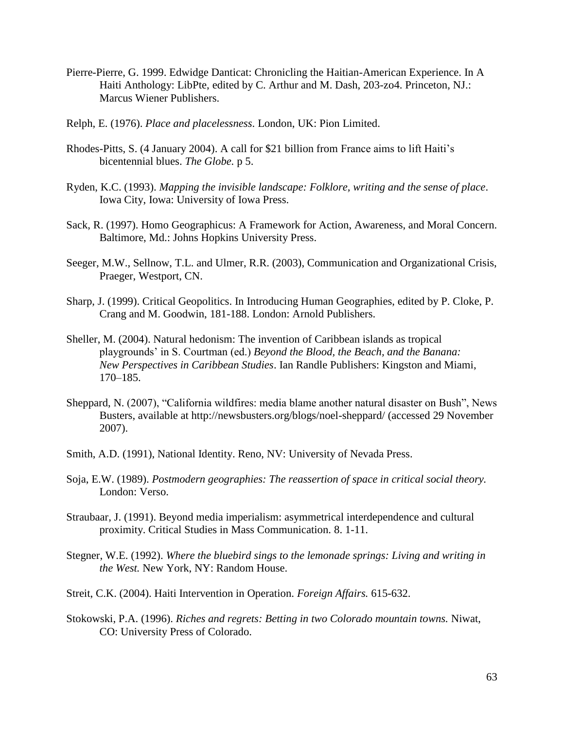Pierre-Pierre, G. 1999. Edwidge Danticat: Chronicling the Haitian-American Experience. In A Haiti Anthology: LibPte, edited by C. Arthur and M. Dash, 203-zo4. Princeton, NJ.: Marcus Wiener Publishers.

Relph, E. (1976). *Place and placelessness*. London, UK: Pion Limited.

Rhodes-Pitts, S. (4 January 2004). A call for $21 billion from France aims to lift Haiti's bicentennial blues. *The Globe.* p 5.

Ryden, K.C. (1993). *Mapping the invisible landscape: Folklore, writing and the sense of place*. Iowa City, Iowa: University of Iowa Press.

Sack, R. (1997). Homo Geographicus: A Framework for Action, Awareness, and Moral Concern. Baltimore, Md.: Johns Hopkins University Press.

Seeger, M.W., Sellnow, T.L. and Ulmer, R.R. (2003), Communication and Organizational Crisis, Praeger, Westport, CN.

Sharp, J. (1999). Critical Geopolitics. In Introducing Human Geographies, edited by P. Cloke, P. Crang and M. Goodwin, 181-188. London: Arnold Publishers.

Sheller, M. (2004). Natural hedonism: The invention of Caribbean islands as tropical playgrounds' in S. Courtman (ed.) *Beyond the Blood, the Beach, and the Banana: New Perspectives in Caribbean Studies*. Ian Randle Publishers: Kingston and Miami, 170–185.

Sheppard, N. (2007), "California wildfires: media blame another natural disaster on Bush", News Busters, available at http://newsbusters.org/blogs/noel-sheppard/ (accessed 29 November 2007).

Smith, A.D. (1991), National Identity. Reno, NV: University of Nevada Press.

Soja, E.W. (1989). *Postmodern geographies: The reassertion of space in critical social theory.* London: Verso.

Straubaar, J. (1991). Beyond media imperialism: asymmetrical interdependence and cultural proximity. Critical Studies in Mass Communication. 8. 1-11.

Stegner, W.E. (1992). *Where the bluebird sings to the lemonade springs: Living and writing in the West.* New York, NY: Random House.

Streit, C.K. (2004). Haiti Intervention in Operation. *Foreign Affairs.* 615-632.

Stokowski, P.A. (1996). *Riches and regrets: Betting in two Colorado mountain towns.* Niwat, CO: University Press of Colorado.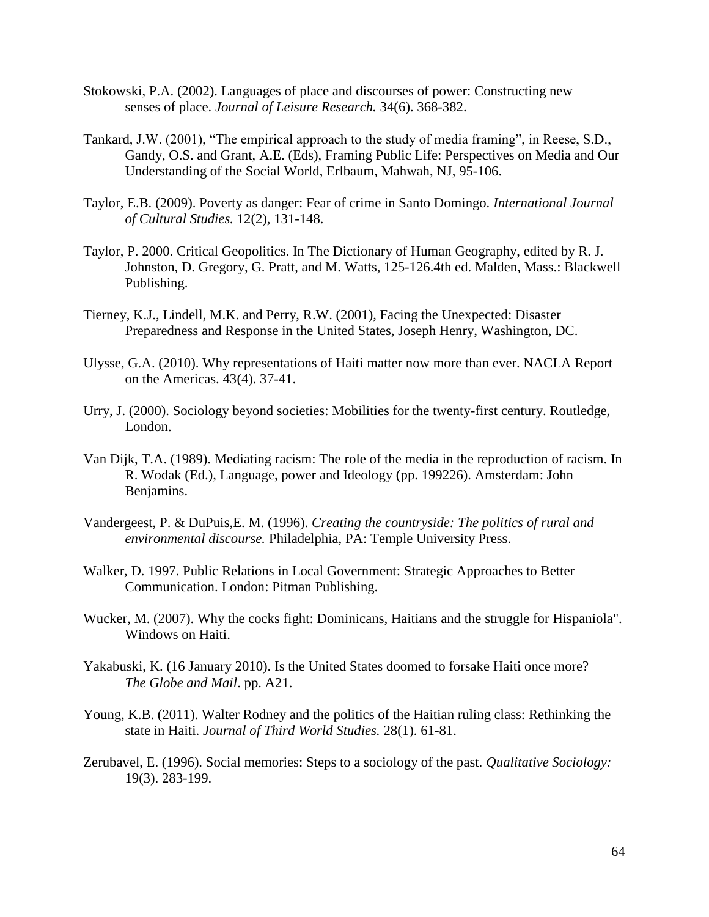Stokowski, P.A. (2002). Languages of place and discourses of power: Constructing new senses of place. *Journal of Leisure Research.* 34(6). 368-382.

Tankard, J.W. (2001), "The empirical approach to the study of media framing", in Reese, S.D., Gandy, O.S. and Grant, A.E. (Eds), Framing Public Life: Perspectives on Media and Our Understanding of the Social World, Erlbaum, Mahwah, NJ, 95-106.

Taylor, E.B. (2009). Poverty as danger: Fear of crime in Santo Domingo. *International Journal of Cultural Studies.* 12(2), 131-148.

Taylor, P. 2000. Critical Geopolitics. In The Dictionary of Human Geography, edited by R. J. Johnston, D. Gregory, G. Pratt, and M. Watts, 125-126.4th ed. Malden, Mass.: Blackwell Publishing.

Tierney, K.J., Lindell, M.K. and Perry, R.W. (2001), Facing the Unexpected: Disaster Preparedness and Response in the United States, Joseph Henry, Washington, DC.

Ulysse, G.A. (2010). Why representations of Haiti matter now more than ever. NACLA Report on the Americas. 43(4). 37-41.

Urry, J. (2000). Sociology beyond societies: Mobilities for the twenty-first century. Routledge, London.

Van Dijk, T.A. (1989). Mediating racism: The role of the media in the reproduction of racism. In R. Wodak (Ed.), Language, power and Ideology (pp. 199226). Amsterdam: John Benjamins.

Vandergeest, P. & DuPuis,E. M. (1996). *Creating the countryside: The politics of rural and environmental discourse.* Philadelphia, PA: Temple University Press.

Walker, D. 1997. Public Relations in Local Government: Strategic Approaches to Better Communication. London: Pitman Publishing.

Wucker, M. (2007). Why the cocks fight: Dominicans, Haitians and the struggle for Hispaniola". Windows on Haiti.

Yakabuski, K. (16 January 2010). Is the United States doomed to forsake Haiti once more? *The Globe and Mail*. pp. A21.

Young, K.B. (2011). Walter Rodney and the politics of the Haitian ruling class: Rethinking the state in Haiti. *Journal of Third World Studies.* 28(1). 61-81.

Zerubavel, E. (1996). Social memories: Steps to a sociology of the past. *Qualitative Sociology:* 19(3). 283-199.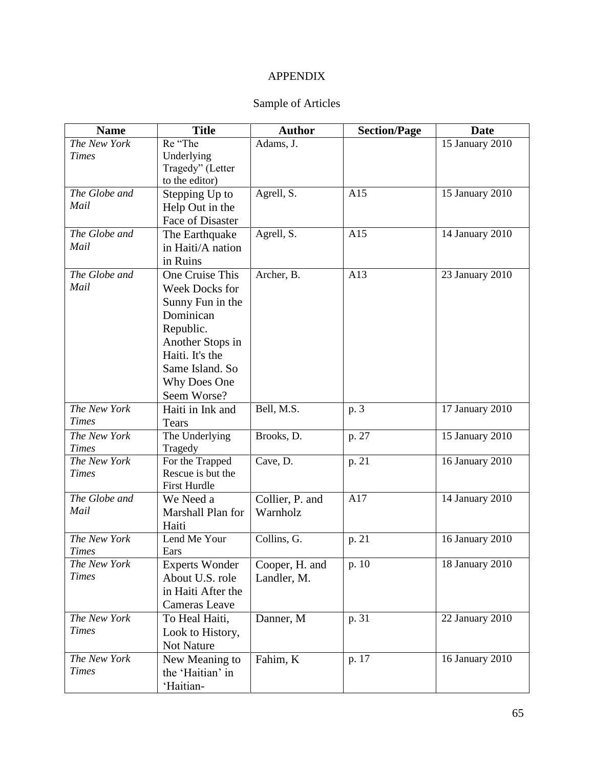# APPENDIX

## Sample of Articles

| Name | Title | Author | Section/Page | Date |
|---|---|---|---|---|
| *The New York Times* | Re "The Underlying Tragedy" (Letter to the editor) | Adams, J. | | 15 January 2010 |
| *The Globe and Mail* | Stepping Up to Help Out in the Face of Disaster | Agrell, S. | A15 | 15 January 2010 |
| *The Globe and Mail* | The Earthquake in Haiti/A nation in Ruins | Agrell, S. | A15 | 14 January 2010 |
| *The Globe and Mail* | One Cruise This Week Docks for Sunny Fun in the Dominican Republic. Another Stops in Haiti. It's the Same Island. So Why Does One Seem Worse? | Archer, B. | A13 | 23 January 2010 |
| *The New York Times* | Haiti in Ink and Tears | Bell, M.S. | p. 3 | 17 January 2010 |
| *The New York Times* | The Underlying Tragedy | Brooks, D. | p. 27 | 15 January 2010 |
| *The New York Times* | For the Trapped Rescue is but the First Hurdle | Cave, D. | p. 21 | 16 January 2010 |
| *The Globe and Mail* | We Need a Marshall Plan for Haiti | Collier, P. and Warnholz | A17 | 14 January 2010 |
| *The New York Times* | Lend Me Your Ears | Collins, G. | p. 21 | 16 January 2010 |
| *The New York Times* | Experts Wonder About U.S. role in Haiti After the Cameras Leave | Cooper, H. and Landler, M. | p. 10 | 18 January 2010 |
| *The New York Times* | To Heal Haiti, Look to History, Not Nature | Danner, M | p. 31 | 22 January 2010 |
| *The New York Times* | New Meaning to the 'Haitian' in 'Haitian- | Fahim, K | p. 17 | 16 January 2010 |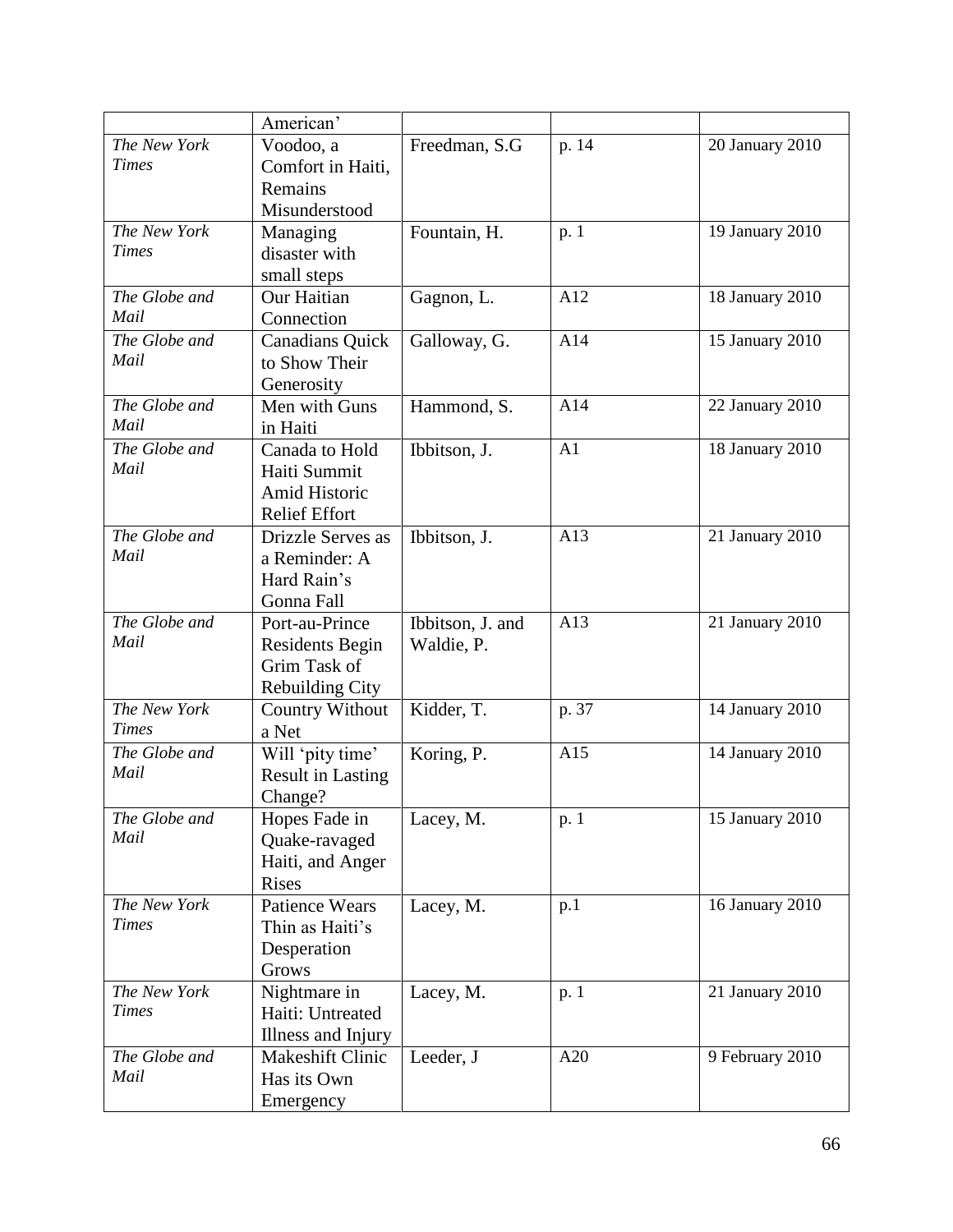| | American' | | | |
|---|---|---|---|---|
| *The New York Times* | Voodoo, a Comfort in Haiti, Remains Misunderstood | Freedman, S.G | p. 14 | 20 January 2010 |
| *The New York Times* | Managing disaster with small steps | Fountain, H. | p. 1 | 19 January 2010 |
| *The Globe and Mail* | Our Haitian Connection | Gagnon, L. | A12 | 18 January 2010 |
| *The Globe and Mail* | Canadians Quick to Show Their Generosity | Galloway, G. | A14 | 15 January 2010 |
| *The Globe and Mail* | Men with Guns in Haiti | Hammond, S. | A14 | 22 January 2010 |
| *The Globe and Mail* | Canada to Hold Haiti Summit Amid Historic Relief Effort | Ibbitson, J. | A1 | 18 January 2010 |
| *The Globe and Mail* | Drizzle Serves as a Reminder: A Hard Rain's Gonna Fall | Ibbitson, J. | A13 | 21 January 2010 |
| *The Globe and Mail* | Port-au-Prince Residents Begin Grim Task of Rebuilding City | Ibbitson, J. and Waldie, P. | A13 | 21 January 2010 |
| *The New York Times* | Country Without a Net | Kidder, T. | p. 37 | 14 January 2010 |
| *The Globe and Mail* | Will 'pity time' Result in Lasting Change? | Koring, P. | A15 | 14 January 2010 |
| *The Globe and Mail* | Hopes Fade in Quake-ravaged Haiti, and Anger Rises | Lacey, M. | p. 1 | 15 January 2010 |
| *The New York Times* | Patience Wears Thin as Haiti's Desperation Grows | Lacey, M. | p.1 | 16 January 2010 |
| *The New York Times* | Nightmare in Haiti: Untreated Illness and Injury | Lacey, M. | p. 1 | 21 January 2010 |
| *The Globe and Mail* | Makeshift Clinic Has its Own Emergency | Leeder, J | A20 | 9 February 2010 |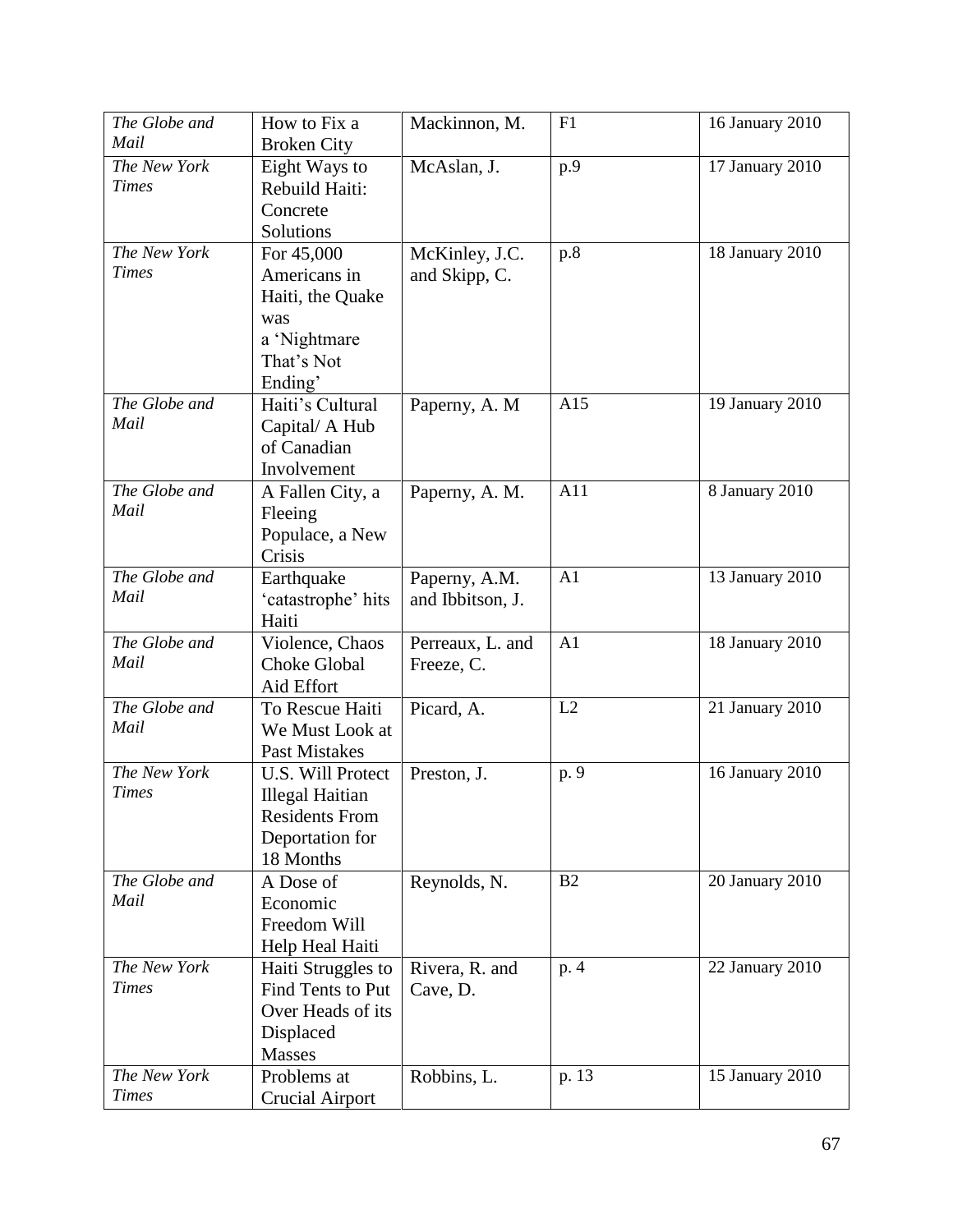| | | | | |
|---|---|---|---|---|
| *The Globe and Mail* | How to Fix a Broken City | Mackinnon, M. | F1 | 16 January 2010 |
| *The New York Times* | Eight Ways to Rebuild Haiti: Concrete Solutions | McAslan, J. | p.9 | 17 January 2010 |
| *The New York Times* | For 45,000 Americans in Haiti, the Quake was a 'Nightmare That's Not Ending' | McKinley, J.C. and Skipp, C. | p.8 | 18 January 2010 |
| *The Globe and Mail* | Haiti's Cultural Capital/ A Hub of Canadian Involvement | Paperny, A. M | A15 | 19 January 2010 |
| *The Globe and Mail* | A Fallen City, a Fleeing Populace, a New Crisis | Paperny, A. M. | A11 | 8 January 2010 |
| *The Globe and Mail* | Earthquake 'catastrophe' hits Haiti | Paperny, A.M. and Ibbitson, J. | A1 | 13 January 2010 |
| *The Globe and Mail* | Violence, Chaos Choke Global Aid Effort | Perreaux, L. and Freeze, C. | A1 | 18 January 2010 |
| *The Globe and Mail* | To Rescue Haiti We Must Look at Past Mistakes | Picard, A. | L2 | 21 January 2010 |
| *The New York Times* | U.S. Will Protect Illegal Haitian Residents From Deportation for 18 Months | Preston, J. | p. 9 | 16 January 2010 |
| *The Globe and Mail* | A Dose of Economic Freedom Will Help Heal Haiti | Reynolds, N. | B2 | 20 January 2010 |
| *The New York Times* | Haiti Struggles to Find Tents to Put Over Heads of its Displaced Masses | Rivera, R. and Cave, D. | p. 4 | 22 January 2010 |
| *The New York Times* | Problems at Crucial Airport | Robbins, L. | p. 13 | 15 January 2010 |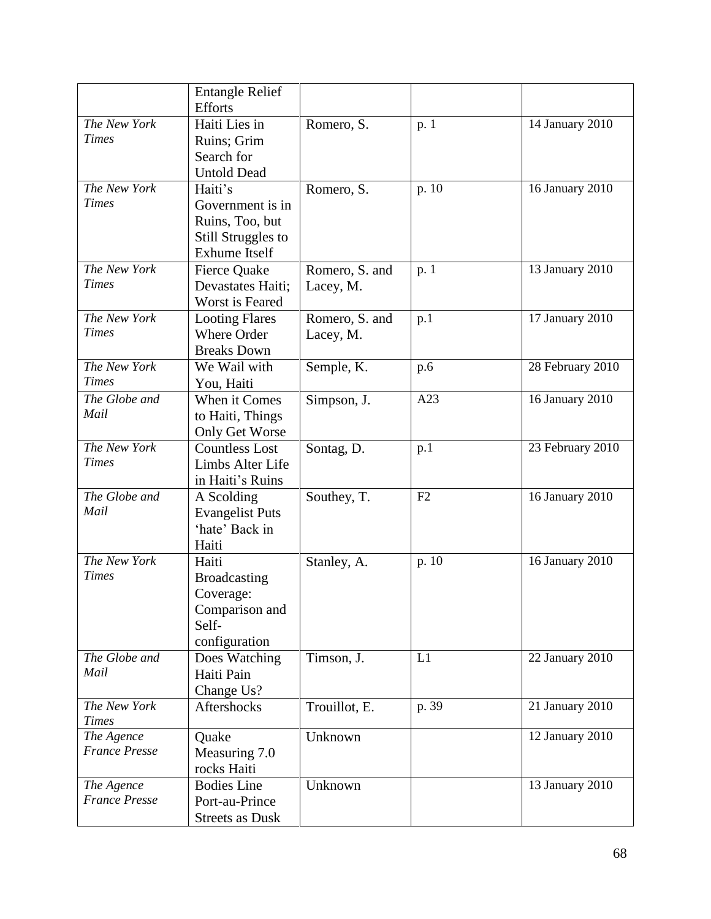| | Entangle Relief Efforts | | | |
|---|---|---|---|---|
| *The New York Times* | Haiti Lies in Ruins; Grim Search for Untold Dead | Romero, S. | p. 1 | 14 January 2010 |
| *The New York Times* | Haiti's Government is in Ruins, Too, but Still Struggles to Exhume Itself | Romero, S. | p. 10 | 16 January 2010 |
| *The New York Times* | Fierce Quake Devastates Haiti; Worst is Feared | Romero, S. and Lacey, M. | p. 1 | 13 January 2010 |
| *The New York Times* | Looting Flares Where Order Breaks Down | Romero, S. and Lacey, M. | p.1 | 17 January 2010 |
| *The New York Times* | We Wail with You, Haiti | Semple, K. | p.6 | 28 February 2010 |
| *The Globe and Mail* | When it Comes to Haiti, Things Only Get Worse | Simpson, J. | A23 | 16 January 2010 |
| *The New York Times* | Countless Lost Limbs Alter Life in Haiti's Ruins | Sontag, D. | p.1 | 23 February 2010 |
| *The Globe and Mail* | A Scolding Evangelist Puts 'hate' Back in Haiti | Southey, T. | F2 | 16 January 2010 |
| *The New York Times* | Haiti Broadcasting Coverage: Comparison and Self-configuration | Stanley, A. | p. 10 | 16 January 2010 |
| *The Globe and Mail* | Does Watching Haiti Pain Change Us? | Timson, J. | L1 | 22 January 2010 |
| *The New York Times* | Aftershocks | Trouillot, E. | p. 39 | 21 January 2010 |
| *The Agence France Presse* | Quake Measuring 7.0 rocks Haiti | Unknown | | 12 January 2010 |
| *The Agence France Presse* | Bodies Line Port-au-Prince Streets as Dusk | Unknown | | 13 January 2010 |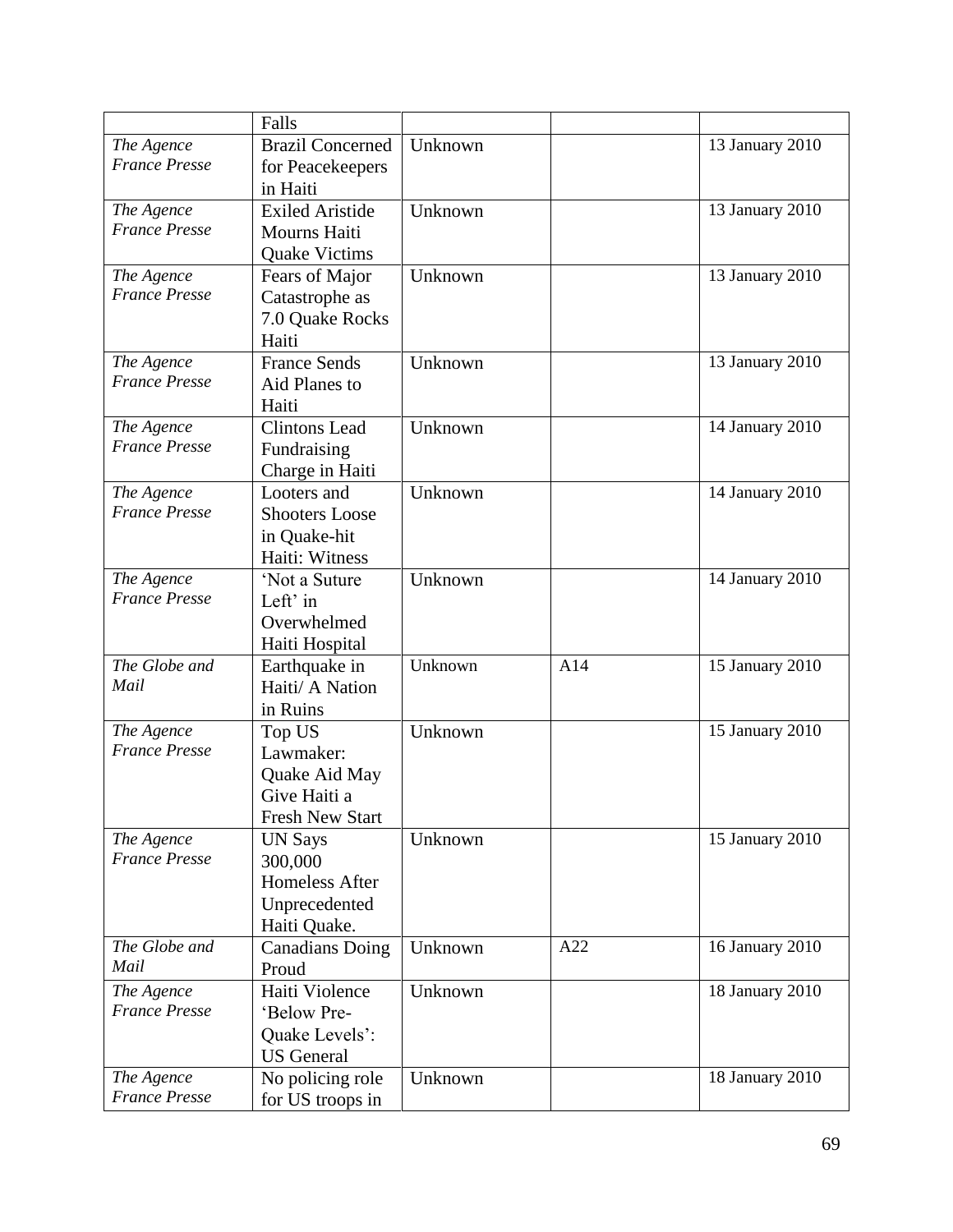| | | | | |
|---|---|---|---|---|
| | Falls | | | |
| *The Agence France Presse* | Brazil Concerned for Peacekeepers in Haiti | Unknown | | 13 January 2010 |
| *The Agence France Presse* | Exiled Aristide Mourns Haiti Quake Victims | Unknown | | 13 January 2010 |
| *The Agence France Presse* | Fears of Major Catastrophe as 7.0 Quake Rocks Haiti | Unknown | | 13 January 2010 |
| *The Agence France Presse* | France Sends Aid Planes to Haiti | Unknown | | 13 January 2010 |
| *The Agence France Presse* | Clintons Lead Fundraising Charge in Haiti | Unknown | | 14 January 2010 |
| *The Agence France Presse* | Looters and Shooters Loose in Quake-hit Haiti: Witness | Unknown | | 14 January 2010 |
| *The Agence France Presse* | 'Not a Suture Left' in Overwhelmed Haiti Hospital | Unknown | | 14 January 2010 |
| *The Globe and Mail* | Earthquake in Haiti/ A Nation in Ruins | Unknown | A14 | 15 January 2010 |
| *The Agence France Presse* | Top US Lawmaker: Quake Aid May Give Haiti a Fresh New Start | Unknown | | 15 January 2010 |
| *The Agence France Presse* | UN Says 300,000 Homeless After Unprecedented Haiti Quake. | Unknown | | 15 January 2010 |
| *The Globe and Mail* | Canadians Doing Proud | Unknown | A22 | 16 January 2010 |
| *The Agence France Presse* | Haiti Violence 'Below Pre-Quake Levels': US General | Unknown | | 18 January 2010 |
| *The Agence France Presse* | No policing role for US troops in | Unknown | | 18 January 2010 |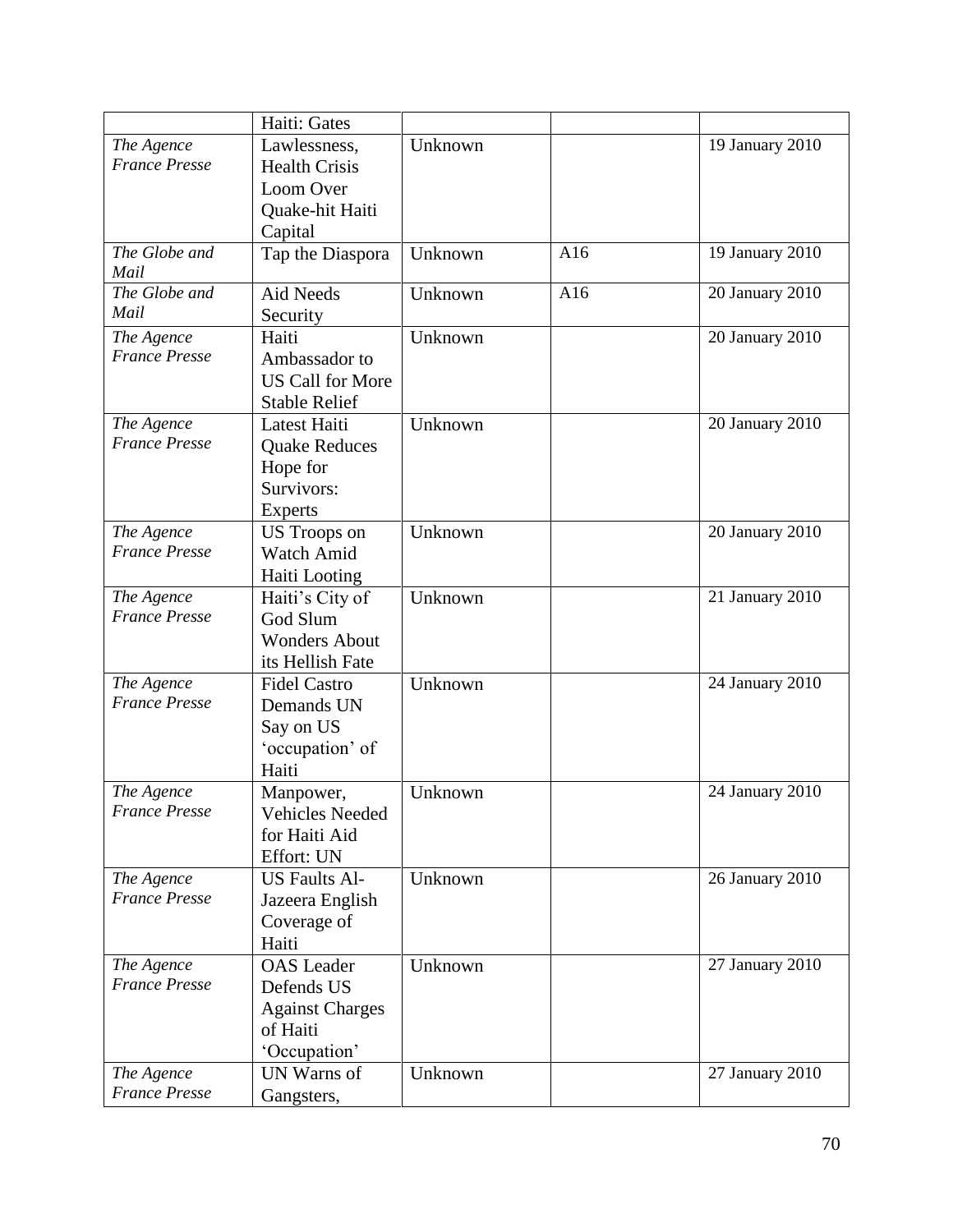| | | | | |
|---|---|---|---|---|
| | Haiti: Gates | | | |
| *The Agence France Presse* | Lawlessness, Health Crisis Loom Over Quake-hit Haiti Capital | Unknown | | 19 January 2010 |
| *The Globe and Mail* | Tap the Diaspora | Unknown | A16 | 19 January 2010 |
| *The Globe and Mail* | Aid Needs Security | Unknown | A16 | 20 January 2010 |
| *The Agence France Presse* | Haiti Ambassador to US Call for More Stable Relief | Unknown | | 20 January 2010 |
| *The Agence France Presse* | Latest Haiti Quake Reduces Hope for Survivors: Experts | Unknown | | 20 January 2010 |
| *The Agence France Presse* | US Troops on Watch Amid Haiti Looting | Unknown | | 20 January 2010 |
| *The Agence France Presse* | Haiti's City of God Slum Wonders About its Hellish Fate | Unknown | | 21 January 2010 |
| *The Agence France Presse* | Fidel Castro Demands UN Say on US 'occupation' of Haiti | Unknown | | 24 January 2010 |
| *The Agence France Presse* | Manpower, Vehicles Needed for Haiti Aid Effort: UN | Unknown | | 24 January 2010 |
| *The Agence France Presse* | US Faults Al-Jazeera English Coverage of Haiti | Unknown | | 26 January 2010 |
| *The Agence France Presse* | OAS Leader Defends US Against Charges of Haiti 'Occupation' | Unknown | | 27 January 2010 |
| *The Agence France Presse* | UN Warns of Gangsters, | Unknown | | 27 January 2010 |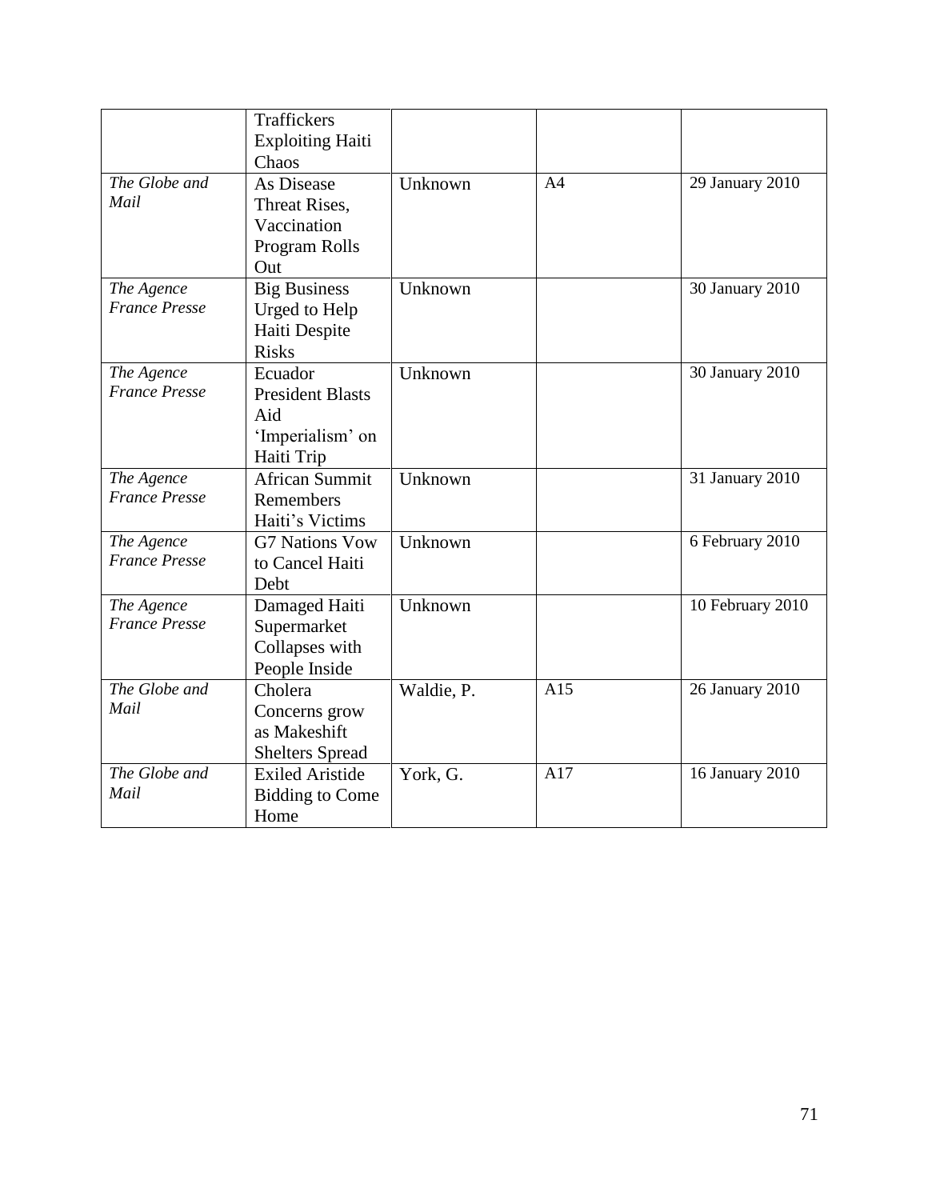| | | | | |
|---|---|---|---|---|
| | Traffickers Exploiting Haiti Chaos | | | |
| *The Globe and Mail* | As Disease Threat Rises, Vaccination Program Rolls Out | Unknown | A4 | 29 January 2010 |
| *The Agence France Presse* | Big Business Urged to Help Haiti Despite Risks | Unknown | | 30 January 2010 |
| *The Agence France Presse* | Ecuador President Blasts Aid 'Imperialism' on Haiti Trip | Unknown | | 30 January 2010 |
| *The Agence France Presse* | African Summit Remembers Haiti's Victims | Unknown | | 31 January 2010 |
| *The Agence France Presse* | G7 Nations Vow to Cancel Haiti Debt | Unknown | | 6 February 2010 |
| *The Agence France Presse* | Damaged Haiti Supermarket Collapses with People Inside | Unknown | | 10 February 2010 |
| *The Globe and Mail* | Cholera Concerns grow as Makeshift Shelters Spread | Waldie, P. | A15 | 26 January 2010 |
| *The Globe and Mail* | Exiled Aristide Bidding to Come Home | York, G. | A17 | 16 January 2010 |